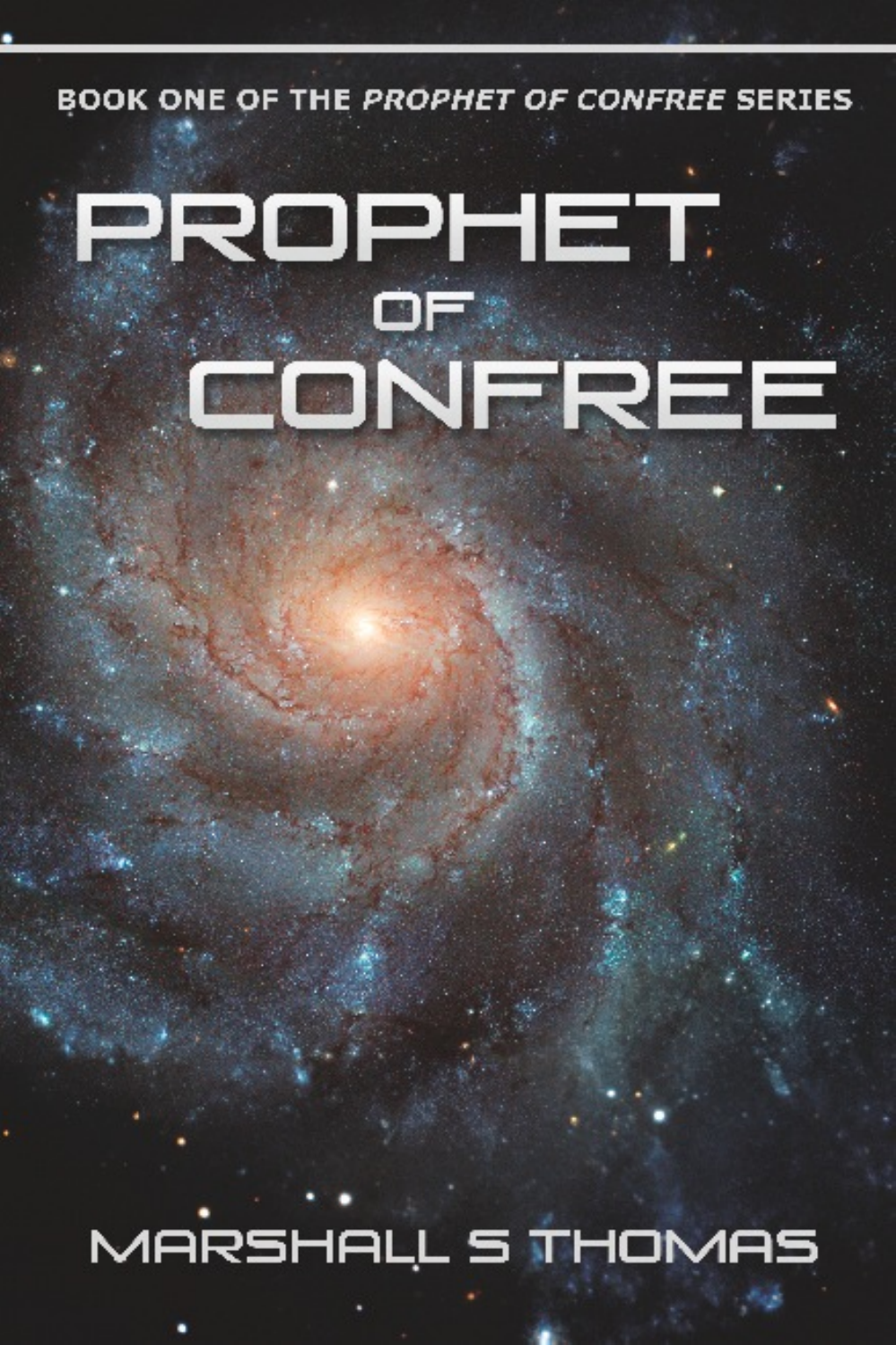BOOK ONE OF THE *PROPHET OF CONFREE* SERIES

# PROPHET OF CONFREE

MARSHALL S THOMAS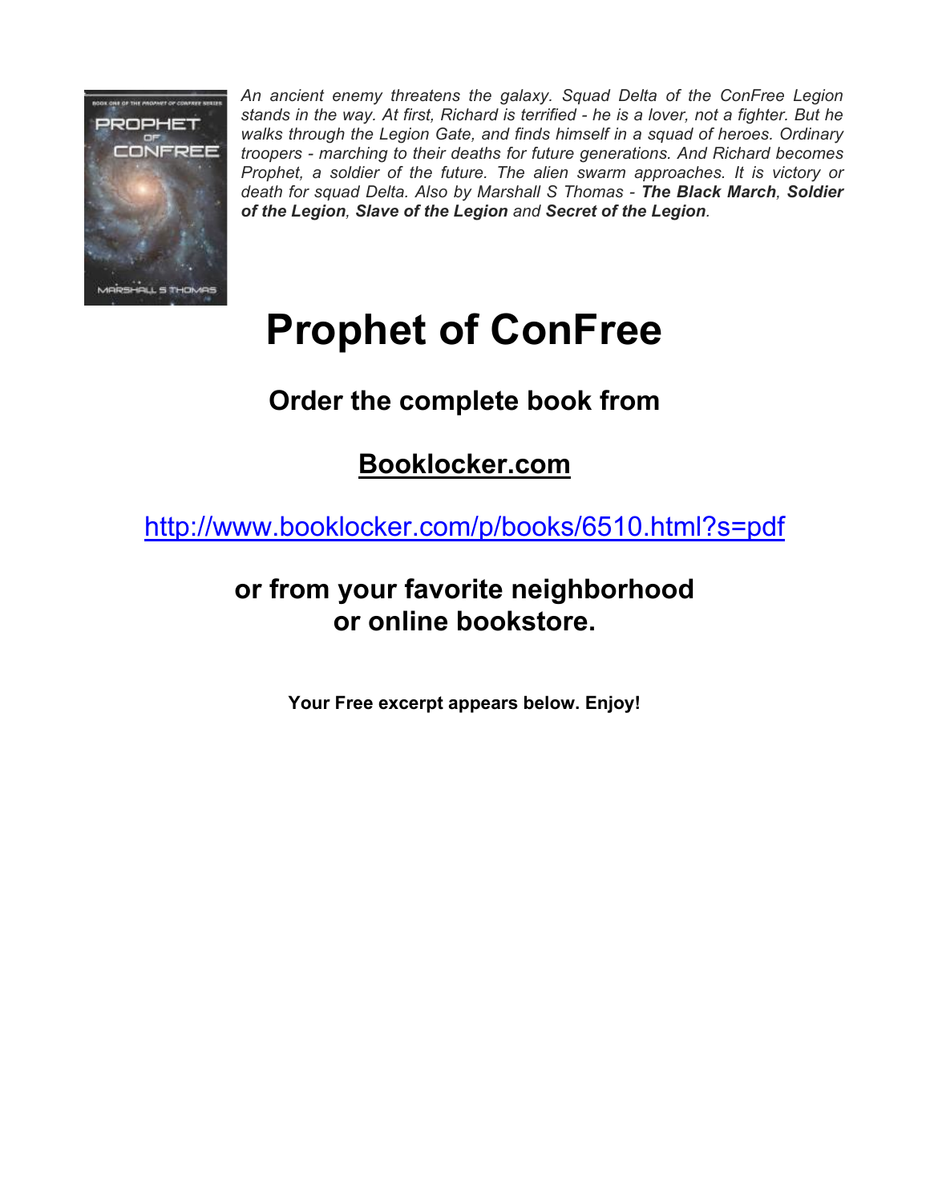*An ancient enemy threatens the galaxy. Squad Delta of the ConFree Legion stands in the way. At first, Richard is terrified - he is a lover, not a fighter. But he walks through the Legion Gate, and finds himself in a squad of heroes. Ordinary troopers - marching to their deaths for future generations. And Richard becomes Prophet, a soldier of the future. The alien swarm approaches. It is victory or death for squad Delta. Also by Marshall S Thomas -* ***The Black March****,* ***Soldier of the Legion****,* ***Slave of the Legion*** *and* ***Secret of the Legion****.*

# Prophet of ConFree

## Order the complete book from

## Booklocker.com

http://www.booklocker.com/p/books/6510.html?s=pdf

## or from your favorite neighborhood or online bookstore.

**Your Free excerpt appears below. Enjoy!**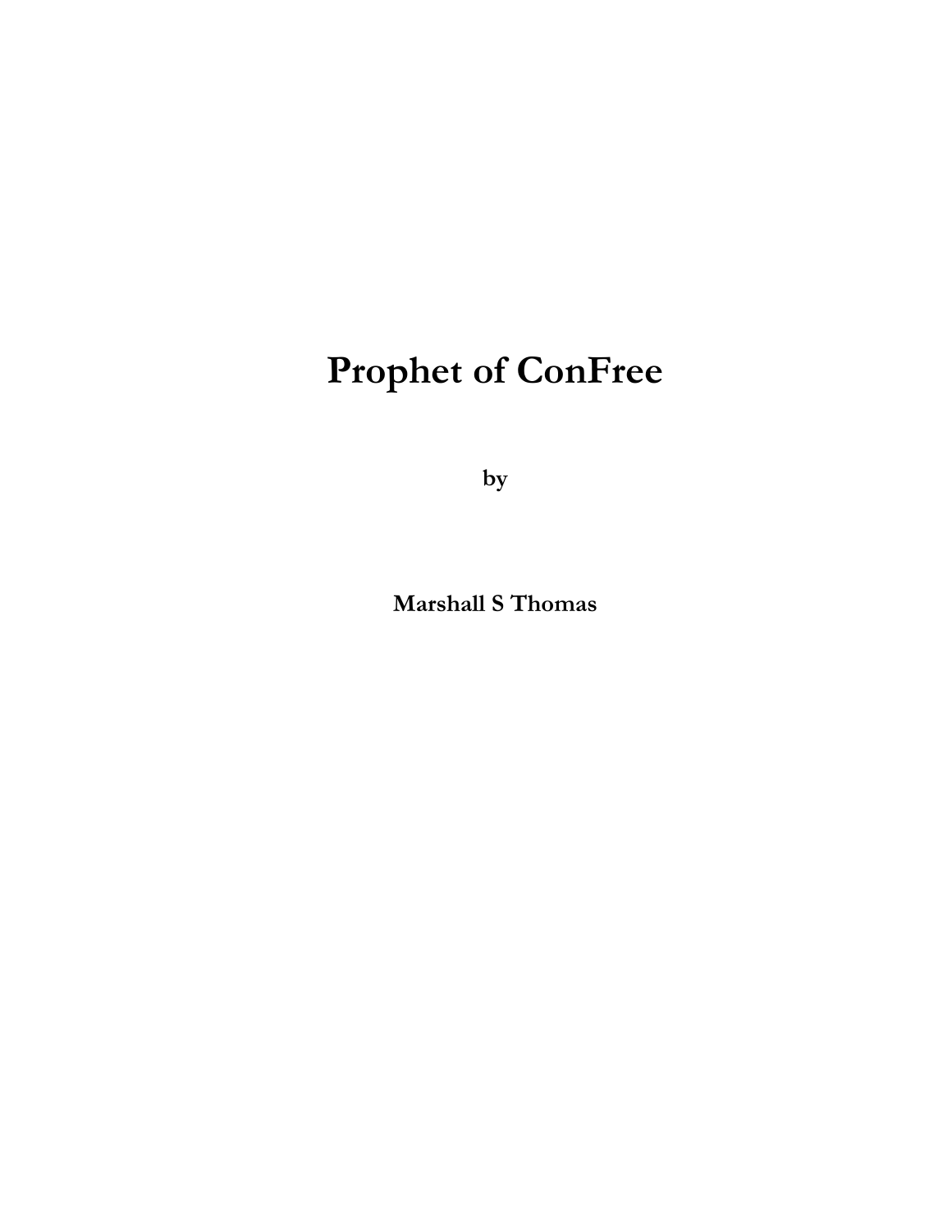# Prophet of ConFree

**by**

**Marshall S Thomas**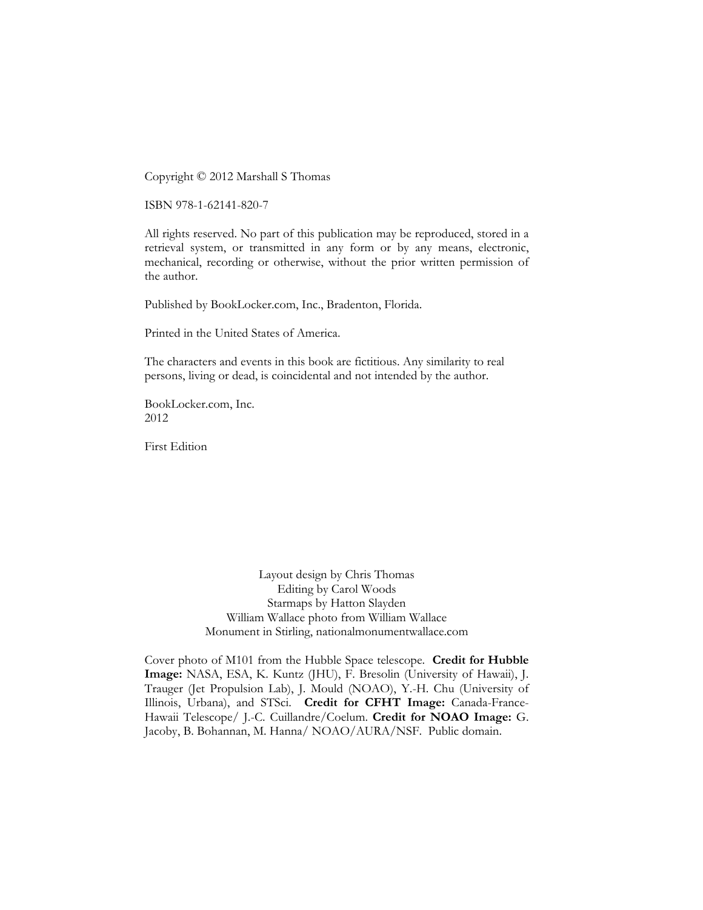Copyright © 2012 Marshall S Thomas

ISBN 978-1-62141-820-7

All rights reserved. No part of this publication may be reproduced, stored in a retrieval system, or transmitted in any form or by any means, electronic, mechanical, recording or otherwise, without the prior written permission of the author.

Published by BookLocker.com, Inc., Bradenton, Florida.

Printed in the United States of America.

The characters and events in this book are fictitious. Any similarity to real persons, living or dead, is coincidental and not intended by the author.

BookLocker.com, Inc.
2012

First Edition

Layout design by Chris Thomas
Editing by Carol Woods
Starmaps by Hatton Slayden
William Wallace photo from William Wallace
Monument in Stirling, nationalmonumentwallace.com

Cover photo of M101 from the Hubble Space telescope. **Credit for Hubble Image:** NASA, ESA, K. Kuntz (JHU), F. Bresolin (University of Hawaii), J. Trauger (Jet Propulsion Lab), J. Mould (NOAO), Y.-H. Chu (University of Illinois, Urbana), and STSci. **Credit for CFHT Image:** Canada-France-Hawaii Telescope/ J.-C. Cuillandre/Coelum. **Credit for NOAO Image:** G. Jacoby, B. Bohannan, M. Hanna/ NOAO/AURA/NSF. Public domain.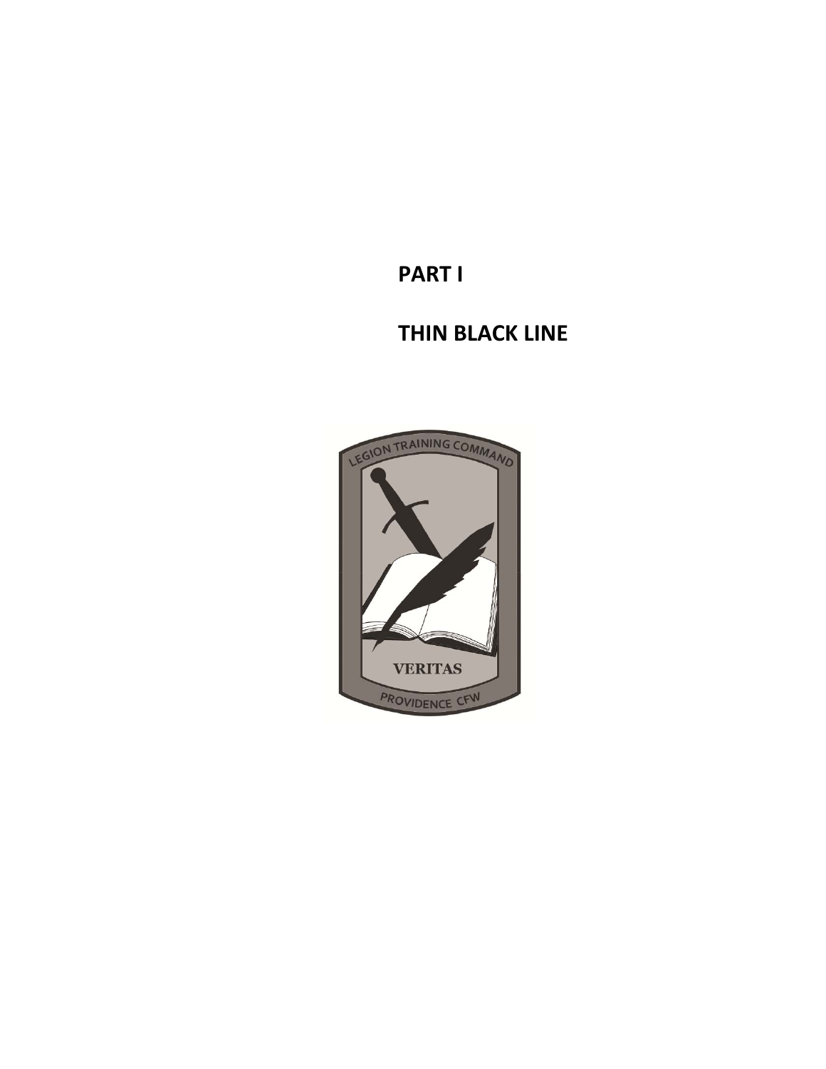# PART I

# THIN BLACK LINE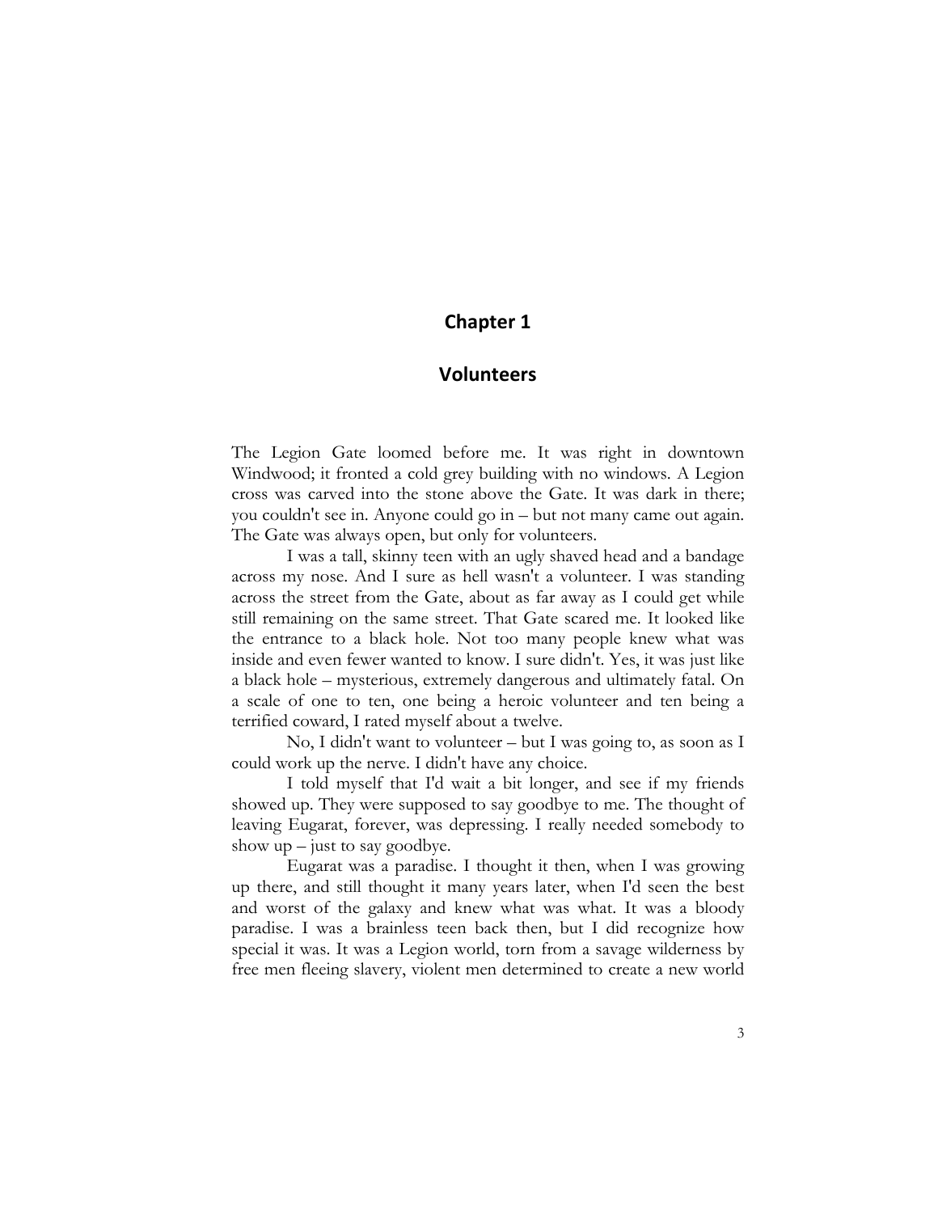# Chapter 1

## Volunteers

The Legion Gate loomed before me. It was right in downtown Windwood; it fronted a cold grey building with no windows. A Legion cross was carved into the stone above the Gate. It was dark in there; you couldn't see in. Anyone could go in – but not many came out again. The Gate was always open, but only for volunteers.

I was a tall, skinny teen with an ugly shaved head and a bandage across my nose. And I sure as hell wasn't a volunteer. I was standing across the street from the Gate, about as far away as I could get while still remaining on the same street. That Gate scared me. It looked like the entrance to a black hole. Not too many people knew what was inside and even fewer wanted to know. I sure didn't. Yes, it was just like a black hole – mysterious, extremely dangerous and ultimately fatal. On a scale of one to ten, one being a heroic volunteer and ten being a terrified coward, I rated myself about a twelve.

No, I didn't want to volunteer – but I was going to, as soon as I could work up the nerve. I didn't have any choice.

I told myself that I'd wait a bit longer, and see if my friends showed up. They were supposed to say goodbye to me. The thought of leaving Eugarat, forever, was depressing. I really needed somebody to show up – just to say goodbye.

Eugarat was a paradise. I thought it then, when I was growing up there, and still thought it many years later, when I'd seen the best and worst of the galaxy and knew what was what. It was a bloody paradise. I was a brainless teen back then, but I did recognize how special it was. It was a Legion world, torn from a savage wilderness by free men fleeing slavery, violent men determined to create a new world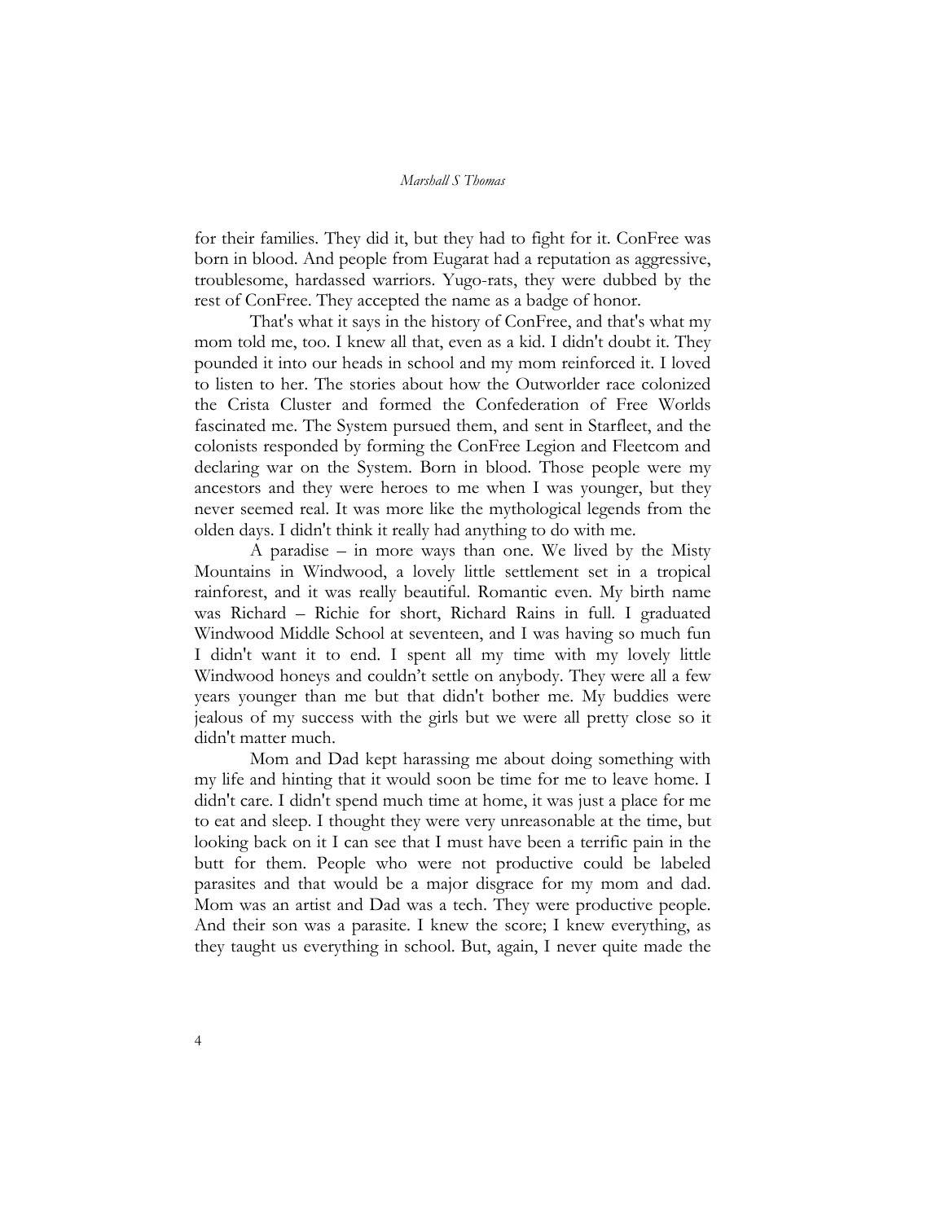for their families. They did it, but they had to fight for it. ConFree was born in blood. And people from Eugarat had a reputation as aggressive, troublesome, hardassed warriors. Yugo-rats, they were dubbed by the rest of ConFree. They accepted the name as a badge of honor.

That's what it says in the history of ConFree, and that's what my mom told me, too. I knew all that, even as a kid. I didn't doubt it. They pounded it into our heads in school and my mom reinforced it. I loved to listen to her. The stories about how the Outworlder race colonized the Crista Cluster and formed the Confederation of Free Worlds fascinated me. The System pursued them, and sent in Starfleet, and the colonists responded by forming the ConFree Legion and Fleetcom and declaring war on the System. Born in blood. Those people were my ancestors and they were heroes to me when I was younger, but they never seemed real. It was more like the mythological legends from the olden days. I didn't think it really had anything to do with me.

A paradise – in more ways than one. We lived by the Misty Mountains in Windwood, a lovely little settlement set in a tropical rainforest, and it was really beautiful. Romantic even. My birth name was Richard – Richie for short, Richard Rains in full. I graduated Windwood Middle School at seventeen, and I was having so much fun I didn't want it to end. I spent all my time with my lovely little Windwood honeys and couldn't settle on anybody. They were all a few years younger than me but that didn't bother me. My buddies were jealous of my success with the girls but we were all pretty close so it didn't matter much.

Mom and Dad kept harassing me about doing something with my life and hinting that it would soon be time for me to leave home. I didn't care. I didn't spend much time at home, it was just a place for me to eat and sleep. I thought they were very unreasonable at the time, but looking back on it I can see that I must have been a terrific pain in the butt for them. People who were not productive could be labeled parasites and that would be a major disgrace for my mom and dad. Mom was an artist and Dad was a tech. They were productive people. And their son was a parasite. I knew the score; I knew everything, as they taught us everything in school. But, again, I never quite made the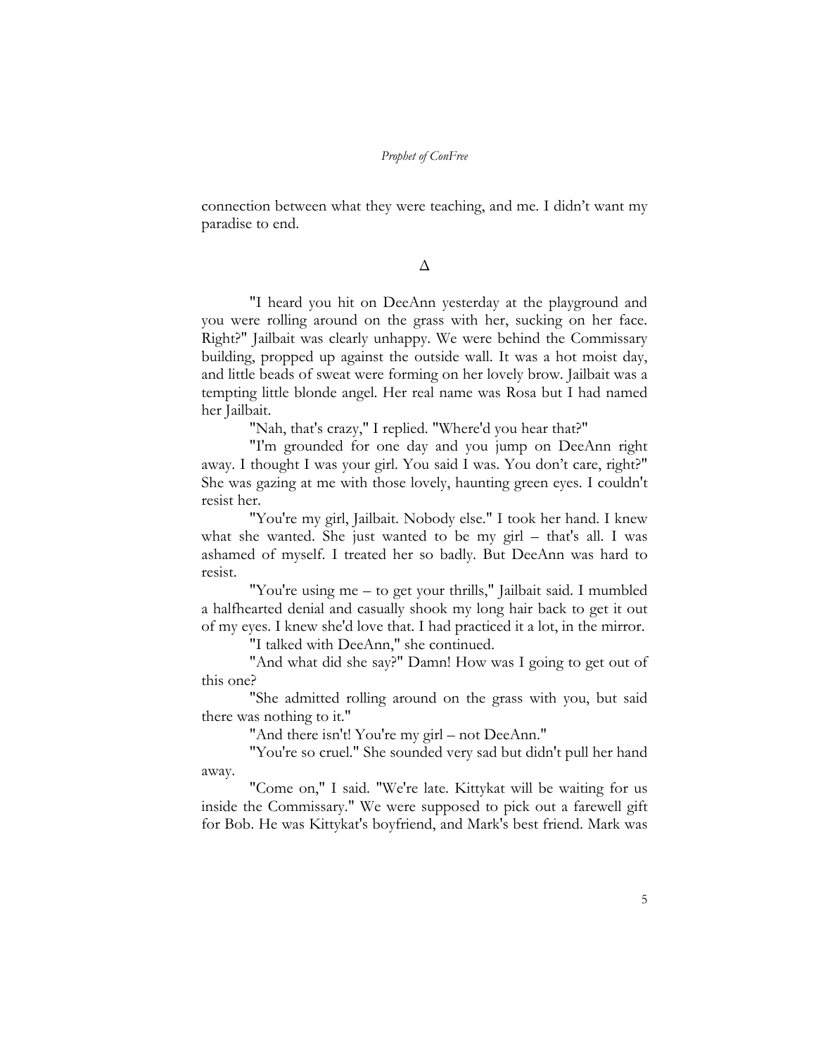connection between what they were teaching, and me. I didn't want my paradise to end.

Δ

"I heard you hit on DeeAnn yesterday at the playground and you were rolling around on the grass with her, sucking on her face. Right?" Jailbait was clearly unhappy. We were behind the Commissary building, propped up against the outside wall. It was a hot moist day, and little beads of sweat were forming on her lovely brow. Jailbait was a tempting little blonde angel. Her real name was Rosa but I had named her Jailbait.

"Nah, that's crazy," I replied. "Where'd you hear that?"

"I'm grounded for one day and you jump on DeeAnn right away. I thought I was your girl. You said I was. You don't care, right?" She was gazing at me with those lovely, haunting green eyes. I couldn't resist her.

"You're my girl, Jailbait. Nobody else." I took her hand. I knew what she wanted. She just wanted to be my girl – that's all. I was ashamed of myself. I treated her so badly. But DeeAnn was hard to resist.

"You're using me – to get your thrills," Jailbait said. I mumbled a halfhearted denial and casually shook my long hair back to get it out of my eyes. I knew she'd love that. I had practiced it a lot, in the mirror.

"I talked with DeeAnn," she continued.

"And what did she say?" Damn! How was I going to get out of this one?

"She admitted rolling around on the grass with you, but said there was nothing to it."

"And there isn't! You're my girl – not DeeAnn."

"You're so cruel." She sounded very sad but didn't pull her hand away.

"Come on," I said. "We're late. Kittykat will be waiting for us inside the Commissary." We were supposed to pick out a farewell gift for Bob. He was Kittykat's boyfriend, and Mark's best friend. Mark was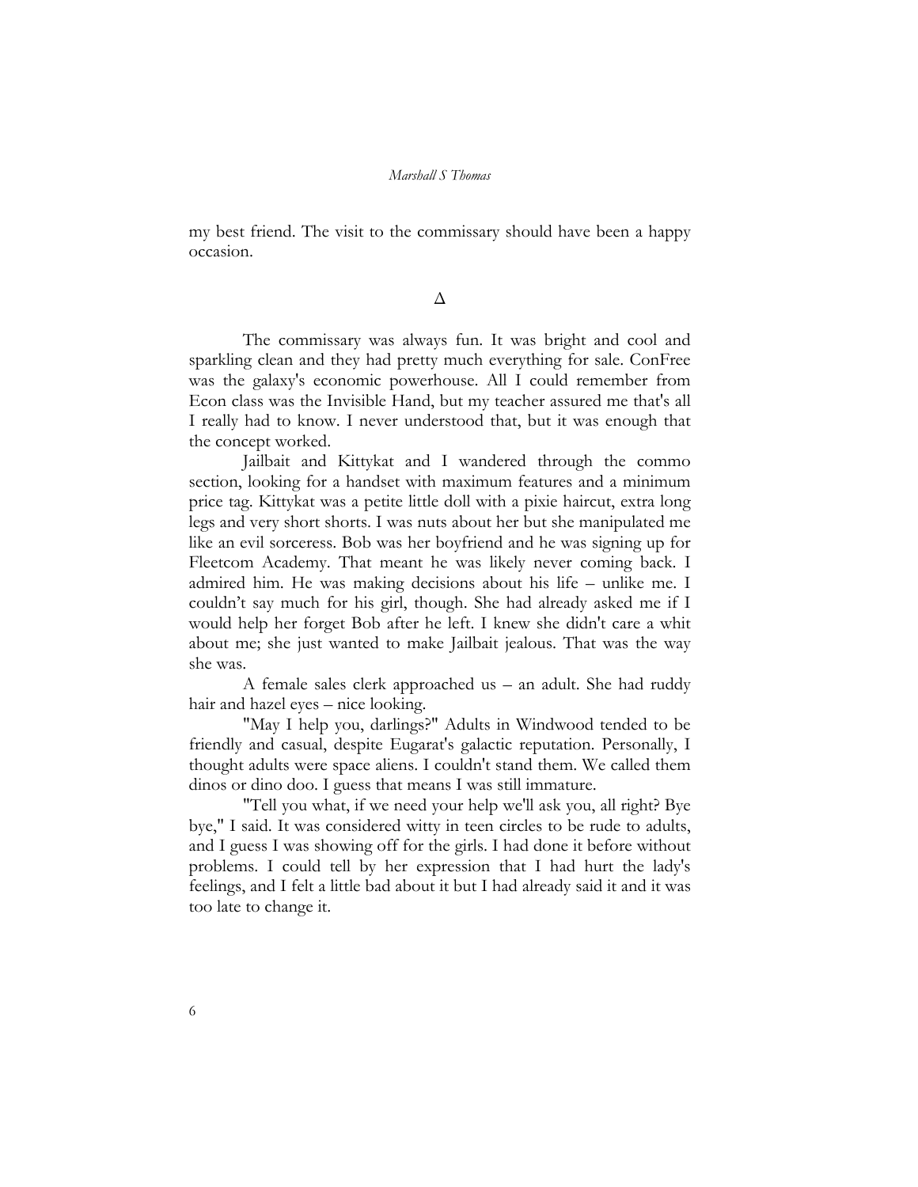my best friend. The visit to the commissary should have been a happy occasion.

Δ

The commissary was always fun. It was bright and cool and sparkling clean and they had pretty much everything for sale. ConFree was the galaxy's economic powerhouse. All I could remember from Econ class was the Invisible Hand, but my teacher assured me that's all I really had to know. I never understood that, but it was enough that the concept worked.

Jailbait and Kittykat and I wandered through the commo section, looking for a handset with maximum features and a minimum price tag. Kittykat was a petite little doll with a pixie haircut, extra long legs and very short shorts. I was nuts about her but she manipulated me like an evil sorceress. Bob was her boyfriend and he was signing up for Fleetcom Academy. That meant he was likely never coming back. I admired him. He was making decisions about his life – unlike me. I couldn't say much for his girl, though. She had already asked me if I would help her forget Bob after he left. I knew she didn't care a whit about me; she just wanted to make Jailbait jealous. That was the way she was.

A female sales clerk approached us – an adult. She had ruddy hair and hazel eyes – nice looking.

"May I help you, darlings?" Adults in Windwood tended to be friendly and casual, despite Eugarat's galactic reputation. Personally, I thought adults were space aliens. I couldn't stand them. We called them dinos or dino doo. I guess that means I was still immature.

"Tell you what, if we need your help we'll ask you, all right? Bye bye," I said. It was considered witty in teen circles to be rude to adults, and I guess I was showing off for the girls. I had done it before without problems. I could tell by her expression that I had hurt the lady's feelings, and I felt a little bad about it but I had already said it and it was too late to change it.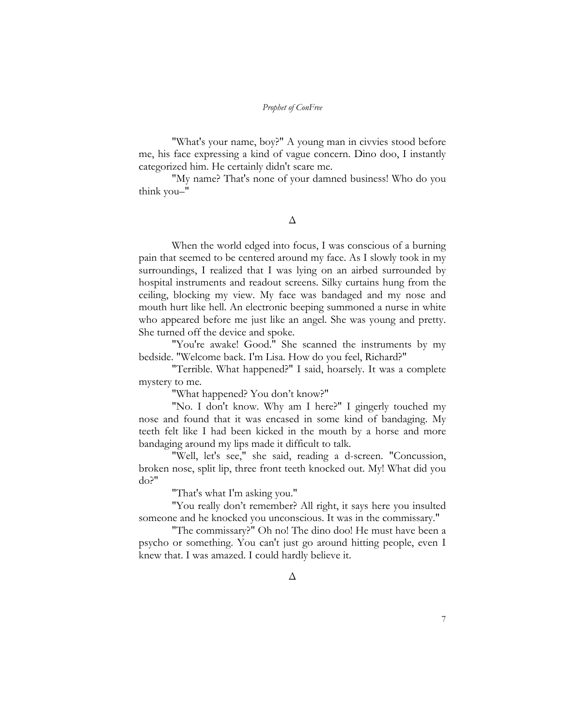"What's your name, boy?" A young man in civvies stood before me, his face expressing a kind of vague concern. Dino doo, I instantly categorized him. He certainly didn't scare me.

"My name? That's none of your damned business! Who do you think you–"

Δ

When the world edged into focus, I was conscious of a burning pain that seemed to be centered around my face. As I slowly took in my surroundings, I realized that I was lying on an airbed surrounded by hospital instruments and readout screens. Silky curtains hung from the ceiling, blocking my view. My face was bandaged and my nose and mouth hurt like hell. An electronic beeping summoned a nurse in white who appeared before me just like an angel. She was young and pretty. She turned off the device and spoke.

"You're awake! Good." She scanned the instruments by my bedside. "Welcome back. I'm Lisa. How do you feel, Richard?"

"Terrible. What happened?" I said, hoarsely. It was a complete mystery to me.

"What happened? You don't know?"

"No. I don't know. Why am I here?" I gingerly touched my nose and found that it was encased in some kind of bandaging. My teeth felt like I had been kicked in the mouth by a horse and more bandaging around my lips made it difficult to talk.

"Well, let's see," she said, reading a d-screen. "Concussion, broken nose, split lip, three front teeth knocked out. My! What did you do?"

"That's what I'm asking you."

"You really don't remember? All right, it says here you insulted someone and he knocked you unconscious. It was in the commissary."

"The commissary?" Oh no! The dino doo! He must have been a psycho or something. You can't just go around hitting people, even I knew that. I was amazed. I could hardly believe it.

Δ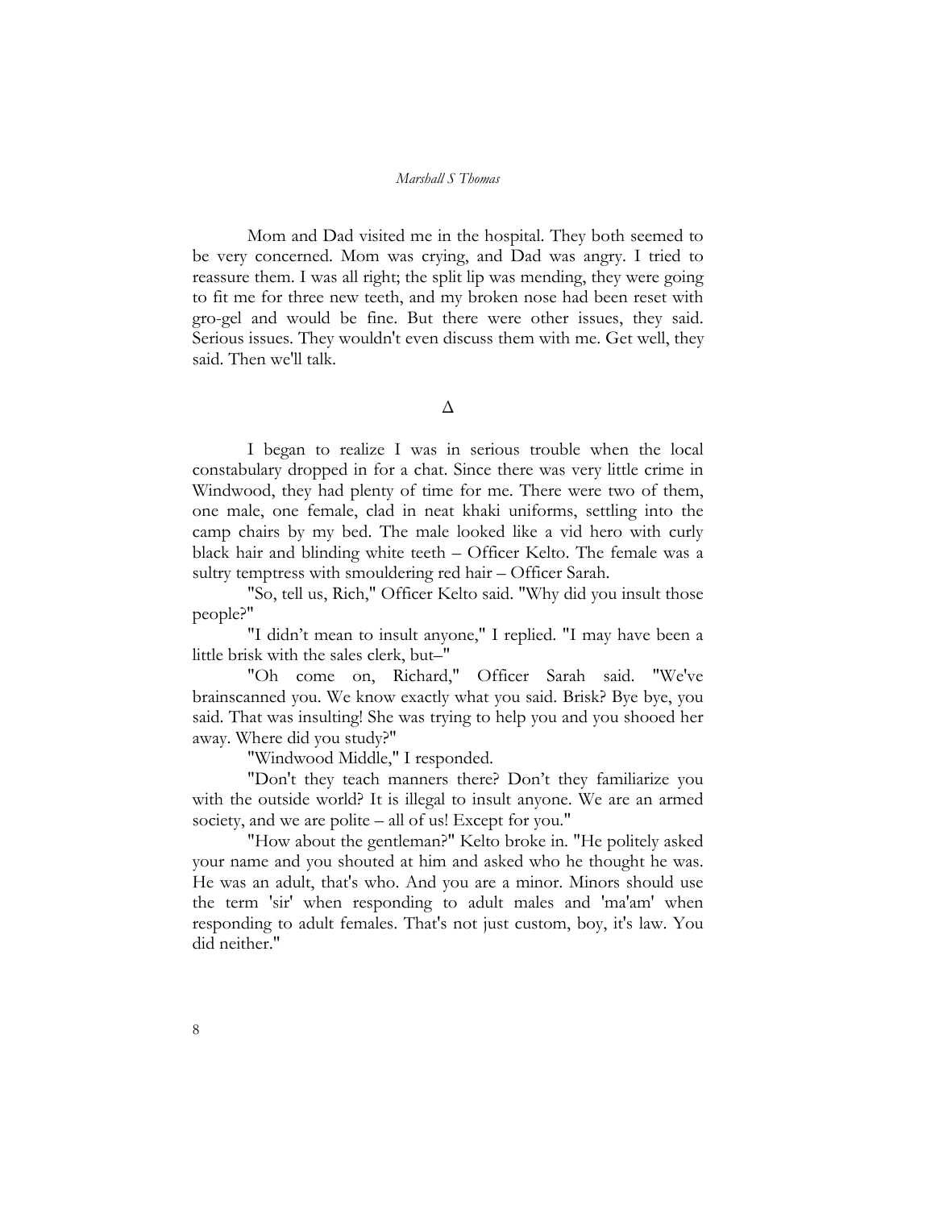Mom and Dad visited me in the hospital. They both seemed to be very concerned. Mom was crying, and Dad was angry. I tried to reassure them. I was all right; the split lip was mending, they were going to fit me for three new teeth, and my broken nose had been reset with gro-gel and would be fine. But there were other issues, they said. Serious issues. They wouldn't even discuss them with me. Get well, they said. Then we'll talk.

Δ

I began to realize I was in serious trouble when the local constabulary dropped in for a chat. Since there was very little crime in Windwood, they had plenty of time for me. There were two of them, one male, one female, clad in neat khaki uniforms, settling into the camp chairs by my bed. The male looked like a vid hero with curly black hair and blinding white teeth – Officer Kelto. The female was a sultry temptress with smouldering red hair – Officer Sarah.

"So, tell us, Rich," Officer Kelto said. "Why did you insult those people?"

"I didn't mean to insult anyone," I replied. "I may have been a little brisk with the sales clerk, but–"

"Oh come on, Richard," Officer Sarah said. "We've brainscanned you. We know exactly what you said. Brisk? Bye bye, you said. That was insulting! She was trying to help you and you shooed her away. Where did you study?"

"Windwood Middle," I responded.

"Don't they teach manners there? Don't they familiarize you with the outside world? It is illegal to insult anyone. We are an armed society, and we are polite – all of us! Except for you."

"How about the gentleman?" Kelto broke in. "He politely asked your name and you shouted at him and asked who he thought he was. He was an adult, that's who. And you are a minor. Minors should use the term 'sir' when responding to adult males and 'ma'am' when responding to adult females. That's not just custom, boy, it's law. You did neither."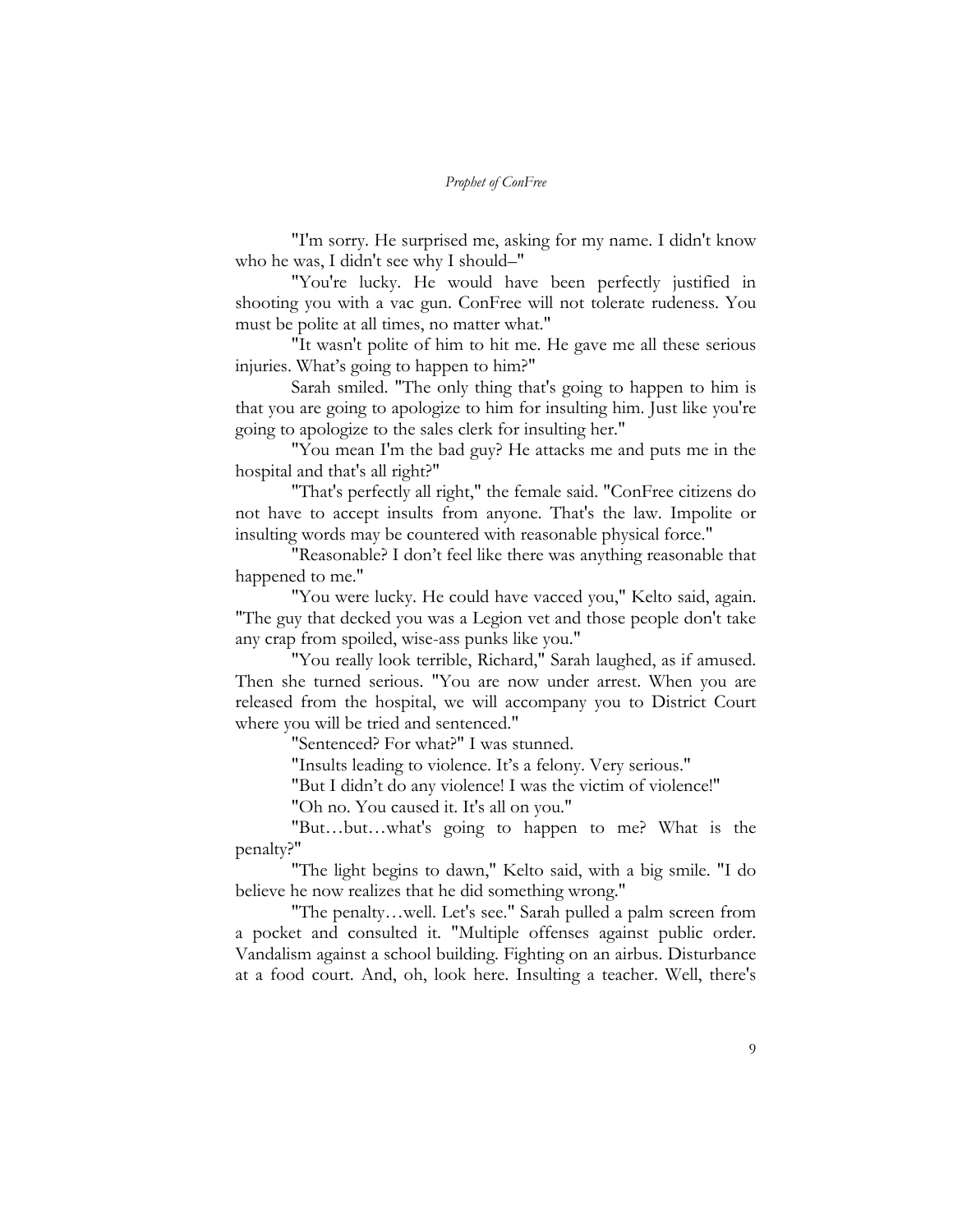"I'm sorry. He surprised me, asking for my name. I didn't know who he was, I didn't see why I should–"

"You're lucky. He would have been perfectly justified in shooting you with a vac gun. ConFree will not tolerate rudeness. You must be polite at all times, no matter what."

"It wasn't polite of him to hit me. He gave me all these serious injuries. What's going to happen to him?"

Sarah smiled. "The only thing that's going to happen to him is that you are going to apologize to him for insulting him. Just like you're going to apologize to the sales clerk for insulting her."

"You mean I'm the bad guy? He attacks me and puts me in the hospital and that's all right?"

"That's perfectly all right," the female said. "ConFree citizens do not have to accept insults from anyone. That's the law. Impolite or insulting words may be countered with reasonable physical force."

"Reasonable? I don't feel like there was anything reasonable that happened to me."

"You were lucky. He could have vacced you," Kelto said, again. "The guy that decked you was a Legion vet and those people don't take any crap from spoiled, wise-ass punks like you."

"You really look terrible, Richard," Sarah laughed, as if amused. Then she turned serious. "You are now under arrest. When you are released from the hospital, we will accompany you to District Court where you will be tried and sentenced."

"Sentenced? For what?" I was stunned.

"Insults leading to violence. It's a felony. Very serious."

"But I didn't do any violence! I was the victim of violence!"

"Oh no. You caused it. It's all on you."

"But…but…what's going to happen to me? What is the penalty?"

"The light begins to dawn," Kelto said, with a big smile. "I do believe he now realizes that he did something wrong."

"The penalty…well. Let's see." Sarah pulled a palm screen from a pocket and consulted it. "Multiple offenses against public order. Vandalism against a school building. Fighting on an airbus. Disturbance at a food court. And, oh, look here. Insulting a teacher. Well, there's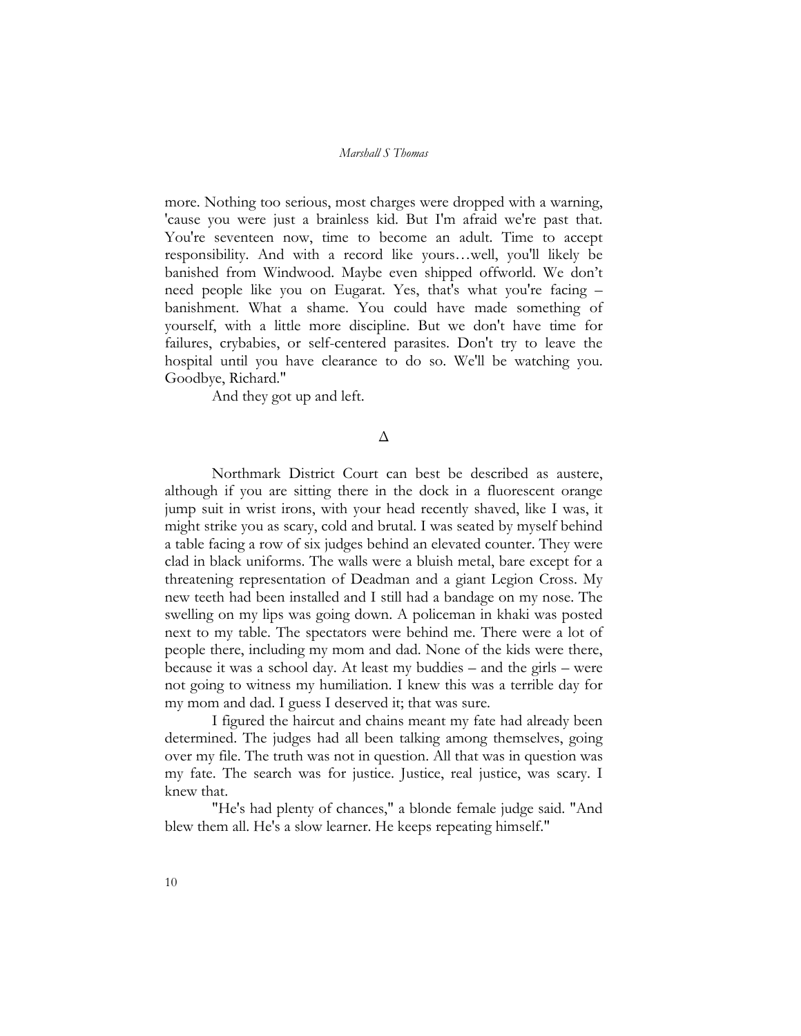more. Nothing too serious, most charges were dropped with a warning, 'cause you were just a brainless kid. But I'm afraid we're past that. You're seventeen now, time to become an adult. Time to accept responsibility. And with a record like yours…well, you'll likely be banished from Windwood. Maybe even shipped offworld. We don't need people like you on Eugarat. Yes, that's what you're facing – banishment. What a shame. You could have made something of yourself, with a little more discipline. But we don't have time for failures, crybabies, or self-centered parasites. Don't try to leave the hospital until you have clearance to do so. We'll be watching you. Goodbye, Richard."

And they got up and left.

Δ

Northmark District Court can best be described as austere, although if you are sitting there in the dock in a fluorescent orange jump suit in wrist irons, with your head recently shaved, like I was, it might strike you as scary, cold and brutal. I was seated by myself behind a table facing a row of six judges behind an elevated counter. They were clad in black uniforms. The walls were a bluish metal, bare except for a threatening representation of Deadman and a giant Legion Cross. My new teeth had been installed and I still had a bandage on my nose. The swelling on my lips was going down. A policeman in khaki was posted next to my table. The spectators were behind me. There were a lot of people there, including my mom and dad. None of the kids were there, because it was a school day. At least my buddies – and the girls – were not going to witness my humiliation. I knew this was a terrible day for my mom and dad. I guess I deserved it; that was sure.

I figured the haircut and chains meant my fate had already been determined. The judges had all been talking among themselves, going over my file. The truth was not in question. All that was in question was my fate. The search was for justice. Justice, real justice, was scary. I knew that.

"He's had plenty of chances," a blonde female judge said. "And blew them all. He's a slow learner. He keeps repeating himself."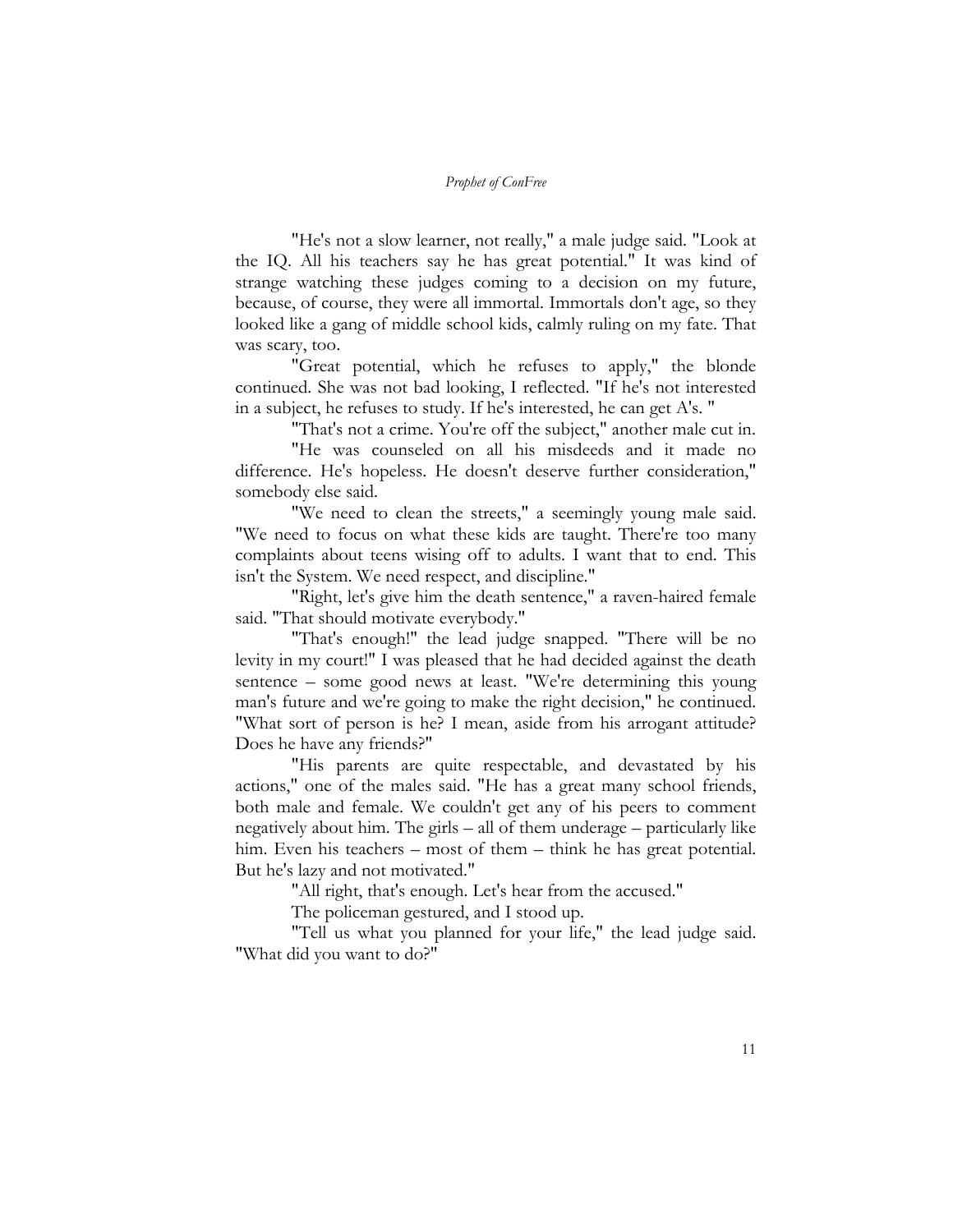"He's not a slow learner, not really," a male judge said. "Look at the IQ. All his teachers say he has great potential." It was kind of strange watching these judges coming to a decision on my future, because, of course, they were all immortal. Immortals don't age, so they looked like a gang of middle school kids, calmly ruling on my fate. That was scary, too.

"Great potential, which he refuses to apply," the blonde continued. She was not bad looking, I reflected. "If he's not interested in a subject, he refuses to study. If he's interested, he can get A's. "

"That's not a crime. You're off the subject," another male cut in.

"He was counseled on all his misdeeds and it made no difference. He's hopeless. He doesn't deserve further consideration," somebody else said.

"We need to clean the streets," a seemingly young male said. "We need to focus on what these kids are taught. There're too many complaints about teens wising off to adults. I want that to end. This isn't the System. We need respect, and discipline."

"Right, let's give him the death sentence," a raven-haired female said. "That should motivate everybody."

"That's enough!" the lead judge snapped. "There will be no levity in my court!" I was pleased that he had decided against the death sentence – some good news at least. "We're determining this young man's future and we're going to make the right decision," he continued. "What sort of person is he? I mean, aside from his arrogant attitude? Does he have any friends?"

"His parents are quite respectable, and devastated by his actions," one of the males said. "He has a great many school friends, both male and female. We couldn't get any of his peers to comment negatively about him. The girls – all of them underage – particularly like him. Even his teachers – most of them – think he has great potential. But he's lazy and not motivated."

"All right, that's enough. Let's hear from the accused."

The policeman gestured, and I stood up.

"Tell us what you planned for your life," the lead judge said. "What did you want to do?"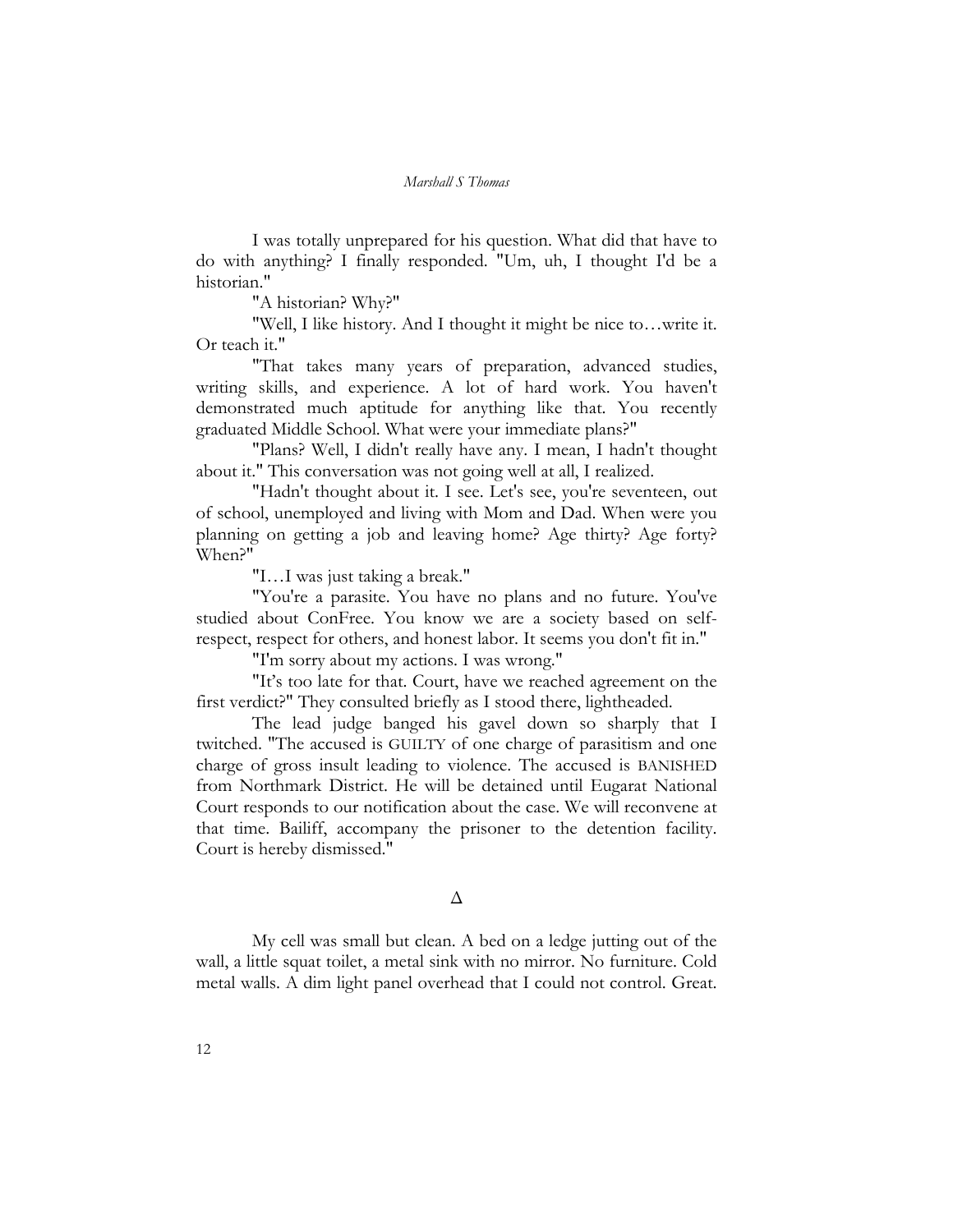I was totally unprepared for his question. What did that have to do with anything? I finally responded. "Um, uh, I thought I'd be a historian."

"A historian? Why?"

"Well, I like history. And I thought it might be nice to…write it. Or teach it."

"That takes many years of preparation, advanced studies, writing skills, and experience. A lot of hard work. You haven't demonstrated much aptitude for anything like that. You recently graduated Middle School. What were your immediate plans?"

"Plans? Well, I didn't really have any. I mean, I hadn't thought about it." This conversation was not going well at all, I realized.

"Hadn't thought about it. I see. Let's see, you're seventeen, out of school, unemployed and living with Mom and Dad. When were you planning on getting a job and leaving home? Age thirty? Age forty? When?"

"I…I was just taking a break."

"You're a parasite. You have no plans and no future. You've studied about ConFree. You know we are a society based on self-respect, respect for others, and honest labor. It seems you don't fit in."

"I'm sorry about my actions. I was wrong."

"It's too late for that. Court, have we reached agreement on the first verdict?" They consulted briefly as I stood there, lightheaded.

The lead judge banged his gavel down so sharply that I twitched. "The accused is GUILTY of one charge of parasitism and one charge of gross insult leading to violence. The accused is BANISHED from Northmark District. He will be detained until Eugarat National Court responds to our notification about the case. We will reconvene at that time. Bailiff, accompany the prisoner to the detention facility. Court is hereby dismissed."

Δ

My cell was small but clean. A bed on a ledge jutting out of the wall, a little squat toilet, a metal sink with no mirror. No furniture. Cold metal walls. A dim light panel overhead that I could not control. Great.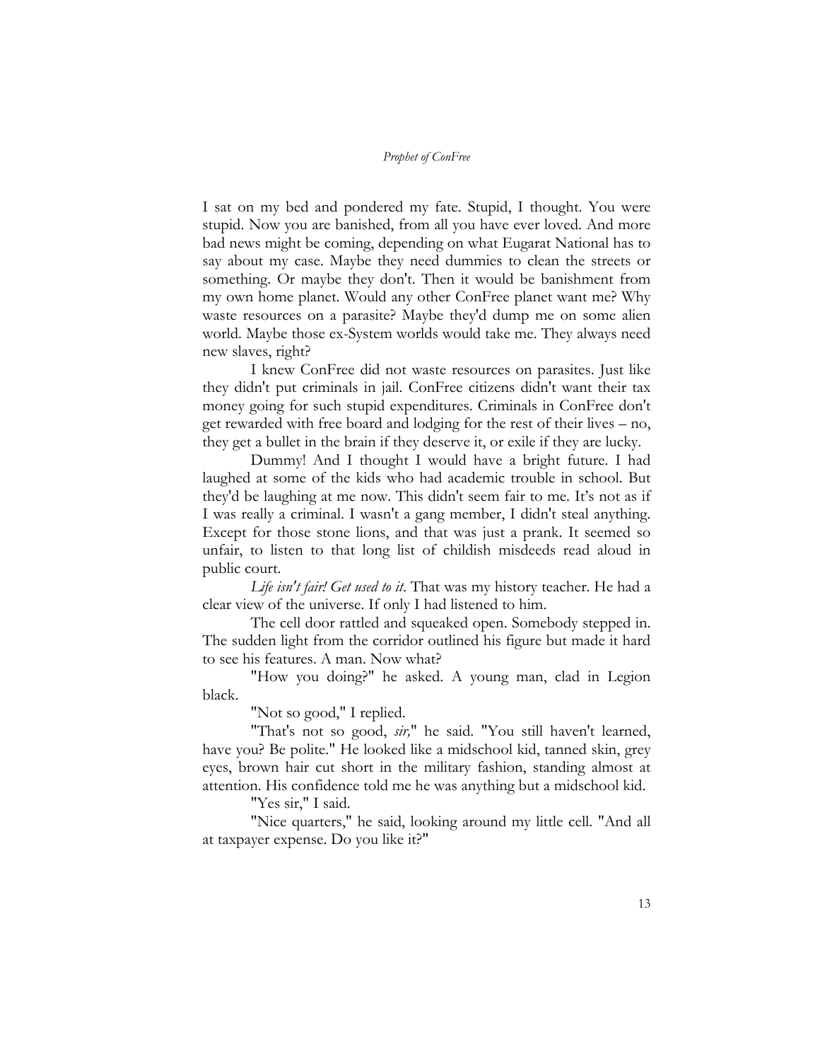I sat on my bed and pondered my fate. Stupid, I thought. You were stupid. Now you are banished, from all you have ever loved. And more bad news might be coming, depending on what Eugarat National has to say about my case. Maybe they need dummies to clean the streets or something. Or maybe they don't. Then it would be banishment from my own home planet. Would any other ConFree planet want me? Why waste resources on a parasite? Maybe they'd dump me on some alien world. Maybe those ex-System worlds would take me. They always need new slaves, right?

I knew ConFree did not waste resources on parasites. Just like they didn't put criminals in jail. ConFree citizens didn't want their tax money going for such stupid expenditures. Criminals in ConFree don't get rewarded with free board and lodging for the rest of their lives – no, they get a bullet in the brain if they deserve it, or exile if they are lucky.

Dummy! And I thought I would have a bright future. I had laughed at some of the kids who had academic trouble in school. But they'd be laughing at me now. This didn't seem fair to me. It's not as if I was really a criminal. I wasn't a gang member, I didn't steal anything. Except for those stone lions, and that was just a prank. It seemed so unfair, to listen to that long list of childish misdeeds read aloud in public court.

*Life isn't fair! Get used to it.* That was my history teacher. He had a clear view of the universe. If only I had listened to him.

The cell door rattled and squeaked open. Somebody stepped in. The sudden light from the corridor outlined his figure but made it hard to see his features. A man. Now what?

"How you doing?" he asked. A young man, clad in Legion black.

"Not so good," I replied.

"That's not so good, *sir,*" he said. "You still haven't learned, have you? Be polite." He looked like a midschool kid, tanned skin, grey eyes, brown hair cut short in the military fashion, standing almost at attention. His confidence told me he was anything but a midschool kid.

"Yes sir," I said.

"Nice quarters," he said, looking around my little cell. "And all at taxpayer expense. Do you like it?"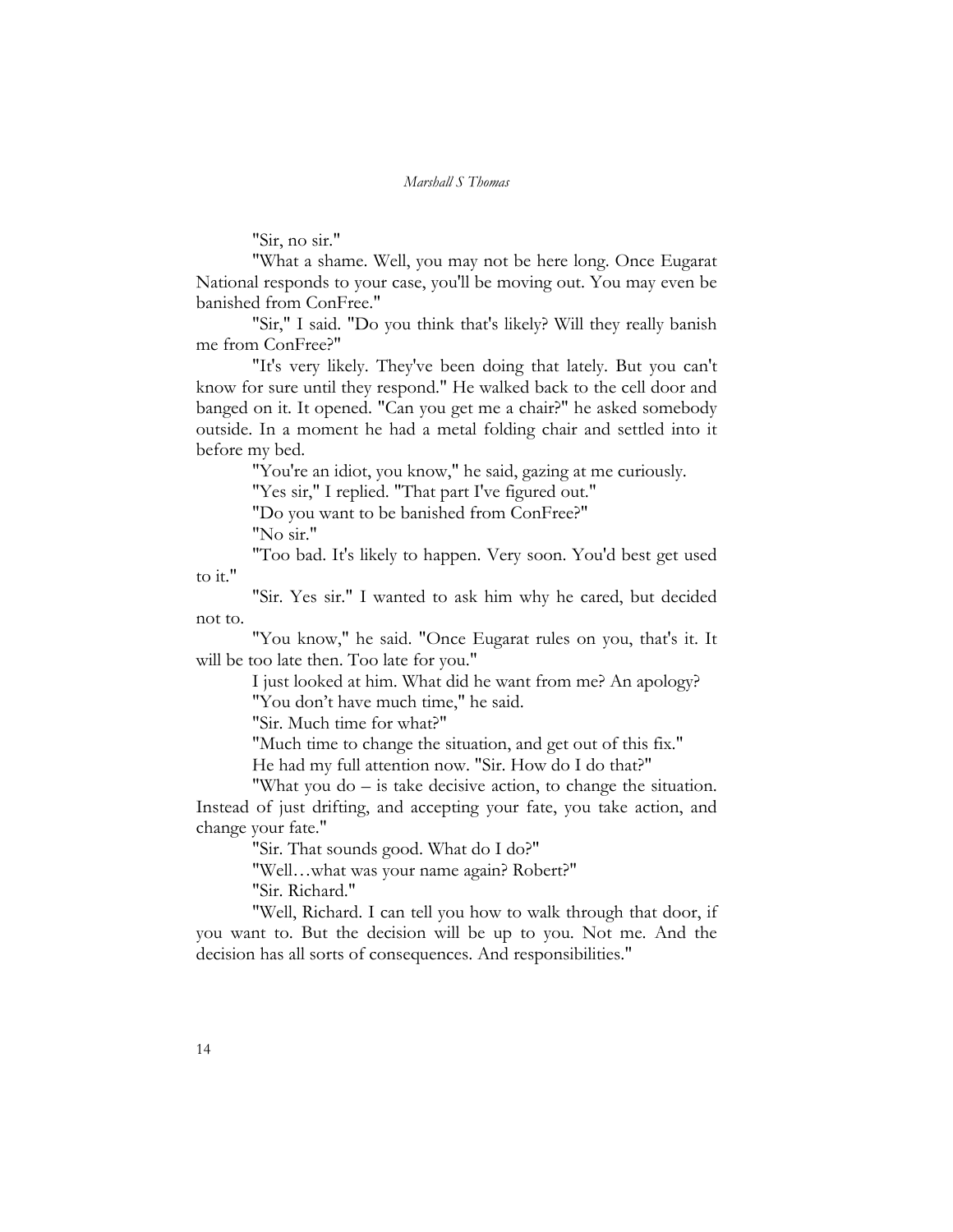"Sir, no sir."

"What a shame. Well, you may not be here long. Once Eugarat National responds to your case, you'll be moving out. You may even be banished from ConFree."

"Sir," I said. "Do you think that's likely? Will they really banish me from ConFree?"

"It's very likely. They've been doing that lately. But you can't know for sure until they respond." He walked back to the cell door and banged on it. It opened. "Can you get me a chair?" he asked somebody outside. In a moment he had a metal folding chair and settled into it before my bed.

"You're an idiot, you know," he said, gazing at me curiously.

"Yes sir," I replied. "That part I've figured out."

"Do you want to be banished from ConFree?"

"No sir."

"Too bad. It's likely to happen. Very soon. You'd best get used to it."

"Sir. Yes sir." I wanted to ask him why he cared, but decided not to.

"You know," he said. "Once Eugarat rules on you, that's it. It will be too late then. Too late for you."

I just looked at him. What did he want from me? An apology?

"You don't have much time," he said.

"Sir. Much time for what?"

"Much time to change the situation, and get out of this fix."

He had my full attention now. "Sir. How do I do that?"

"What you do – is take decisive action, to change the situation. Instead of just drifting, and accepting your fate, you take action, and change your fate."

"Sir. That sounds good. What do I do?"

"Well…what was your name again? Robert?"

"Sir. Richard."

"Well, Richard. I can tell you how to walk through that door, if you want to. But the decision will be up to you. Not me. And the decision has all sorts of consequences. And responsibilities."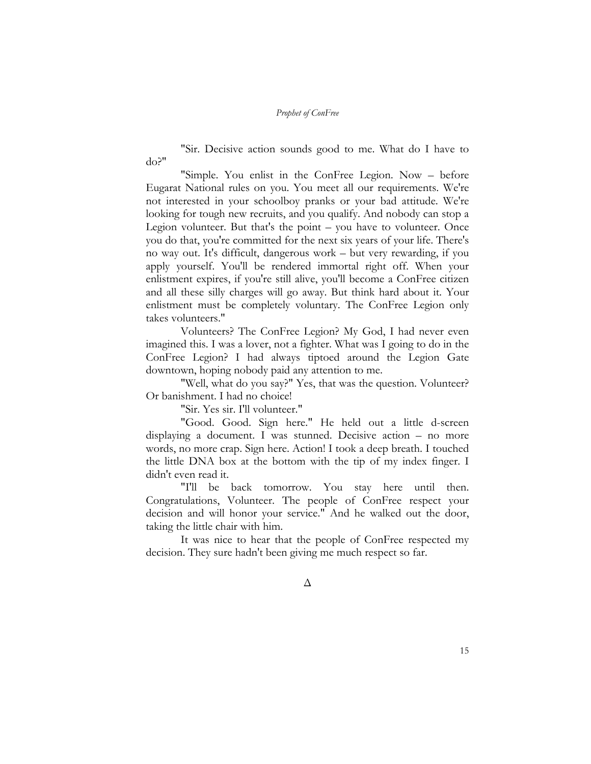"Sir. Decisive action sounds good to me. What do I have to do?"

"Simple. You enlist in the ConFree Legion. Now – before Eugarat National rules on you. You meet all our requirements. We're not interested in your schoolboy pranks or your bad attitude. We're looking for tough new recruits, and you qualify. And nobody can stop a Legion volunteer. But that's the point – you have to volunteer. Once you do that, you're committed for the next six years of your life. There's no way out. It's difficult, dangerous work – but very rewarding, if you apply yourself. You'll be rendered immortal right off. When your enlistment expires, if you're still alive, you'll become a ConFree citizen and all these silly charges will go away. But think hard about it. Your enlistment must be completely voluntary. The ConFree Legion only takes volunteers."

Volunteers? The ConFree Legion? My God, I had never even imagined this. I was a lover, not a fighter. What was I going to do in the ConFree Legion? I had always tiptoed around the Legion Gate downtown, hoping nobody paid any attention to me.

"Well, what do you say?" Yes, that was the question. Volunteer? Or banishment. I had no choice!

"Sir. Yes sir. I'll volunteer."

"Good. Good. Sign here." He held out a little d-screen displaying a document. I was stunned. Decisive action – no more words, no more crap. Sign here. Action! I took a deep breath. I touched the little DNA box at the bottom with the tip of my index finger. I didn't even read it.

"I'll be back tomorrow. You stay here until then. Congratulations, Volunteer. The people of ConFree respect your decision and will honor your service." And he walked out the door, taking the little chair with him.

It was nice to hear that the people of ConFree respected my decision. They sure hadn't been giving me much respect so far.

Δ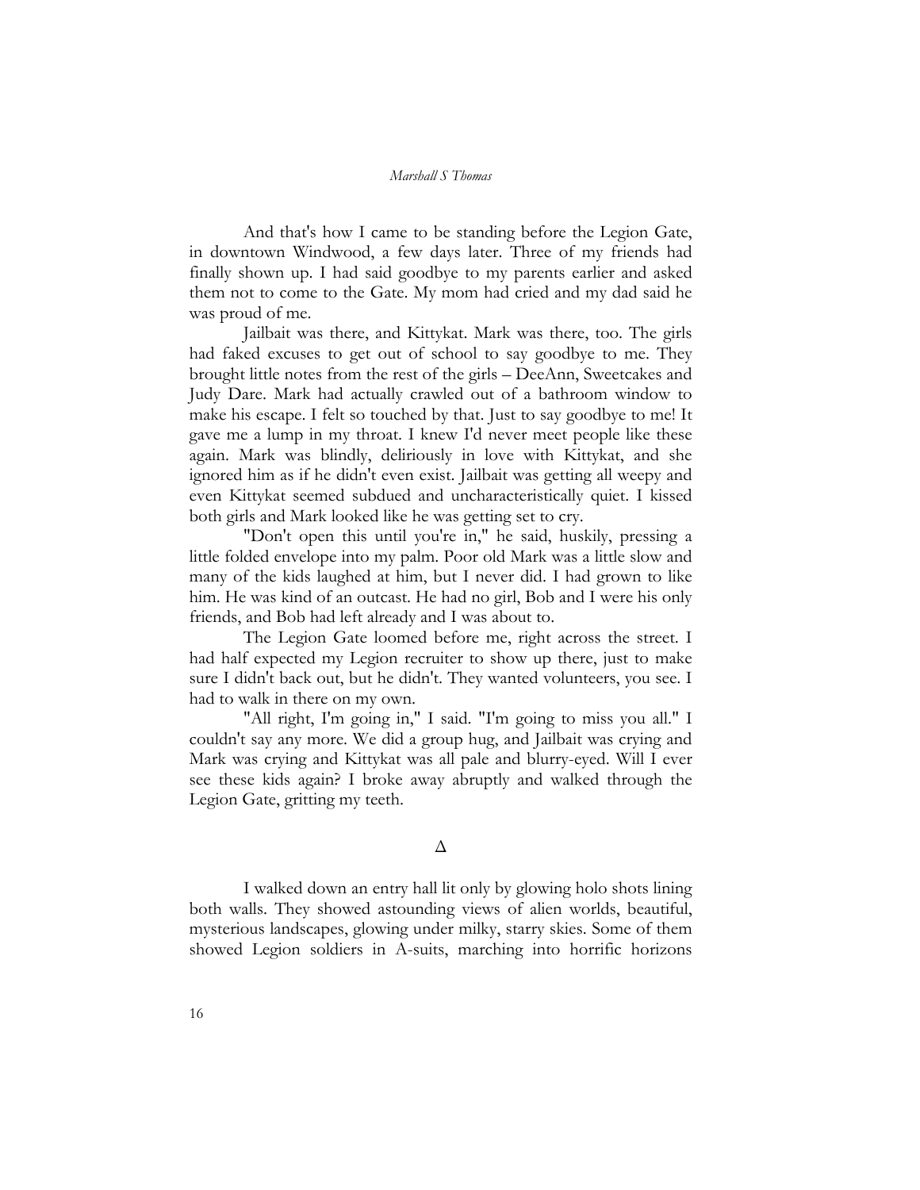And that's how I came to be standing before the Legion Gate, in downtown Windwood, a few days later. Three of my friends had finally shown up. I had said goodbye to my parents earlier and asked them not to come to the Gate. My mom had cried and my dad said he was proud of me.

Jailbait was there, and Kittykat. Mark was there, too. The girls had faked excuses to get out of school to say goodbye to me. They brought little notes from the rest of the girls – DeeAnn, Sweetcakes and Judy Dare. Mark had actually crawled out of a bathroom window to make his escape. I felt so touched by that. Just to say goodbye to me! It gave me a lump in my throat. I knew I'd never meet people like these again. Mark was blindly, deliriously in love with Kittykat, and she ignored him as if he didn't even exist. Jailbait was getting all weepy and even Kittykat seemed subdued and uncharacteristically quiet. I kissed both girls and Mark looked like he was getting set to cry.

"Don't open this until you're in," he said, huskily, pressing a little folded envelope into my palm. Poor old Mark was a little slow and many of the kids laughed at him, but I never did. I had grown to like him. He was kind of an outcast. He had no girl, Bob and I were his only friends, and Bob had left already and I was about to.

The Legion Gate loomed before me, right across the street. I had half expected my Legion recruiter to show up there, just to make sure I didn't back out, but he didn't. They wanted volunteers, you see. I had to walk in there on my own.

"All right, I'm going in," I said. "I'm going to miss you all." I couldn't say any more. We did a group hug, and Jailbait was crying and Mark was crying and Kittykat was all pale and blurry-eyed. Will I ever see these kids again? I broke away abruptly and walked through the Legion Gate, gritting my teeth.

Δ

I walked down an entry hall lit only by glowing holo shots lining both walls. They showed astounding views of alien worlds, beautiful, mysterious landscapes, glowing under milky, starry skies. Some of them showed Legion soldiers in A-suits, marching into horrific horizons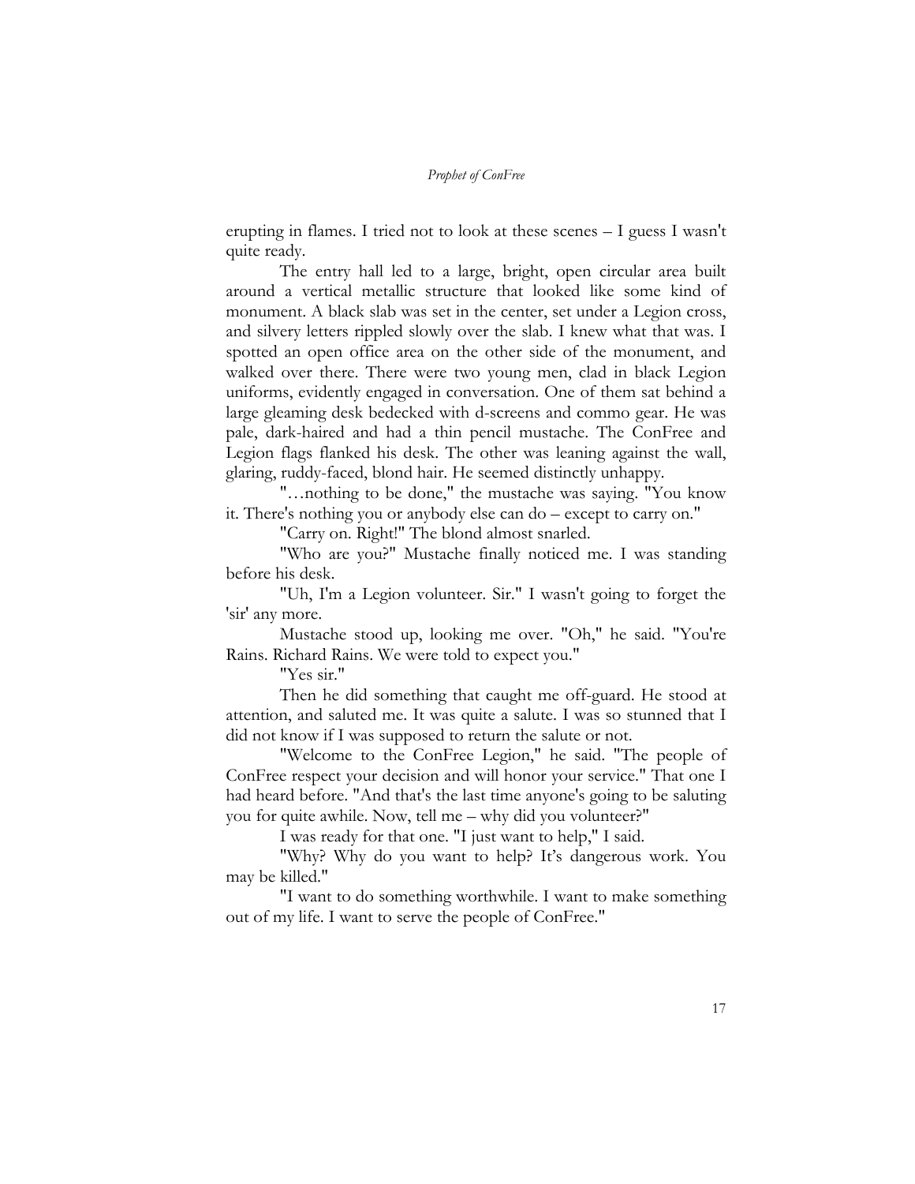erupting in flames. I tried not to look at these scenes – I guess I wasn't quite ready.

The entry hall led to a large, bright, open circular area built around a vertical metallic structure that looked like some kind of monument. A black slab was set in the center, set under a Legion cross, and silvery letters rippled slowly over the slab. I knew what that was. I spotted an open office area on the other side of the monument, and walked over there. There were two young men, clad in black Legion uniforms, evidently engaged in conversation. One of them sat behind a large gleaming desk bedecked with d-screens and commo gear. He was pale, dark-haired and had a thin pencil mustache. The ConFree and Legion flags flanked his desk. The other was leaning against the wall, glaring, ruddy-faced, blond hair. He seemed distinctly unhappy.

"…nothing to be done," the mustache was saying. "You know it. There's nothing you or anybody else can do – except to carry on."

"Carry on. Right!" The blond almost snarled.

"Who are you?" Mustache finally noticed me. I was standing before his desk.

"Uh, I'm a Legion volunteer. Sir." I wasn't going to forget the 'sir' any more.

Mustache stood up, looking me over. "Oh," he said. "You're Rains. Richard Rains. We were told to expect you."

"Yes sir."

Then he did something that caught me off-guard. He stood at attention, and saluted me. It was quite a salute. I was so stunned that I did not know if I was supposed to return the salute or not.

"Welcome to the ConFree Legion," he said. "The people of ConFree respect your decision and will honor your service." That one I had heard before. "And that's the last time anyone's going to be saluting you for quite awhile. Now, tell me – why did you volunteer?"

I was ready for that one. "I just want to help," I said.

"Why? Why do you want to help? It's dangerous work. You may be killed."

"I want to do something worthwhile. I want to make something out of my life. I want to serve the people of ConFree."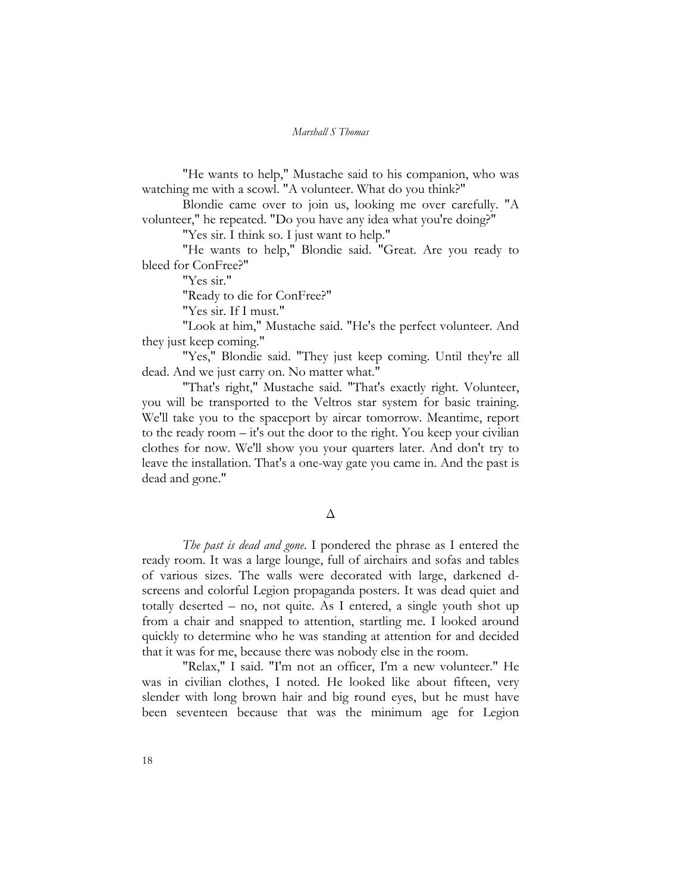"He wants to help," Mustache said to his companion, who was watching me with a scowl. "A volunteer. What do you think?"

Blondie came over to join us, looking me over carefully. "A volunteer," he repeated. "Do you have any idea what you're doing?"

"Yes sir. I think so. I just want to help."

"He wants to help," Blondie said. "Great. Are you ready to bleed for ConFree?"

"Yes sir."

"Ready to die for ConFree?"

"Yes sir. If I must."

"Look at him," Mustache said. "He's the perfect volunteer. And they just keep coming."

"Yes," Blondie said. "They just keep coming. Until they're all dead. And we just carry on. No matter what."

"That's right," Mustache said. "That's exactly right. Volunteer, you will be transported to the Veltros star system for basic training. We'll take you to the spaceport by aircar tomorrow. Meantime, report to the ready room – it's out the door to the right. You keep your civilian clothes for now. We'll show you your quarters later. And don't try to leave the installation. That's a one-way gate you came in. And the past is dead and gone."

Δ

*The past is dead and gone.* I pondered the phrase as I entered the ready room. It was a large lounge, full of airchairs and sofas and tables of various sizes. The walls were decorated with large, darkened d-screens and colorful Legion propaganda posters. It was dead quiet and totally deserted – no, not quite. As I entered, a single youth shot up from a chair and snapped to attention, startling me. I looked around quickly to determine who he was standing at attention for and decided that it was for me, because there was nobody else in the room.

"Relax," I said. "I'm not an officer, I'm a new volunteer." He was in civilian clothes, I noted. He looked like about fifteen, very slender with long brown hair and big round eyes, but he must have been seventeen because that was the minimum age for Legion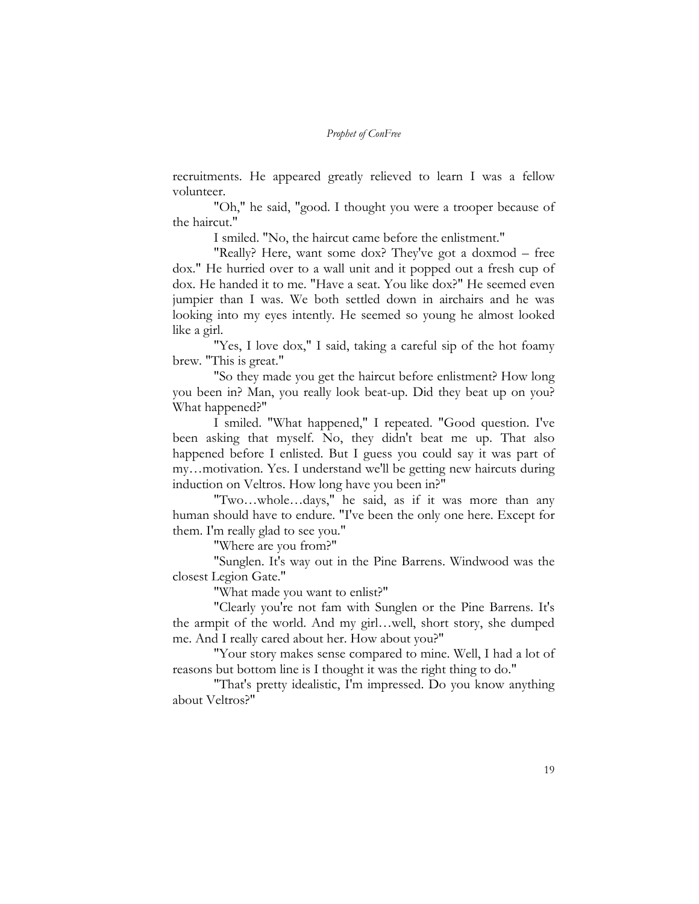recruitments. He appeared greatly relieved to learn I was a fellow volunteer.

"Oh," he said, "good. I thought you were a trooper because of the haircut."

I smiled. "No, the haircut came before the enlistment."

"Really? Here, want some dox? They've got a doxmod – free dox." He hurried over to a wall unit and it popped out a fresh cup of dox. He handed it to me. "Have a seat. You like dox?" He seemed even jumpier than I was. We both settled down in airchairs and he was looking into my eyes intently. He seemed so young he almost looked like a girl.

"Yes, I love dox," I said, taking a careful sip of the hot foamy brew. "This is great."

"So they made you get the haircut before enlistment? How long you been in? Man, you really look beat-up. Did they beat up on you? What happened?"

I smiled. "What happened," I repeated. "Good question. I've been asking that myself. No, they didn't beat me up. That also happened before I enlisted. But I guess you could say it was part of my…motivation. Yes. I understand we'll be getting new haircuts during induction on Veltros. How long have you been in?"

"Two…whole…days," he said, as if it was more than any human should have to endure. "I've been the only one here. Except for them. I'm really glad to see you."

"Where are you from?"

"Sunglen. It's way out in the Pine Barrens. Windwood was the closest Legion Gate."

"What made you want to enlist?"

"Clearly you're not fam with Sunglen or the Pine Barrens. It's the armpit of the world. And my girl…well, short story, she dumped me. And I really cared about her. How about you?"

"Your story makes sense compared to mine. Well, I had a lot of reasons but bottom line is I thought it was the right thing to do."

"That's pretty idealistic, I'm impressed. Do you know anything about Veltros?"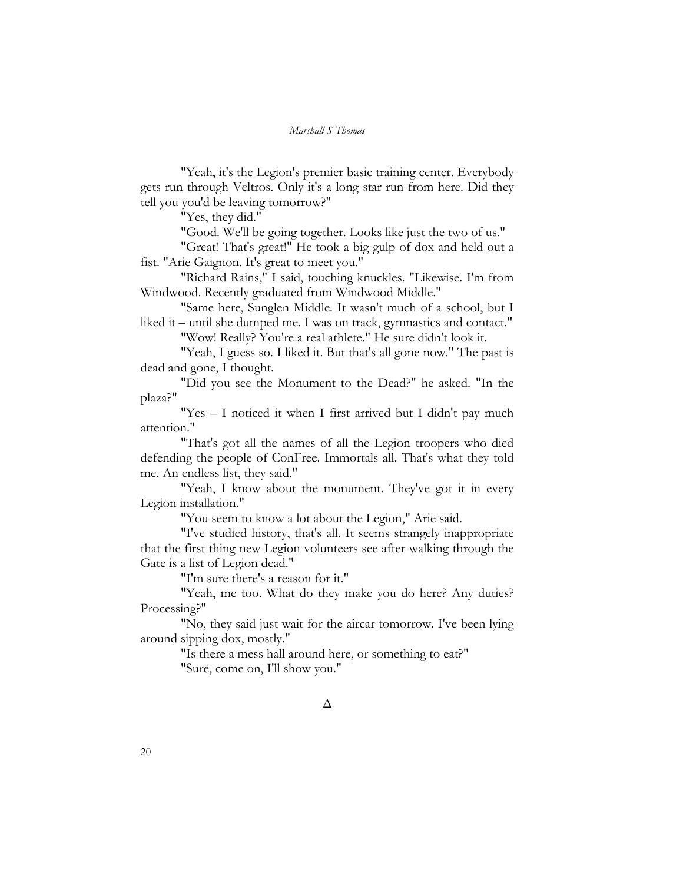"Yeah, it's the Legion's premier basic training center. Everybody gets run through Veltros. Only it's a long star run from here. Did they tell you you'd be leaving tomorrow?"

"Yes, they did."

"Good. We'll be going together. Looks like just the two of us."

"Great! That's great!" He took a big gulp of dox and held out a fist. "Arie Gaignon. It's great to meet you."

"Richard Rains," I said, touching knuckles. "Likewise. I'm from Windwood. Recently graduated from Windwood Middle."

"Same here, Sunglen Middle. It wasn't much of a school, but I liked it – until she dumped me. I was on track, gymnastics and contact."

"Wow! Really? You're a real athlete." He sure didn't look it.

"Yeah, I guess so. I liked it. But that's all gone now." The past is dead and gone, I thought.

"Did you see the Monument to the Dead?" he asked. "In the plaza?"

"Yes – I noticed it when I first arrived but I didn't pay much attention."

"That's got all the names of all the Legion troopers who died defending the people of ConFree. Immortals all. That's what they told me. An endless list, they said."

"Yeah, I know about the monument. They've got it in every Legion installation."

"You seem to know a lot about the Legion," Arie said.

"I've studied history, that's all. It seems strangely inappropriate that the first thing new Legion volunteers see after walking through the Gate is a list of Legion dead."

"I'm sure there's a reason for it."

"Yeah, me too. What do they make you do here? Any duties? Processing?"

"No, they said just wait for the aircar tomorrow. I've been lying around sipping dox, mostly."

"Is there a mess hall around here, or something to eat?"

"Sure, come on, I'll show you."

Δ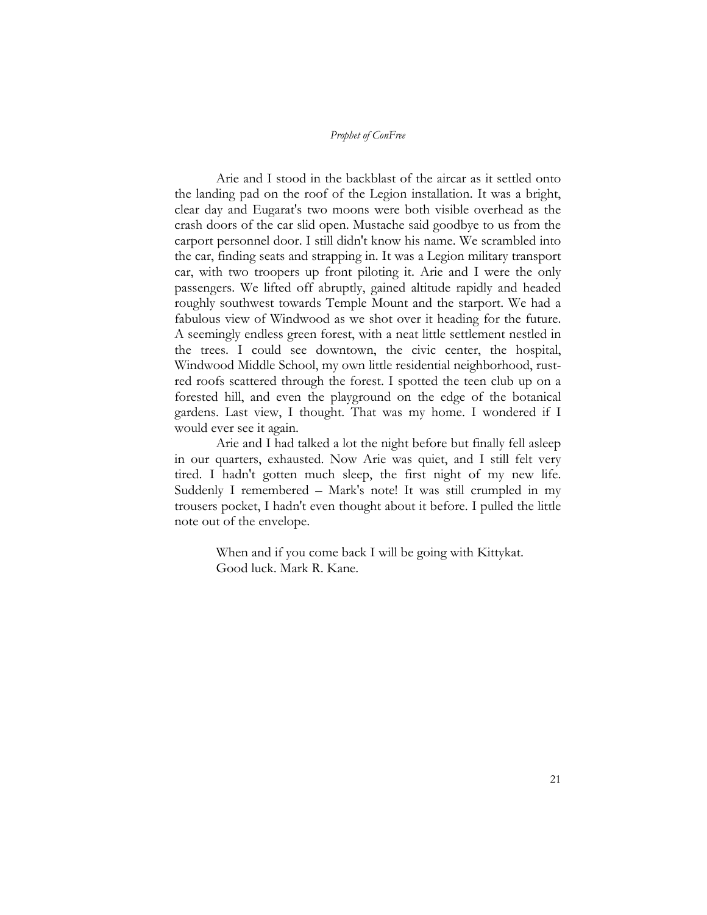Arie and I stood in the backblast of the aircar as it settled onto the landing pad on the roof of the Legion installation. It was a bright, clear day and Eugarat's two moons were both visible overhead as the crash doors of the car slid open. Mustache said goodbye to us from the carport personnel door. I still didn't know his name. We scrambled into the car, finding seats and strapping in. It was a Legion military transport car, with two troopers up front piloting it. Arie and I were the only passengers. We lifted off abruptly, gained altitude rapidly and headed roughly southwest towards Temple Mount and the starport. We had a fabulous view of Windwood as we shot over it heading for the future. A seemingly endless green forest, with a neat little settlement nestled in the trees. I could see downtown, the civic center, the hospital, Windwood Middle School, my own little residential neighborhood, rust-red roofs scattered through the forest. I spotted the teen club up on a forested hill, and even the playground on the edge of the botanical gardens. Last view, I thought. That was my home. I wondered if I would ever see it again.

Arie and I had talked a lot the night before but finally fell asleep in our quarters, exhausted. Now Arie was quiet, and I still felt very tired. I hadn't gotten much sleep, the first night of my new life. Suddenly I remembered – Mark's note! It was still crumpled in my trousers pocket, I hadn't even thought about it before. I pulled the little note out of the envelope.

> When and if you come back I will be going with Kittykat.
> Good luck. Mark R. Kane.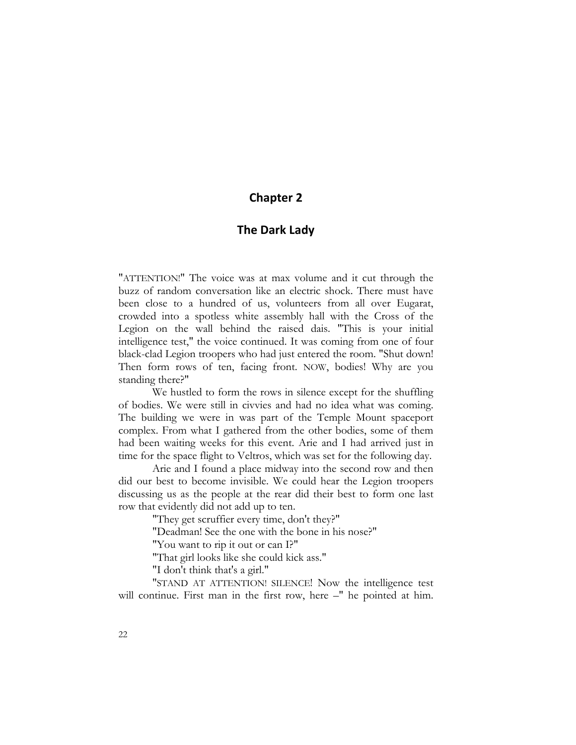# Chapter 2

## The Dark Lady

"ATTENTION!" The voice was at max volume and it cut through the buzz of random conversation like an electric shock. There must have been close to a hundred of us, volunteers from all over Eugarat, crowded into a spotless white assembly hall with the Cross of the Legion on the wall behind the raised dais. "This is your initial intelligence test," the voice continued. It was coming from one of four black-clad Legion troopers who had just entered the room. "Shut down! Then form rows of ten, facing front. NOW, bodies! Why are you standing there?"

We hustled to form the rows in silence except for the shuffling of bodies. We were still in civvies and had no idea what was coming. The building we were in was part of the Temple Mount spaceport complex. From what I gathered from the other bodies, some of them had been waiting weeks for this event. Arie and I had arrived just in time for the space flight to Veltros, which was set for the following day.

Arie and I found a place midway into the second row and then did our best to become invisible. We could hear the Legion troopers discussing us as the people at the rear did their best to form one last row that evidently did not add up to ten.

"They get scruffier every time, don't they?"

"Deadman! See the one with the bone in his nose?"

"You want to rip it out or can I?"

"That girl looks like she could kick ass."

"I don't think that's a girl."

"STAND AT ATTENTION! SILENCE! Now the intelligence test will continue. First man in the first row, here –" he pointed at him.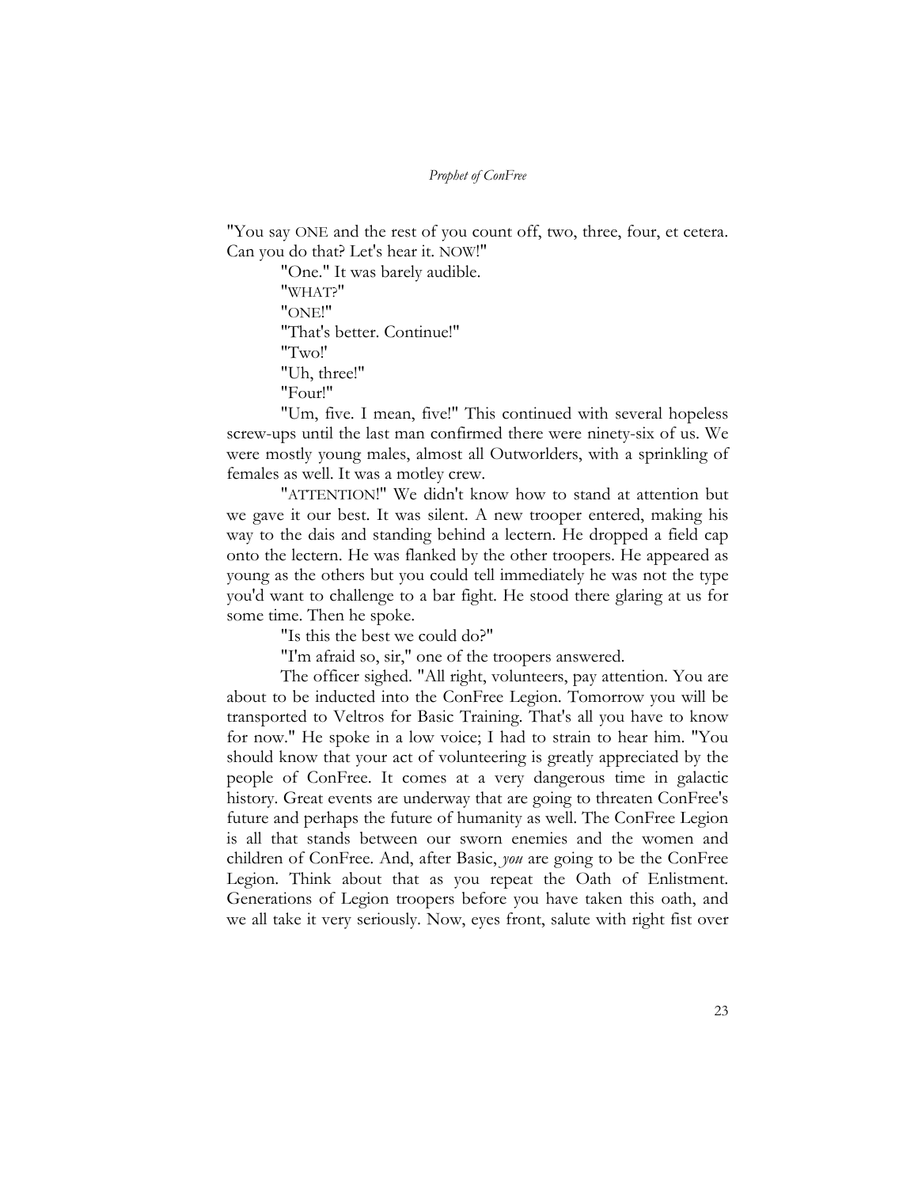"You say ONE and the rest of you count off, two, three, four, et cetera. Can you do that? Let's hear it. NOW!"

"One." It was barely audible.

"WHAT?"

"ONE!"

"That's better. Continue!"

"Two!'

"Uh, three!"

"Four!"

"Um, five. I mean, five!" This continued with several hopeless screw-ups until the last man confirmed there were ninety-six of us. We were mostly young males, almost all Outworlders, with a sprinkling of females as well. It was a motley crew.

"ATTENTION!" We didn't know how to stand at attention but we gave it our best. It was silent. A new trooper entered, making his way to the dais and standing behind a lectern. He dropped a field cap onto the lectern. He was flanked by the other troopers. He appeared as young as the others but you could tell immediately he was not the type you'd want to challenge to a bar fight. He stood there glaring at us for some time. Then he spoke.

"Is this the best we could do?"

"I'm afraid so, sir," one of the troopers answered.

The officer sighed. "All right, volunteers, pay attention. You are about to be inducted into the ConFree Legion. Tomorrow you will be transported to Veltros for Basic Training. That's all you have to know for now." He spoke in a low voice; I had to strain to hear him. "You should know that your act of volunteering is greatly appreciated by the people of ConFree. It comes at a very dangerous time in galactic history. Great events are underway that are going to threaten ConFree's future and perhaps the future of humanity as well. The ConFree Legion is all that stands between our sworn enemies and the women and children of ConFree. And, after Basic, *you* are going to be the ConFree Legion. Think about that as you repeat the Oath of Enlistment. Generations of Legion troopers before you have taken this oath, and we all take it very seriously. Now, eyes front, salute with right fist over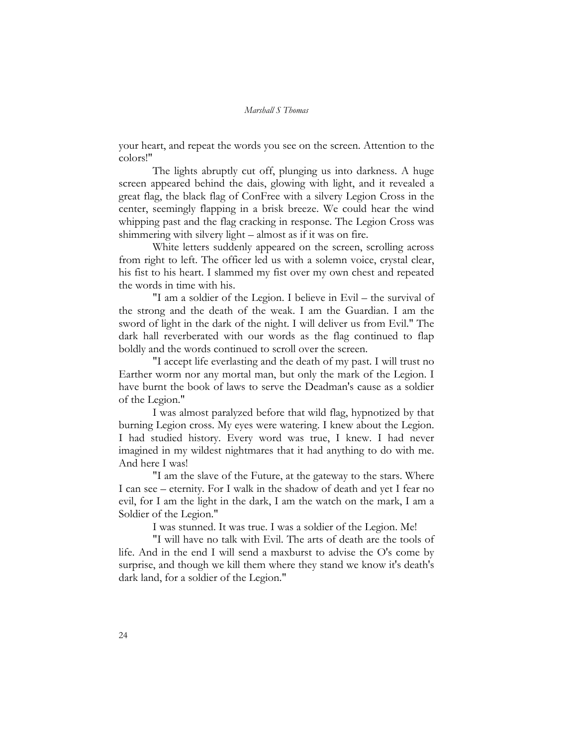your heart, and repeat the words you see on the screen. Attention to the colors!"

The lights abruptly cut off, plunging us into darkness. A huge screen appeared behind the dais, glowing with light, and it revealed a great flag, the black flag of ConFree with a silvery Legion Cross in the center, seemingly flapping in a brisk breeze. We could hear the wind whipping past and the flag cracking in response. The Legion Cross was shimmering with silvery light – almost as if it was on fire.

White letters suddenly appeared on the screen, scrolling across from right to left. The officer led us with a solemn voice, crystal clear, his fist to his heart. I slammed my fist over my own chest and repeated the words in time with his.

"I am a soldier of the Legion. I believe in Evil – the survival of the strong and the death of the weak. I am the Guardian. I am the sword of light in the dark of the night. I will deliver us from Evil." The dark hall reverberated with our words as the flag continued to flap boldly and the words continued to scroll over the screen.

"I accept life everlasting and the death of my past. I will trust no Earther worm nor any mortal man, but only the mark of the Legion. I have burnt the book of laws to serve the Deadman's cause as a soldier of the Legion."

I was almost paralyzed before that wild flag, hypnotized by that burning Legion cross. My eyes were watering. I knew about the Legion. I had studied history. Every word was true, I knew. I had never imagined in my wildest nightmares that it had anything to do with me. And here I was!

"I am the slave of the Future, at the gateway to the stars. Where I can see – eternity. For I walk in the shadow of death and yet I fear no evil, for I am the light in the dark, I am the watch on the mark, I am a Soldier of the Legion."

I was stunned. It was true. I was a soldier of the Legion. Me!

"I will have no talk with Evil. The arts of death are the tools of life. And in the end I will send a maxburst to advise the O's come by surprise, and though we kill them where they stand we know it's death's dark land, for a soldier of the Legion."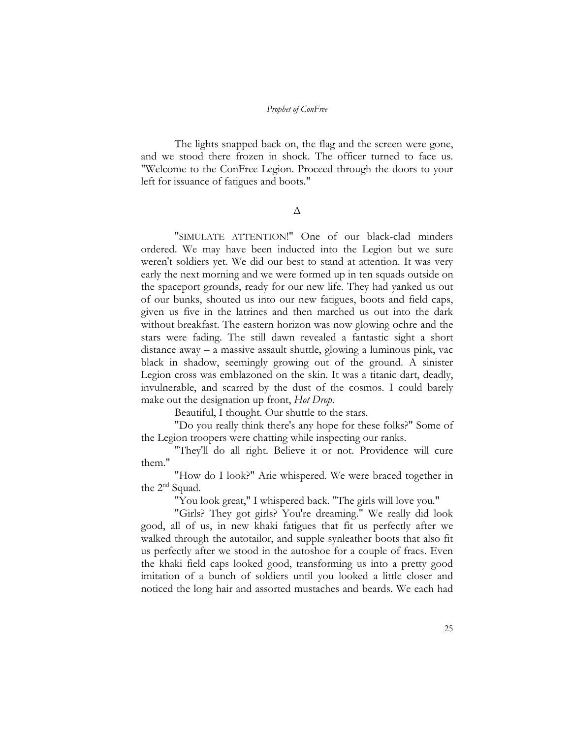The lights snapped back on, the flag and the screen were gone, and we stood there frozen in shock. The officer turned to face us. "Welcome to the ConFree Legion. Proceed through the doors to your left for issuance of fatigues and boots."

Δ

"SIMULATE ATTENTION!" One of our black-clad minders ordered. We may have been inducted into the Legion but we sure weren't soldiers yet. We did our best to stand at attention. It was very early the next morning and we were formed up in ten squads outside on the spaceport grounds, ready for our new life. They had yanked us out of our bunks, shouted us into our new fatigues, boots and field caps, given us five in the latrines and then marched us out into the dark without breakfast. The eastern horizon was now glowing ochre and the stars were fading. The still dawn revealed a fantastic sight a short distance away – a massive assault shuttle, glowing a luminous pink, vac black in shadow, seemingly growing out of the ground. A sinister Legion cross was emblazoned on the skin. It was a titanic dart, deadly, invulnerable, and scarred by the dust of the cosmos. I could barely make out the designation up front, *Hot Drop*.

Beautiful, I thought. Our shuttle to the stars.

"Do you really think there's any hope for these folks?" Some of the Legion troopers were chatting while inspecting our ranks.

"They'll do all right. Believe it or not. Providence will cure them."

"How do I look?" Arie whispered. We were braced together in the 2nd Squad.

"You look great," I whispered back. "The girls will love you."

"Girls? They got girls? You're dreaming." We really did look good, all of us, in new khaki fatigues that fit us perfectly after we walked through the autotailor, and supple synleather boots that also fit us perfectly after we stood in the autoshoe for a couple of fracs. Even the khaki field caps looked good, transforming us into a pretty good imitation of a bunch of soldiers until you looked a little closer and noticed the long hair and assorted mustaches and beards. We each had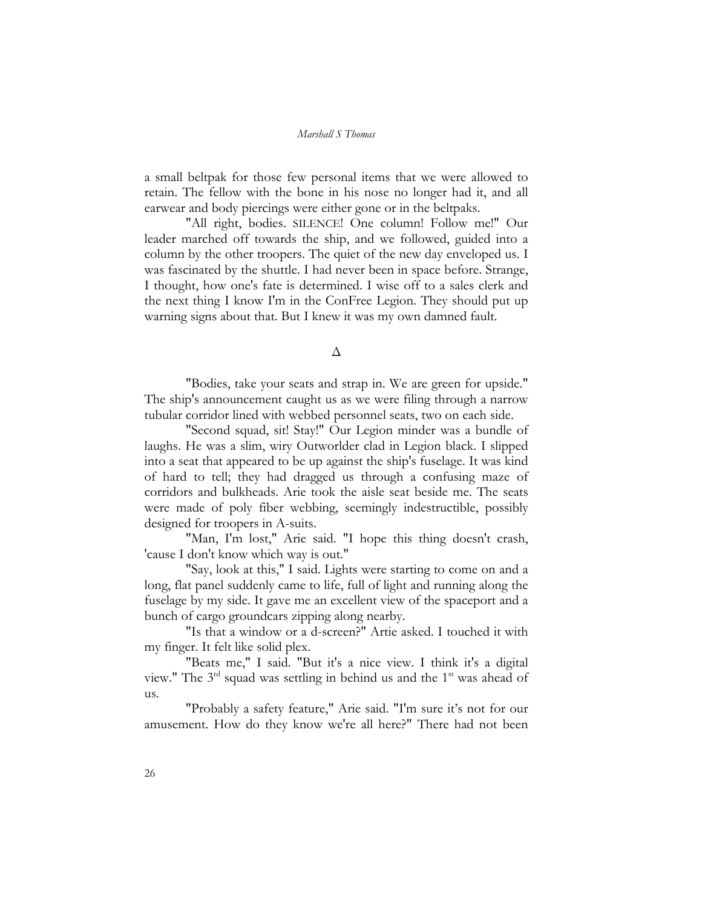a small beltpak for those few personal items that we were allowed to retain. The fellow with the bone in his nose no longer had it, and all earwear and body piercings were either gone or in the beltpaks.

"All right, bodies. SILENCE! One column! Follow me!" Our leader marched off towards the ship, and we followed, guided into a column by the other troopers. The quiet of the new day enveloped us. I was fascinated by the shuttle. I had never been in space before. Strange, I thought, how one's fate is determined. I wise off to a sales clerk and the next thing I know I'm in the ConFree Legion. They should put up warning signs about that. But I knew it was my own damned fault.

Δ

"Bodies, take your seats and strap in. We are green for upside." The ship's announcement caught us as we were filing through a narrow tubular corridor lined with webbed personnel seats, two on each side.

"Second squad, sit! Stay!" Our Legion minder was a bundle of laughs. He was a slim, wiry Outworlder clad in Legion black. I slipped into a seat that appeared to be up against the ship's fuselage. It was kind of hard to tell; they had dragged us through a confusing maze of corridors and bulkheads. Arie took the aisle seat beside me. The seats were made of poly fiber webbing, seemingly indestructible, possibly designed for troopers in A-suits.

"Man, I'm lost," Arie said. "I hope this thing doesn't crash, 'cause I don't know which way is out."

"Say, look at this," I said. Lights were starting to come on and a long, flat panel suddenly came to life, full of light and running along the fuselage by my side. It gave me an excellent view of the spaceport and a bunch of cargo groundcars zipping along nearby.

"Is that a window or a d-screen?" Artie asked. I touched it with my finger. It felt like solid plex.

"Beats me," I said. "But it's a nice view. I think it's a digital view." The 3rd squad was settling in behind us and the 1st was ahead of us.

"Probably a safety feature," Arie said. "I'm sure it's not for our amusement. How do they know we're all here?" There had not been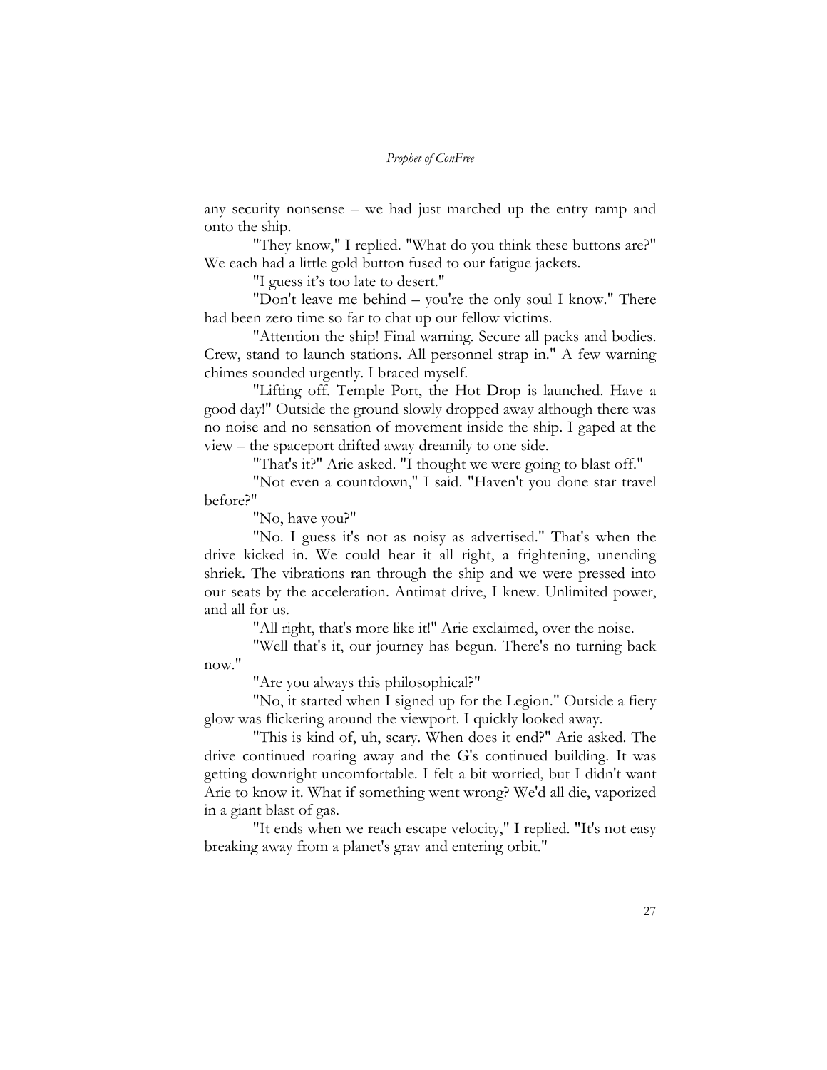any security nonsense – we had just marched up the entry ramp and onto the ship.

"They know," I replied. "What do you think these buttons are?" We each had a little gold button fused to our fatigue jackets.

"I guess it's too late to desert."

"Don't leave me behind – you're the only soul I know." There had been zero time so far to chat up our fellow victims.

"Attention the ship! Final warning. Secure all packs and bodies. Crew, stand to launch stations. All personnel strap in." A few warning chimes sounded urgently. I braced myself.

"Lifting off. Temple Port, the Hot Drop is launched. Have a good day!" Outside the ground slowly dropped away although there was no noise and no sensation of movement inside the ship. I gaped at the view – the spaceport drifted away dreamily to one side.

"That's it?" Arie asked. "I thought we were going to blast off."

"Not even a countdown," I said. "Haven't you done star travel before?"

"No, have you?"

"No. I guess it's not as noisy as advertised." That's when the drive kicked in. We could hear it all right, a frightening, unending shriek. The vibrations ran through the ship and we were pressed into our seats by the acceleration. Antimat drive, I knew. Unlimited power, and all for us.

"All right, that's more like it!" Arie exclaimed, over the noise.

"Well that's it, our journey has begun. There's no turning back now."

"Are you always this philosophical?"

"No, it started when I signed up for the Legion." Outside a fiery glow was flickering around the viewport. I quickly looked away.

"This is kind of, uh, scary. When does it end?" Arie asked. The drive continued roaring away and the G's continued building. It was getting downright uncomfortable. I felt a bit worried, but I didn't want Arie to know it. What if something went wrong? We'd all die, vaporized in a giant blast of gas.

"It ends when we reach escape velocity," I replied. "It's not easy breaking away from a planet's grav and entering orbit."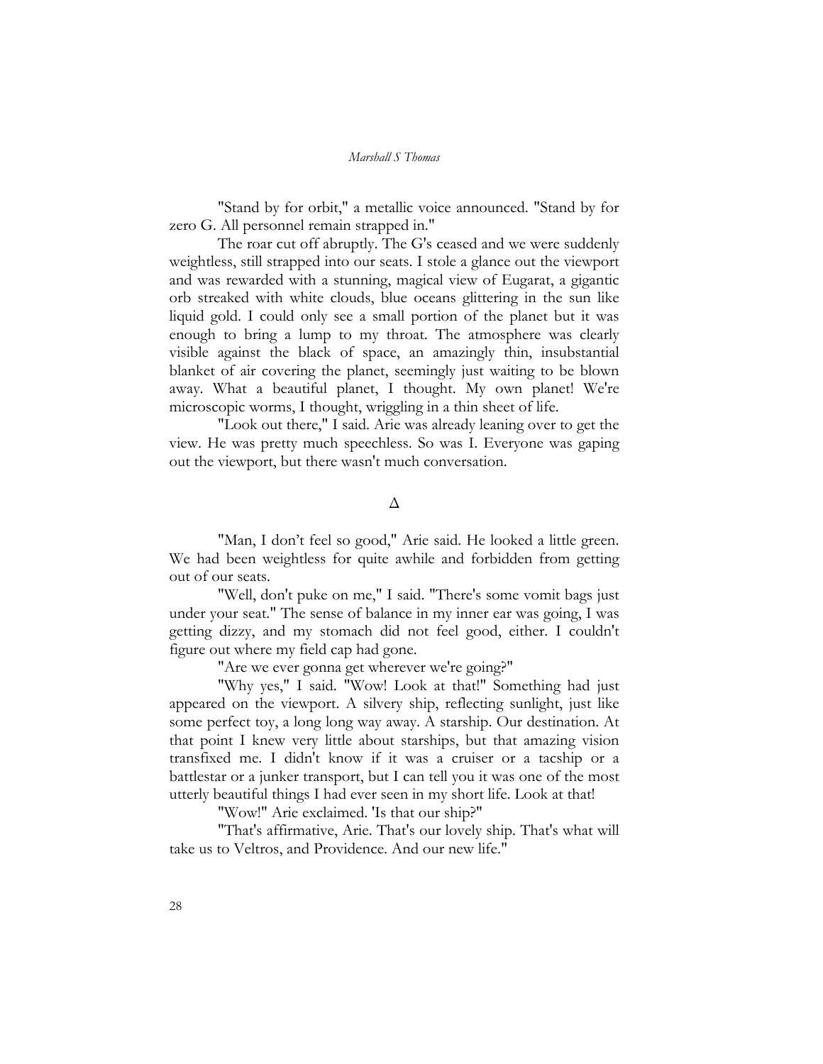"Stand by for orbit," a metallic voice announced. "Stand by for zero G. All personnel remain strapped in."

The roar cut off abruptly. The G's ceased and we were suddenly weightless, still strapped into our seats. I stole a glance out the viewport and was rewarded with a stunning, magical view of Eugarat, a gigantic orb streaked with white clouds, blue oceans glittering in the sun like liquid gold. I could only see a small portion of the planet but it was enough to bring a lump to my throat. The atmosphere was clearly visible against the black of space, an amazingly thin, insubstantial blanket of air covering the planet, seemingly just waiting to be blown away. What a beautiful planet, I thought. My own planet! We're microscopic worms, I thought, wriggling in a thin sheet of life.

"Look out there," I said. Arie was already leaning over to get the view. He was pretty much speechless. So was I. Everyone was gaping out the viewport, but there wasn't much conversation.

Δ

"Man, I don't feel so good," Arie said. He looked a little green. We had been weightless for quite awhile and forbidden from getting out of our seats.

"Well, don't puke on me," I said. "There's some vomit bags just under your seat." The sense of balance in my inner ear was going, I was getting dizzy, and my stomach did not feel good, either. I couldn't figure out where my field cap had gone.

"Are we ever gonna get wherever we're going?"

"Why yes," I said. "Wow! Look at that!" Something had just appeared on the viewport. A silvery ship, reflecting sunlight, just like some perfect toy, a long long way away. A starship. Our destination. At that point I knew very little about starships, but that amazing vision transfixed me. I didn't know if it was a cruiser or a tacship or a battlestar or a junker transport, but I can tell you it was one of the most utterly beautiful things I had ever seen in my short life. Look at that!

"Wow!" Arie exclaimed. 'Is that our ship?"

"That's affirmative, Arie. That's our lovely ship. That's what will take us to Veltros, and Providence. And our new life."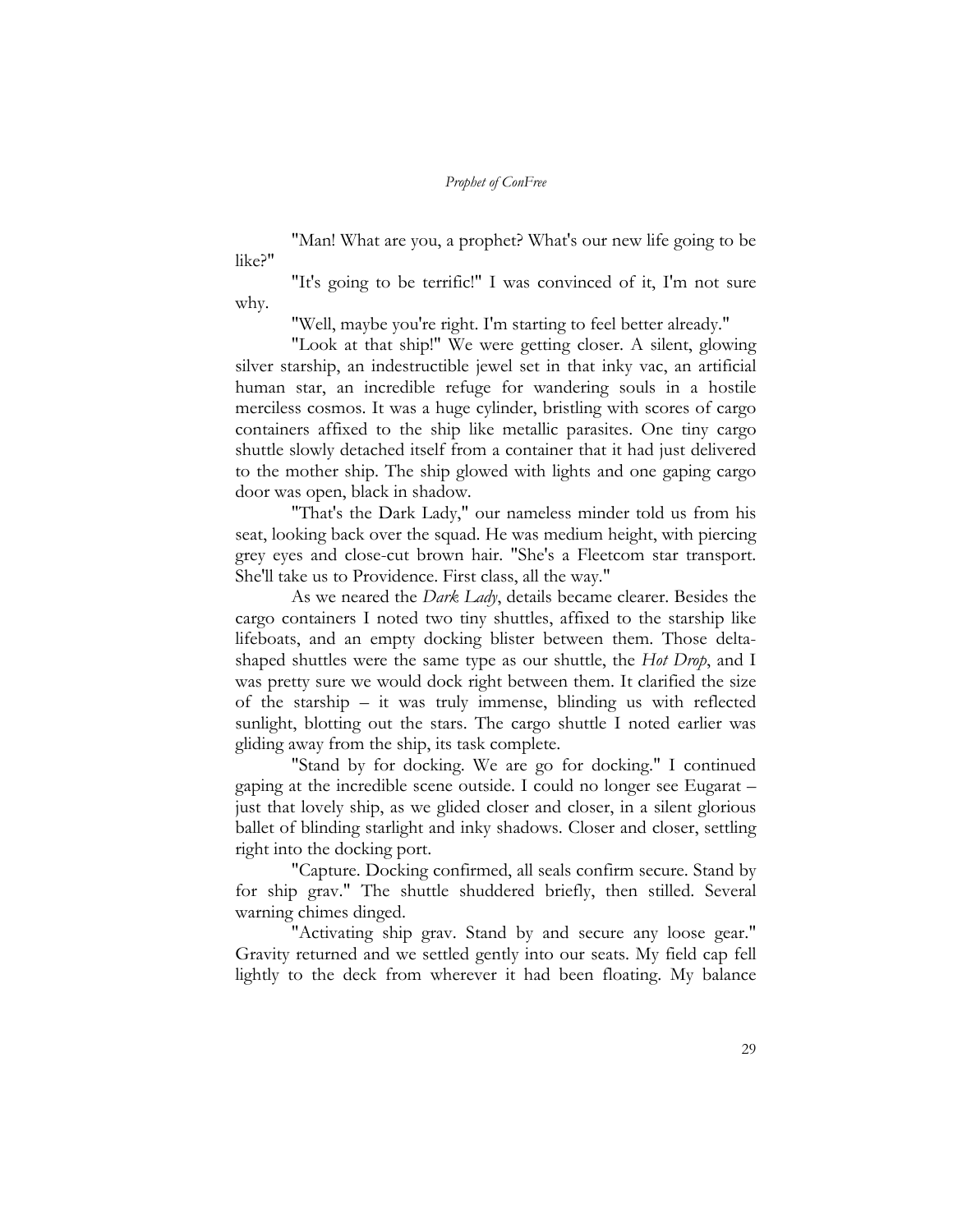"Man! What are you, a prophet? What's our new life going to be like?"

"It's going to be terrific!" I was convinced of it, I'm not sure why.

"Well, maybe you're right. I'm starting to feel better already."

"Look at that ship!" We were getting closer. A silent, glowing silver starship, an indestructible jewel set in that inky vac, an artificial human star, an incredible refuge for wandering souls in a hostile merciless cosmos. It was a huge cylinder, bristling with scores of cargo containers affixed to the ship like metallic parasites. One tiny cargo shuttle slowly detached itself from a container that it had just delivered to the mother ship. The ship glowed with lights and one gaping cargo door was open, black in shadow.

"That's the Dark Lady," our nameless minder told us from his seat, looking back over the squad. He was medium height, with piercing grey eyes and close-cut brown hair. "She's a Fleetcom star transport. She'll take us to Providence. First class, all the way."

As we neared the *Dark Lady*, details became clearer. Besides the cargo containers I noted two tiny shuttles, affixed to the starship like lifeboats, and an empty docking blister between them. Those delta-shaped shuttles were the same type as our shuttle, the *Hot Drop*, and I was pretty sure we would dock right between them. It clarified the size of the starship – it was truly immense, blinding us with reflected sunlight, blotting out the stars. The cargo shuttle I noted earlier was gliding away from the ship, its task complete.

"Stand by for docking. We are go for docking." I continued gaping at the incredible scene outside. I could no longer see Eugarat – just that lovely ship, as we glided closer and closer, in a silent glorious ballet of blinding starlight and inky shadows. Closer and closer, settling right into the docking port.

"Capture. Docking confirmed, all seals confirm secure. Stand by for ship grav." The shuttle shuddered briefly, then stilled. Several warning chimes dinged.

"Activating ship grav. Stand by and secure any loose gear." Gravity returned and we settled gently into our seats. My field cap fell lightly to the deck from wherever it had been floating. My balance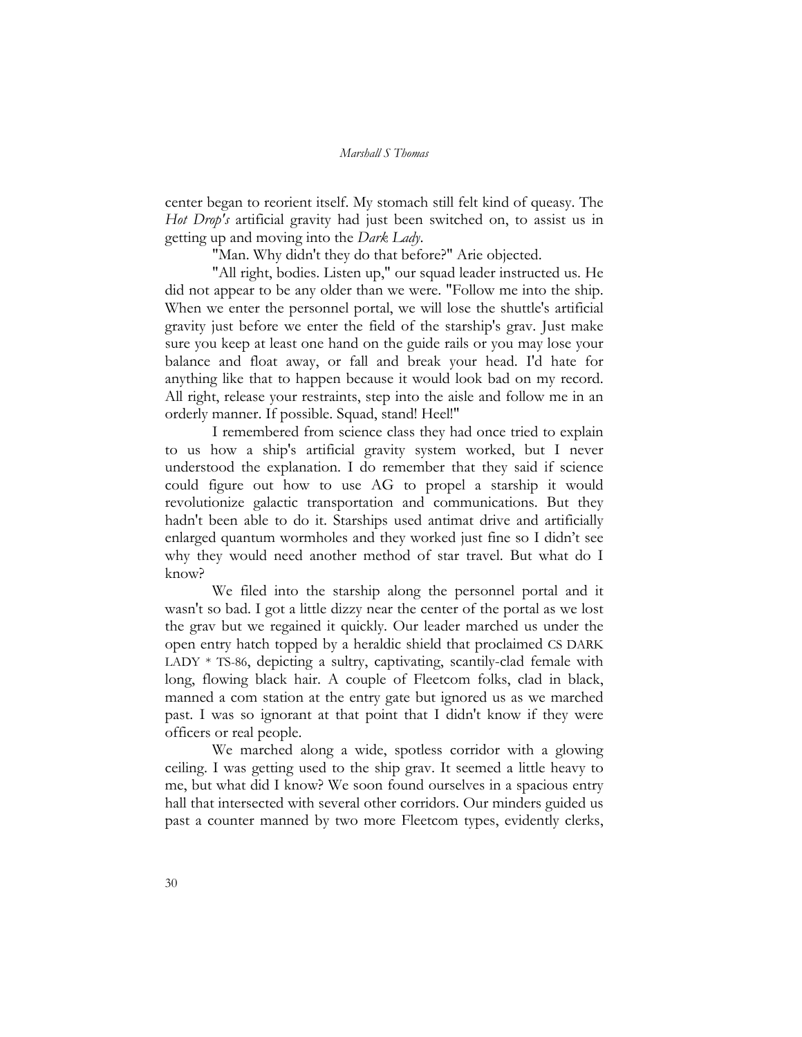center began to reorient itself. My stomach still felt kind of queasy. The *Hot Drop's* artificial gravity had just been switched on, to assist us in getting up and moving into the *Dark Lady*.

"Man. Why didn't they do that before?" Arie objected.

"All right, bodies. Listen up," our squad leader instructed us. He did not appear to be any older than we were. "Follow me into the ship. When we enter the personnel portal, we will lose the shuttle's artificial gravity just before we enter the field of the starship's grav. Just make sure you keep at least one hand on the guide rails or you may lose your balance and float away, or fall and break your head. I'd hate for anything like that to happen because it would look bad on my record. All right, release your restraints, step into the aisle and follow me in an orderly manner. If possible. Squad, stand! Heel!"

I remembered from science class they had once tried to explain to us how a ship's artificial gravity system worked, but I never understood the explanation. I do remember that they said if science could figure out how to use AG to propel a starship it would revolutionize galactic transportation and communications. But they hadn't been able to do it. Starships used antimat drive and artificially enlarged quantum wormholes and they worked just fine so I didn't see why they would need another method of star travel. But what do I know?

We filed into the starship along the personnel portal and it wasn't so bad. I got a little dizzy near the center of the portal as we lost the grav but we regained it quickly. Our leader marched us under the open entry hatch topped by a heraldic shield that proclaimed CS DARK LADY * TS-86, depicting a sultry, captivating, scantily-clad female with long, flowing black hair. A couple of Fleetcom folks, clad in black, manned a com station at the entry gate but ignored us as we marched past. I was so ignorant at that point that I didn't know if they were officers or real people.

We marched along a wide, spotless corridor with a glowing ceiling. I was getting used to the ship grav. It seemed a little heavy to me, but what did I know? We soon found ourselves in a spacious entry hall that intersected with several other corridors. Our minders guided us past a counter manned by two more Fleetcom types, evidently clerks,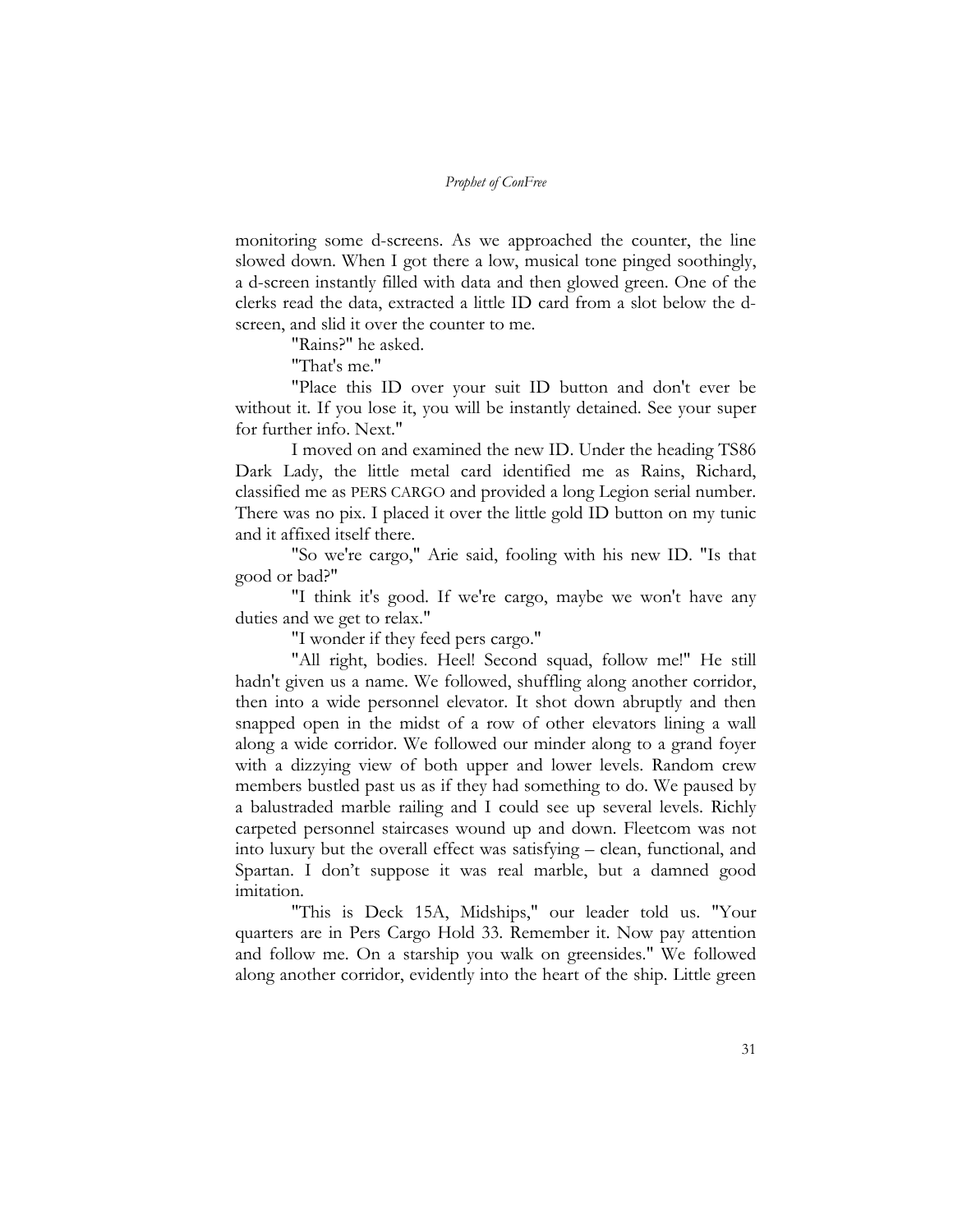monitoring some d-screens. As we approached the counter, the line slowed down. When I got there a low, musical tone pinged soothingly, a d-screen instantly filled with data and then glowed green. One of the clerks read the data, extracted a little ID card from a slot below the d-screen, and slid it over the counter to me.

"Rains?" he asked.

"That's me."

"Place this ID over your suit ID button and don't ever be without it. If you lose it, you will be instantly detained. See your super for further info. Next."

I moved on and examined the new ID. Under the heading TS86 Dark Lady, the little metal card identified me as Rains, Richard, classified me as PERS CARGO and provided a long Legion serial number. There was no pix. I placed it over the little gold ID button on my tunic and it affixed itself there.

"So we're cargo," Arie said, fooling with his new ID. "Is that good or bad?"

"I think it's good. If we're cargo, maybe we won't have any duties and we get to relax."

"I wonder if they feed pers cargo."

"All right, bodies. Heel! Second squad, follow me!" He still hadn't given us a name. We followed, shuffling along another corridor, then into a wide personnel elevator. It shot down abruptly and then snapped open in the midst of a row of other elevators lining a wall along a wide corridor. We followed our minder along to a grand foyer with a dizzying view of both upper and lower levels. Random crew members bustled past us as if they had something to do. We paused by a balustraded marble railing and I could see up several levels. Richly carpeted personnel staircases wound up and down. Fleetcom was not into luxury but the overall effect was satisfying – clean, functional, and Spartan. I don't suppose it was real marble, but a damned good imitation.

"This is Deck 15A, Midships," our leader told us. "Your quarters are in Pers Cargo Hold 33. Remember it. Now pay attention and follow me. On a starship you walk on greensides." We followed along another corridor, evidently into the heart of the ship. Little green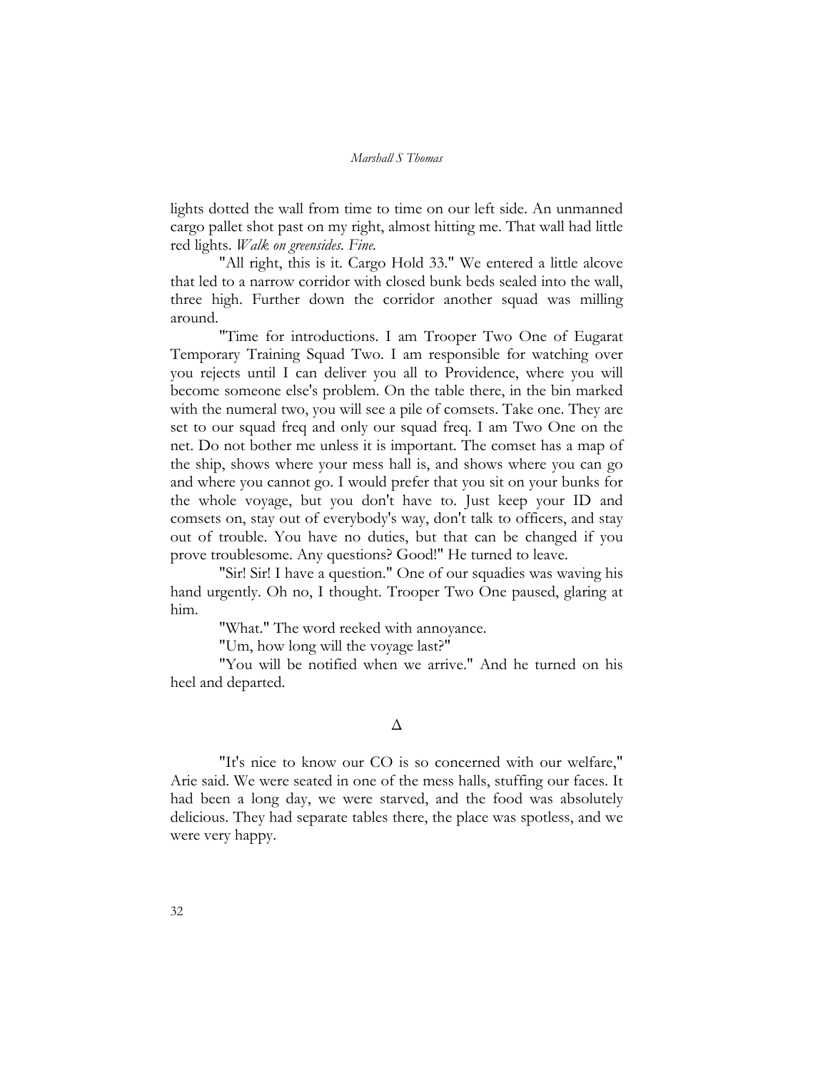lights dotted the wall from time to time on our left side. An unmanned cargo pallet shot past on my right, almost hitting me. That wall had little red lights. *Walk on greensides. Fine.*

"All right, this is it. Cargo Hold 33." We entered a little alcove that led to a narrow corridor with closed bunk beds sealed into the wall, three high. Further down the corridor another squad was milling around.

"Time for introductions. I am Trooper Two One of Eugarat Temporary Training Squad Two. I am responsible for watching over you rejects until I can deliver you all to Providence, where you will become someone else's problem. On the table there, in the bin marked with the numeral two, you will see a pile of comsets. Take one. They are set to our squad freq and only our squad freq. I am Two One on the net. Do not bother me unless it is important. The comset has a map of the ship, shows where your mess hall is, and shows where you can go and where you cannot go. I would prefer that you sit on your bunks for the whole voyage, but you don't have to. Just keep your ID and comsets on, stay out of everybody's way, don't talk to officers, and stay out of trouble. You have no duties, but that can be changed if you prove troublesome. Any questions? Good!" He turned to leave.

"Sir! Sir! I have a question." One of our squadies was waving his hand urgently. Oh no, I thought. Trooper Two One paused, glaring at him.

"What." The word reeked with annoyance.

"Um, how long will the voyage last?"

"You will be notified when we arrive." And he turned on his heel and departed.

Δ

"It's nice to know our CO is so concerned with our welfare," Arie said. We were seated in one of the mess halls, stuffing our faces. It had been a long day, we were starved, and the food was absolutely delicious. They had separate tables there, the place was spotless, and we were very happy.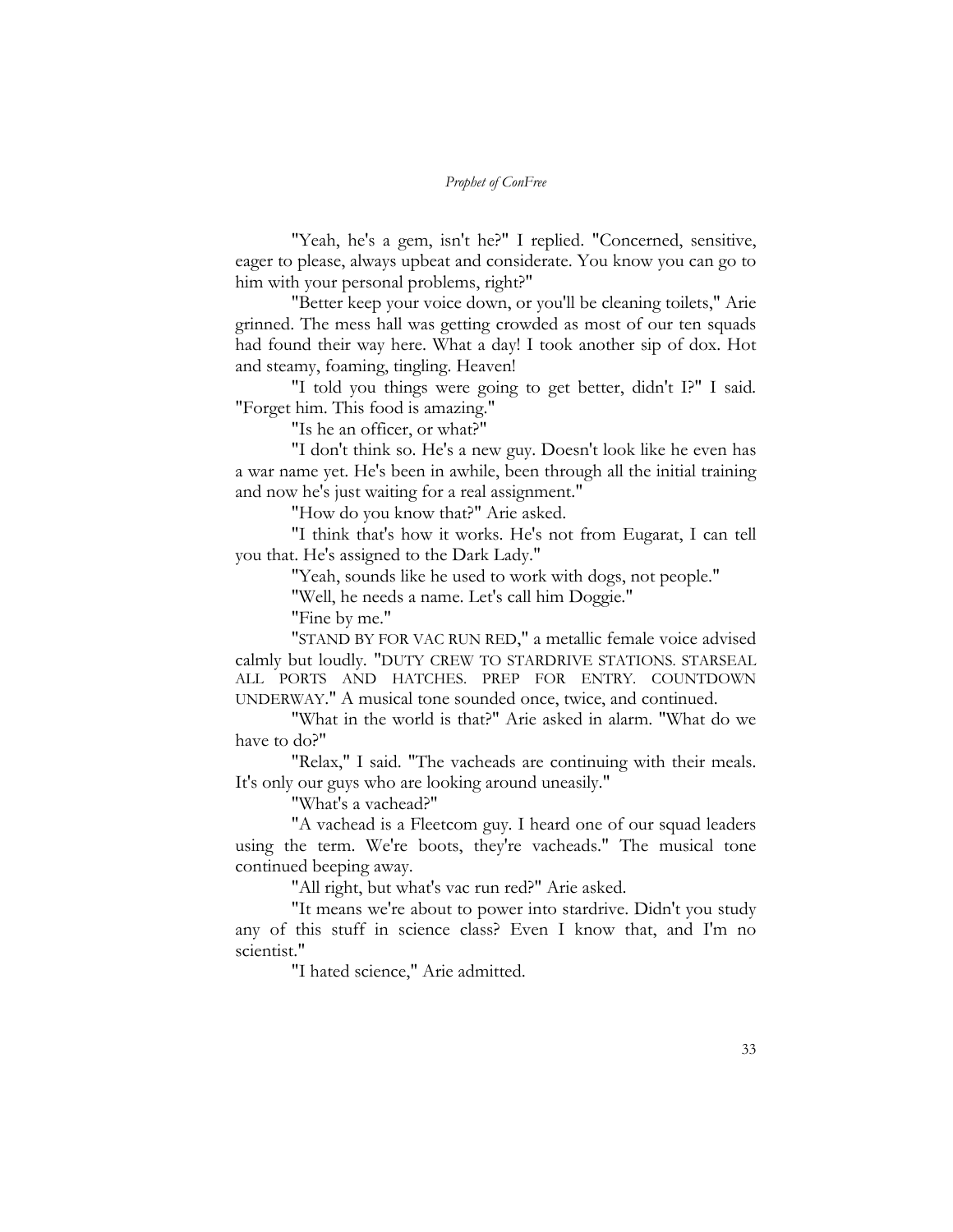"Yeah, he's a gem, isn't he?" I replied. "Concerned, sensitive, eager to please, always upbeat and considerate. You know you can go to him with your personal problems, right?"

"Better keep your voice down, or you'll be cleaning toilets," Arie grinned. The mess hall was getting crowded as most of our ten squads had found their way here. What a day! I took another sip of dox. Hot and steamy, foaming, tingling. Heaven!

"I told you things were going to get better, didn't I?" I said. "Forget him. This food is amazing."

"Is he an officer, or what?"

"I don't think so. He's a new guy. Doesn't look like he even has a war name yet. He's been in awhile, been through all the initial training and now he's just waiting for a real assignment."

"How do you know that?" Arie asked.

"I think that's how it works. He's not from Eugarat, I can tell you that. He's assigned to the Dark Lady."

"Yeah, sounds like he used to work with dogs, not people."

"Well, he needs a name. Let's call him Doggie."

"Fine by me."

"STAND BY FOR VAC RUN RED," a metallic female voice advised calmly but loudly. "DUTY CREW TO STARDRIVE STATIONS. STARSEAL ALL PORTS AND HATCHES. PREP FOR ENTRY. COUNTDOWN UNDERWAY." A musical tone sounded once, twice, and continued.

"What in the world is that?" Arie asked in alarm. "What do we have to do?"

"Relax," I said. "The vacheads are continuing with their meals. It's only our guys who are looking around uneasily."

"What's a vachead?"

"A vachead is a Fleetcom guy. I heard one of our squad leaders using the term. We're boots, they're vacheads." The musical tone continued beeping away.

"All right, but what's vac run red?" Arie asked.

"It means we're about to power into stardrive. Didn't you study any of this stuff in science class? Even I know that, and I'm no scientist."

"I hated science," Arie admitted.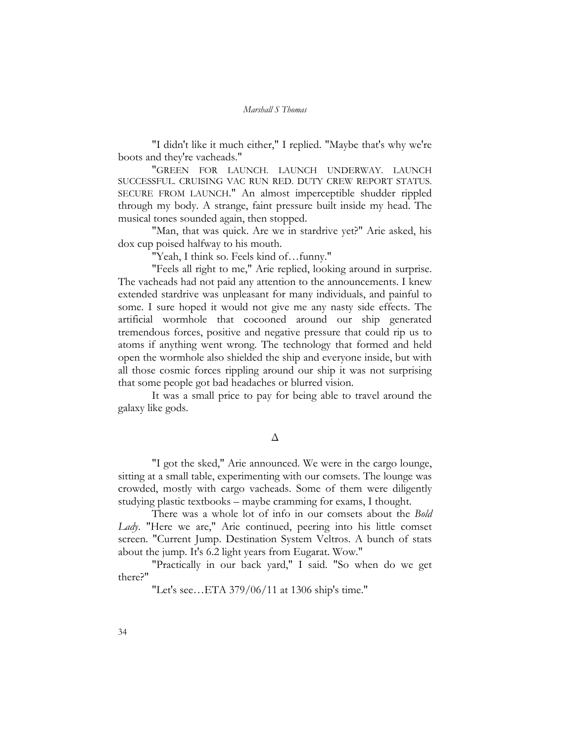"I didn't like it much either," I replied. "Maybe that's why we're boots and they're vacheads."

"GREEN FOR LAUNCH. LAUNCH UNDERWAY. LAUNCH SUCCESSFUL. CRUISING VAC RUN RED. DUTY CREW REPORT STATUS. SECURE FROM LAUNCH." An almost imperceptible shudder rippled through my body. A strange, faint pressure built inside my head. The musical tones sounded again, then stopped.

"Man, that was quick. Are we in stardrive yet?" Arie asked, his dox cup poised halfway to his mouth.

"Yeah, I think so. Feels kind of…funny."

"Feels all right to me," Arie replied, looking around in surprise. The vacheads had not paid any attention to the announcements. I knew extended stardrive was unpleasant for many individuals, and painful to some. I sure hoped it would not give me any nasty side effects. The artificial wormhole that cocooned around our ship generated tremendous forces, positive and negative pressure that could rip us to atoms if anything went wrong. The technology that formed and held open the wormhole also shielded the ship and everyone inside, but with all those cosmic forces rippling around our ship it was not surprising that some people got bad headaches or blurred vision.

It was a small price to pay for being able to travel around the galaxy like gods.

Δ

"I got the sked," Arie announced. We were in the cargo lounge, sitting at a small table, experimenting with our comsets. The lounge was crowded, mostly with cargo vacheads. Some of them were diligently studying plastic textbooks – maybe cramming for exams, I thought.

There was a whole lot of info in our comsets about the *Bold Lady*. "Here we are," Arie continued, peering into his little comset screen. "Current Jump. Destination System Veltros. A bunch of stats about the jump. It's 6.2 light years from Eugarat. Wow."

"Practically in our back yard," I said. "So when do we get there?"

"Let's see…ETA 379/06/11 at 1306 ship's time."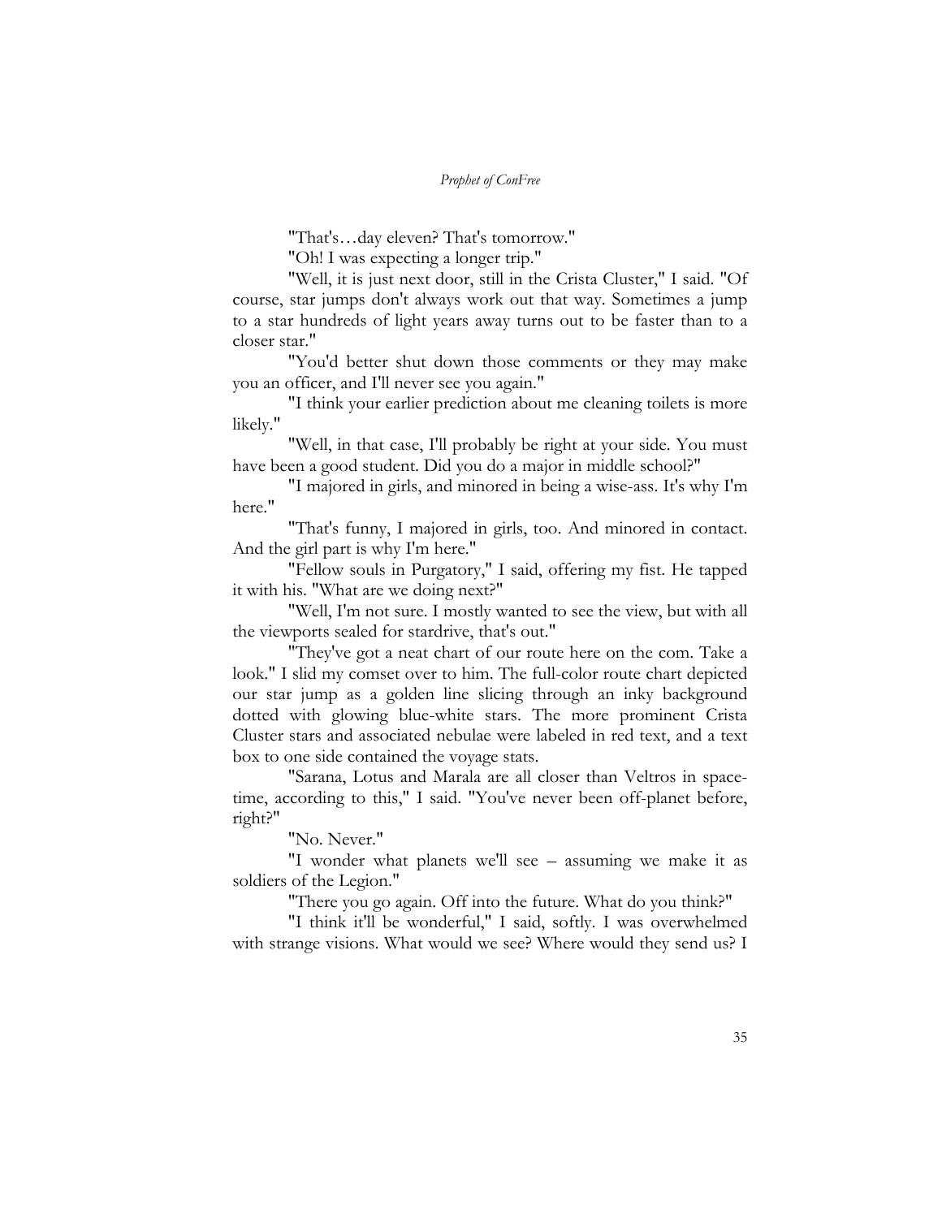"That's…day eleven? That's tomorrow."

"Oh! I was expecting a longer trip."

"Well, it is just next door, still in the Crista Cluster," I said. "Of course, star jumps don't always work out that way. Sometimes a jump to a star hundreds of light years away turns out to be faster than to a closer star."

"You'd better shut down those comments or they may make you an officer, and I'll never see you again."

"I think your earlier prediction about me cleaning toilets is more likely."

"Well, in that case, I'll probably be right at your side. You must have been a good student. Did you do a major in middle school?"

"I majored in girls, and minored in being a wise-ass. It's why I'm here."

"That's funny, I majored in girls, too. And minored in contact. And the girl part is why I'm here."

"Fellow souls in Purgatory," I said, offering my fist. He tapped it with his. "What are we doing next?"

"Well, I'm not sure. I mostly wanted to see the view, but with all the viewports sealed for stardrive, that's out."

"They've got a neat chart of our route here on the com. Take a look." I slid my comset over to him. The full-color route chart depicted our star jump as a golden line slicing through an inky background dotted with glowing blue-white stars. The more prominent Crista Cluster stars and associated nebulae were labeled in red text, and a text box to one side contained the voyage stats.

"Sarana, Lotus and Marala are all closer than Veltros in space-time, according to this," I said. "You've never been off-planet before, right?"

"No. Never."

"I wonder what planets we'll see – assuming we make it as soldiers of the Legion."

"There you go again. Off into the future. What do you think?"

"I think it'll be wonderful," I said, softly. I was overwhelmed with strange visions. What would we see? Where would they send us? I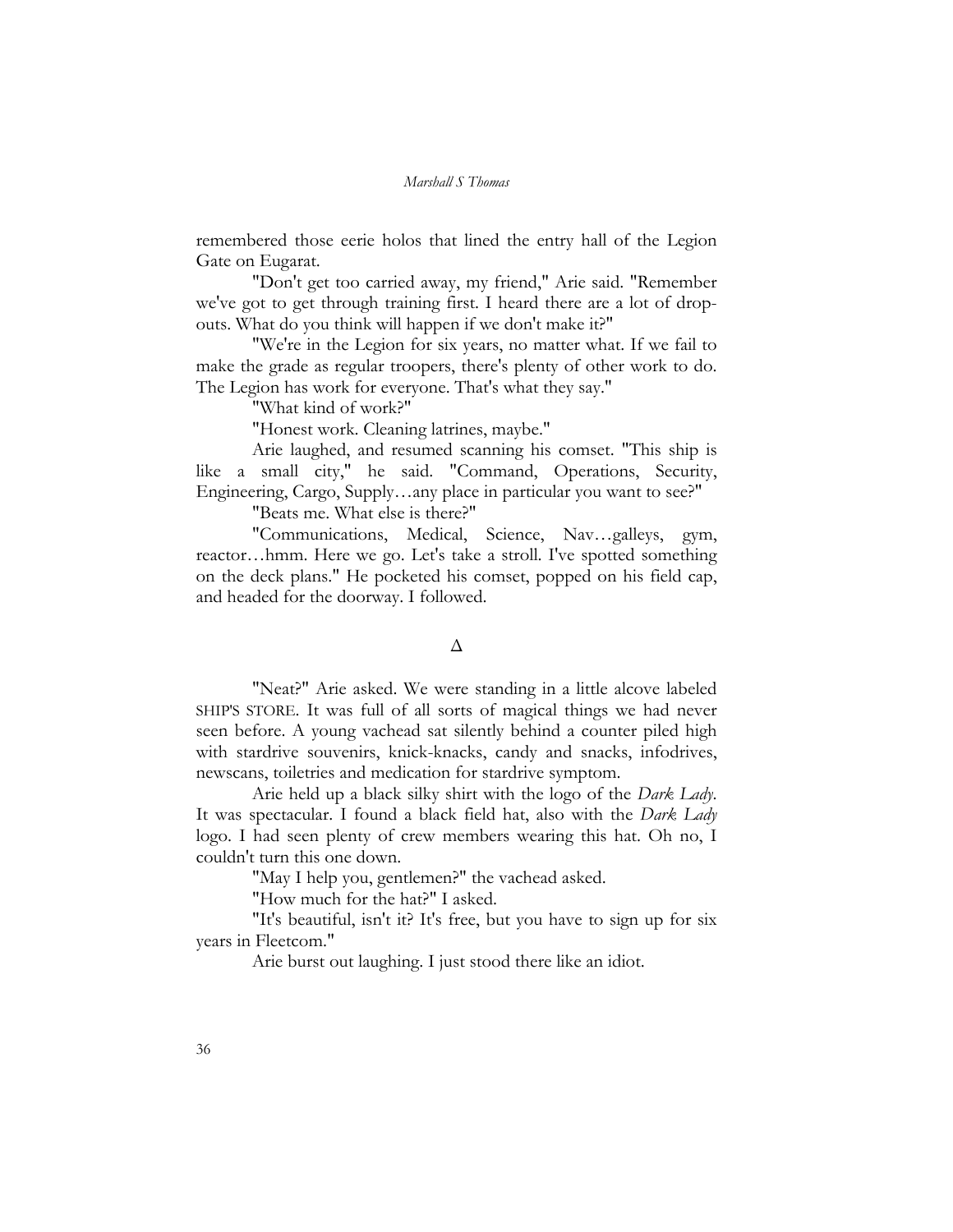remembered those eerie holos that lined the entry hall of the Legion Gate on Eugarat.

"Don't get too carried away, my friend," Arie said. "Remember we've got to get through training first. I heard there are a lot of drop-outs. What do you think will happen if we don't make it?"

"We're in the Legion for six years, no matter what. If we fail to make the grade as regular troopers, there's plenty of other work to do. The Legion has work for everyone. That's what they say."

"What kind of work?"

"Honest work. Cleaning latrines, maybe."

Arie laughed, and resumed scanning his comset. "This ship is like a small city," he said. "Command, Operations, Security, Engineering, Cargo, Supply…any place in particular you want to see?"

"Beats me. What else is there?"

"Communications, Medical, Science, Nav…galleys, gym, reactor…hmm. Here we go. Let's take a stroll. I've spotted something on the deck plans." He pocketed his comset, popped on his field cap, and headed for the doorway. I followed.

Δ

"Neat?" Arie asked. We were standing in a little alcove labeled SHIP'S STORE. It was full of all sorts of magical things we had never seen before. A young vachead sat silently behind a counter piled high with stardrive souvenirs, knick-knacks, candy and snacks, infodrives, newscans, toiletries and medication for stardrive symptom.

Arie held up a black silky shirt with the logo of the *Dark Lady*. It was spectacular. I found a black field hat, also with the *Dark Lady* logo. I had seen plenty of crew members wearing this hat. Oh no, I couldn't turn this one down.

"May I help you, gentlemen?" the vachead asked.

"How much for the hat?" I asked.

"It's beautiful, isn't it? It's free, but you have to sign up for six years in Fleetcom."

Arie burst out laughing. I just stood there like an idiot.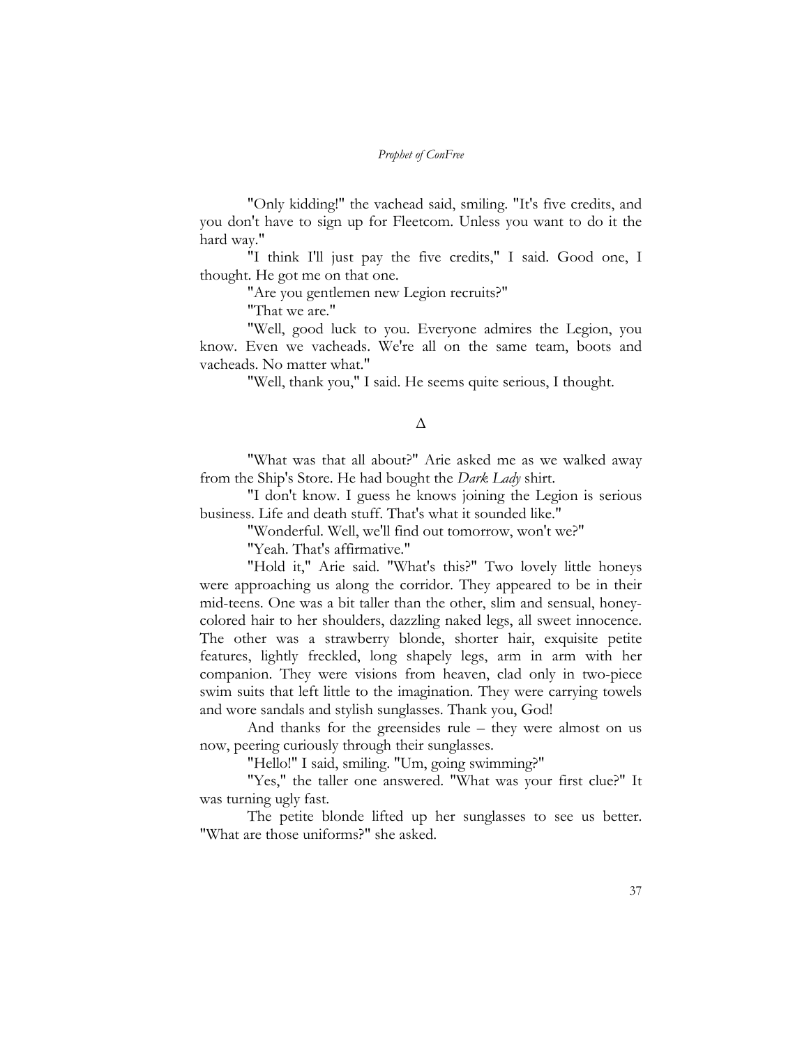"Only kidding!" the vachead said, smiling. "It's five credits, and you don't have to sign up for Fleetcom. Unless you want to do it the hard way."

"I think I'll just pay the five credits," I said. Good one, I thought. He got me on that one.

"Are you gentlemen new Legion recruits?"

"That we are."

"Well, good luck to you. Everyone admires the Legion, you know. Even we vacheads. We're all on the same team, boots and vacheads. No matter what."

"Well, thank you," I said. He seems quite serious, I thought.

Δ

"What was that all about?" Arie asked me as we walked away from the Ship's Store. He had bought the *Dark Lady* shirt.

"I don't know. I guess he knows joining the Legion is serious business. Life and death stuff. That's what it sounded like."

"Wonderful. Well, we'll find out tomorrow, won't we?"

"Yeah. That's affirmative."

"Hold it," Arie said. "What's this?" Two lovely little honeys were approaching us along the corridor. They appeared to be in their mid-teens. One was a bit taller than the other, slim and sensual, honey-colored hair to her shoulders, dazzling naked legs, all sweet innocence. The other was a strawberry blonde, shorter hair, exquisite petite features, lightly freckled, long shapely legs, arm in arm with her companion. They were visions from heaven, clad only in two-piece swim suits that left little to the imagination. They were carrying towels and wore sandals and stylish sunglasses. Thank you, God!

And thanks for the greensides rule – they were almost on us now, peering curiously through their sunglasses.

"Hello!" I said, smiling. "Um, going swimming?"

"Yes," the taller one answered. "What was your first clue?" It was turning ugly fast.

The petite blonde lifted up her sunglasses to see us better. "What are those uniforms?" she asked.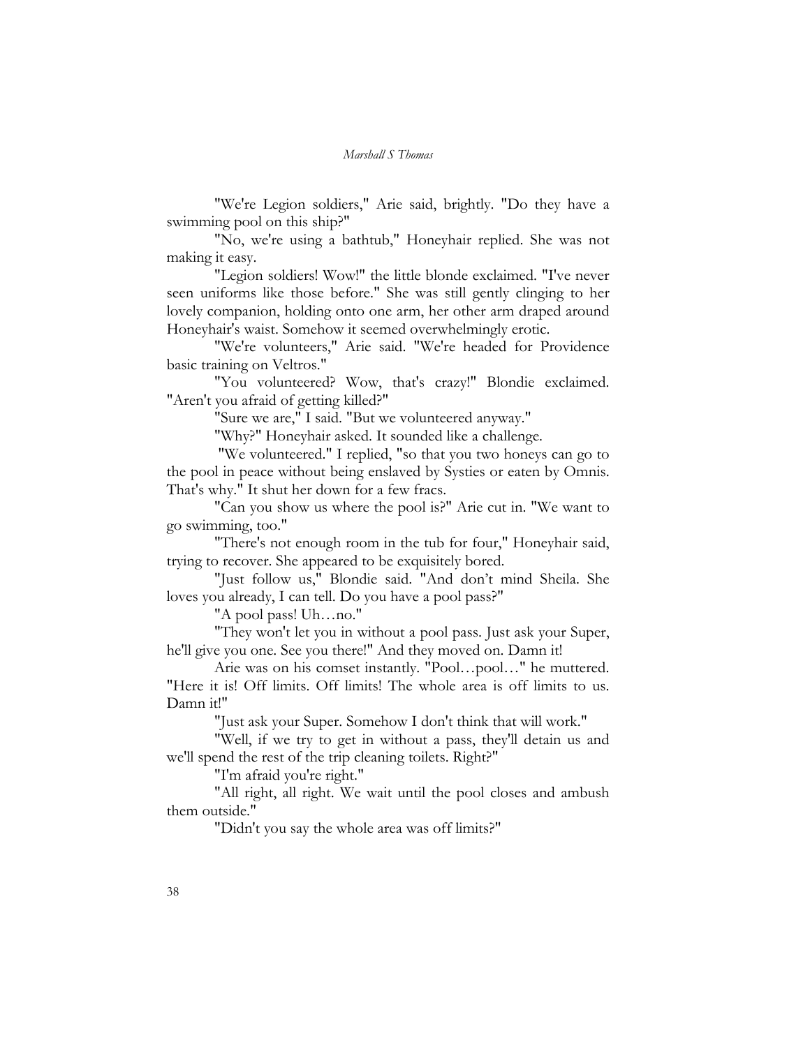"We're Legion soldiers," Arie said, brightly. "Do they have a swimming pool on this ship?"

"No, we're using a bathtub," Honeyhair replied. She was not making it easy.

"Legion soldiers! Wow!" the little blonde exclaimed. "I've never seen uniforms like those before." She was still gently clinging to her lovely companion, holding onto one arm, her other arm draped around Honeyhair's waist. Somehow it seemed overwhelmingly erotic.

"We're volunteers," Arie said. "We're headed for Providence basic training on Veltros."

"You volunteered? Wow, that's crazy!" Blondie exclaimed. "Aren't you afraid of getting killed?"

"Sure we are," I said. "But we volunteered anyway."

"Why?" Honeyhair asked. It sounded like a challenge.

"We volunteered." I replied, "so that you two honeys can go to the pool in peace without being enslaved by Systies or eaten by Omnis. That's why." It shut her down for a few fracs.

"Can you show us where the pool is?" Arie cut in. "We want to go swimming, too."

"There's not enough room in the tub for four," Honeyhair said, trying to recover. She appeared to be exquisitely bored.

"Just follow us," Blondie said. "And don't mind Sheila. She loves you already, I can tell. Do you have a pool pass?"

"A pool pass! Uh…no."

"They won't let you in without a pool pass. Just ask your Super, he'll give you one. See you there!" And they moved on. Damn it!

Arie was on his comset instantly. "Pool…pool…" he muttered. "Here it is! Off limits. Off limits! The whole area is off limits to us. Damn it!"

"Just ask your Super. Somehow I don't think that will work."

"Well, if we try to get in without a pass, they'll detain us and we'll spend the rest of the trip cleaning toilets. Right?"

"I'm afraid you're right."

"All right, all right. We wait until the pool closes and ambush them outside."

"Didn't you say the whole area was off limits?"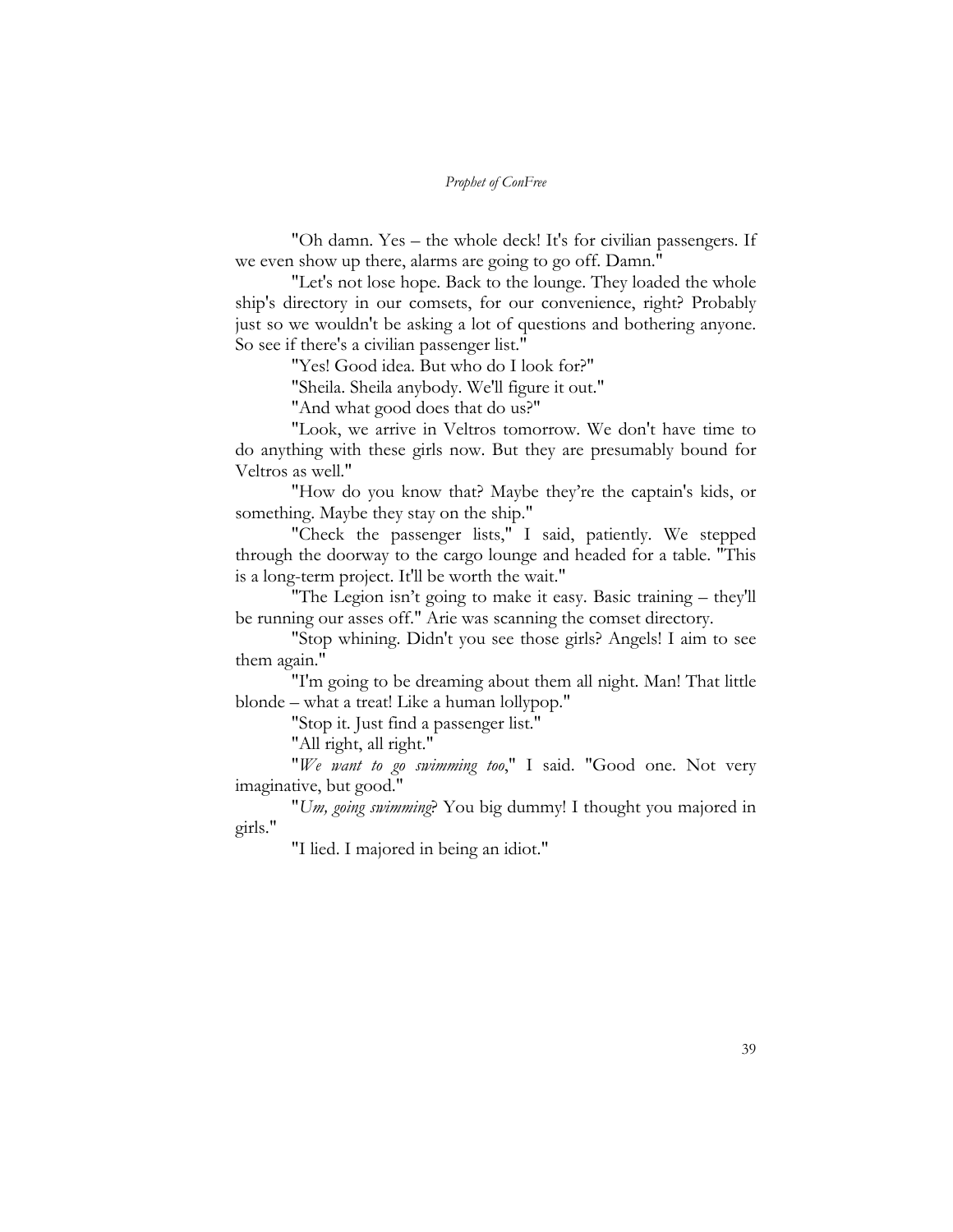"Oh damn. Yes – the whole deck! It's for civilian passengers. If we even show up there, alarms are going to go off. Damn."

"Let's not lose hope. Back to the lounge. They loaded the whole ship's directory in our comsets, for our convenience, right? Probably just so we wouldn't be asking a lot of questions and bothering anyone. So see if there's a civilian passenger list."

"Yes! Good idea. But who do I look for?"

"Sheila. Sheila anybody. We'll figure it out."

"And what good does that do us?"

"Look, we arrive in Veltros tomorrow. We don't have time to do anything with these girls now. But they are presumably bound for Veltros as well."

"How do you know that? Maybe they're the captain's kids, or something. Maybe they stay on the ship."

"Check the passenger lists," I said, patiently. We stepped through the doorway to the cargo lounge and headed for a table. "This is a long-term project. It'll be worth the wait."

"The Legion isn't going to make it easy. Basic training – they'll be running our asses off." Arie was scanning the comset directory.

"Stop whining. Didn't you see those girls? Angels! I aim to see them again."

"I'm going to be dreaming about them all night. Man! That little blonde – what a treat! Like a human lollypop."

"Stop it. Just find a passenger list."

"All right, all right."

"*We want to go swimming too*," I said. "Good one. Not very imaginative, but good."

"*Um, going swimming*? You big dummy! I thought you majored in girls."

"I lied. I majored in being an idiot."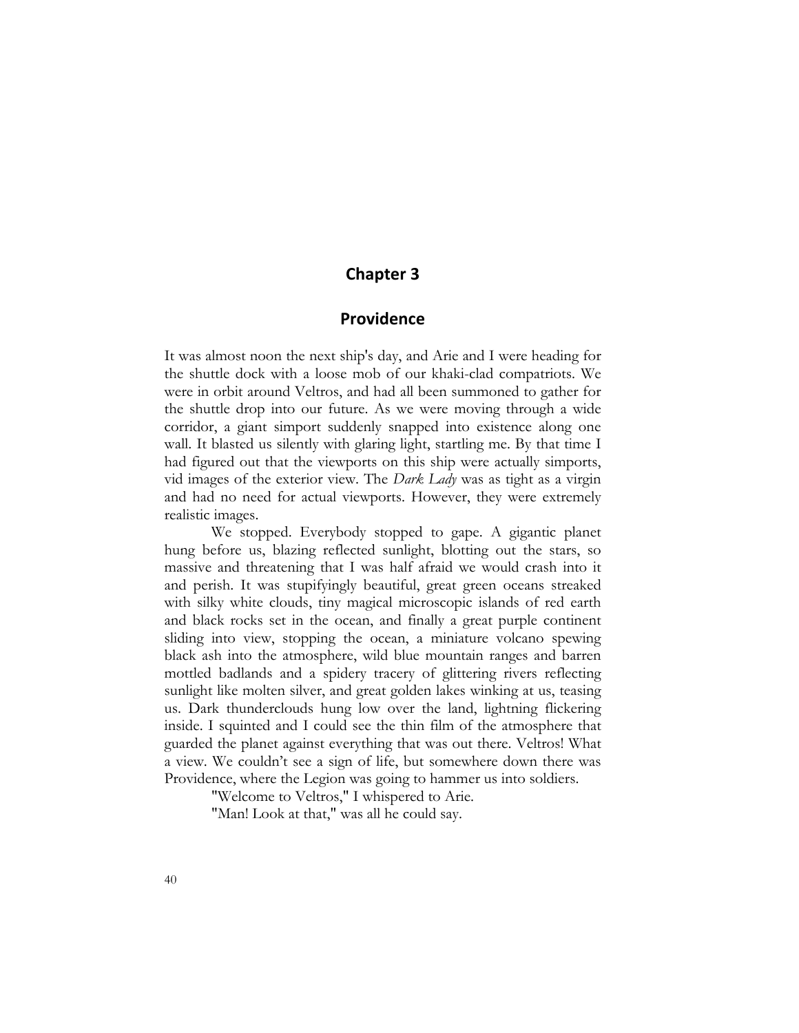# Chapter 3

## Providence

It was almost noon the next ship's day, and Arie and I were heading for the shuttle dock with a loose mob of our khaki-clad compatriots. We were in orbit around Veltros, and had all been summoned to gather for the shuttle drop into our future. As we were moving through a wide corridor, a giant simport suddenly snapped into existence along one wall. It blasted us silently with glaring light, startling me. By that time I had figured out that the viewports on this ship were actually simports, vid images of the exterior view. The *Dark Lady* was as tight as a virgin and had no need for actual viewports. However, they were extremely realistic images.

We stopped. Everybody stopped to gape. A gigantic planet hung before us, blazing reflected sunlight, blotting out the stars, so massive and threatening that I was half afraid we would crash into it and perish. It was stupifyingly beautiful, great green oceans streaked with silky white clouds, tiny magical microscopic islands of red earth and black rocks set in the ocean, and finally a great purple continent sliding into view, stopping the ocean, a miniature volcano spewing black ash into the atmosphere, wild blue mountain ranges and barren mottled badlands and a spidery tracery of glittering rivers reflecting sunlight like molten silver, and great golden lakes winking at us, teasing us. Dark thunderclouds hung low over the land, lightning flickering inside. I squinted and I could see the thin film of the atmosphere that guarded the planet against everything that was out there. Veltros! What a view. We couldn't see a sign of life, but somewhere down there was Providence, where the Legion was going to hammer us into soldiers.

"Welcome to Veltros," I whispered to Arie.

"Man! Look at that," was all he could say.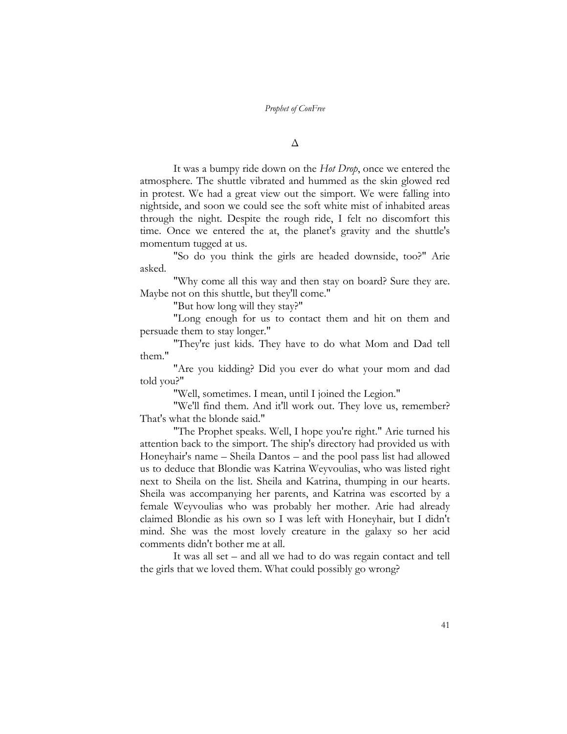Δ

It was a bumpy ride down on the *Hot Drop*, once we entered the atmosphere. The shuttle vibrated and hummed as the skin glowed red in protest. We had a great view out the simport. We were falling into nightside, and soon we could see the soft white mist of inhabited areas through the night. Despite the rough ride, I felt no discomfort this time. Once we entered the at, the planet's gravity and the shuttle's momentum tugged at us.

"So do you think the girls are headed downside, too?" Arie asked.

"Why come all this way and then stay on board? Sure they are. Maybe not on this shuttle, but they'll come."

"But how long will they stay?"

"Long enough for us to contact them and hit on them and persuade them to stay longer."

"They're just kids. They have to do what Mom and Dad tell them."

"Are you kidding? Did you ever do what your mom and dad told you?"

"Well, sometimes. I mean, until I joined the Legion."

"We'll find them. And it'll work out. They love us, remember? That's what the blonde said."

"The Prophet speaks. Well, I hope you're right." Arie turned his attention back to the simport. The ship's directory had provided us with Honeyhair's name – Sheila Dantos – and the pool pass list had allowed us to deduce that Blondie was Katrina Weyvoulias, who was listed right next to Sheila on the list. Sheila and Katrina, thumping in our hearts. Sheila was accompanying her parents, and Katrina was escorted by a female Weyvoulias who was probably her mother. Arie had already claimed Blondie as his own so I was left with Honeyhair, but I didn't mind. She was the most lovely creature in the galaxy so her acid comments didn't bother me at all.

It was all set – and all we had to do was regain contact and tell the girls that we loved them. What could possibly go wrong?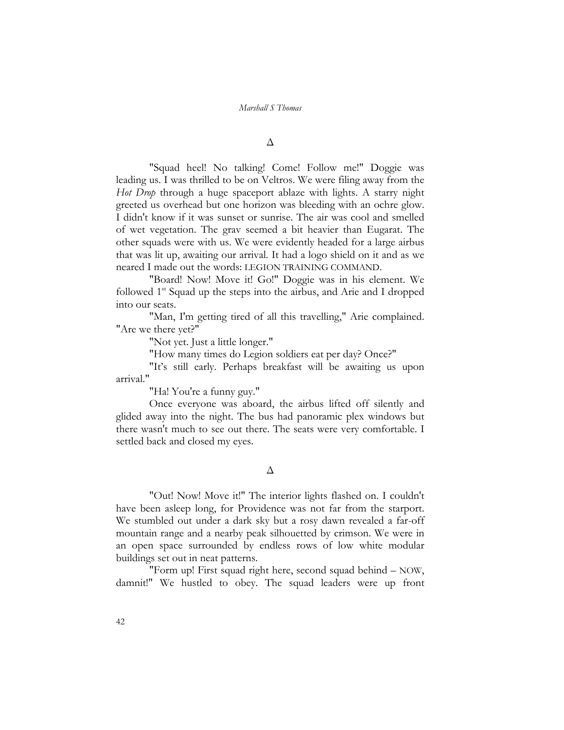Δ

"Squad heel! No talking! Come! Follow me!" Doggie was leading us. I was thrilled to be on Veltros. We were filing away from the *Hot Drop* through a huge spaceport ablaze with lights. A starry night greeted us overhead but one horizon was bleeding with an ochre glow. I didn't know if it was sunset or sunrise. The air was cool and smelled of wet vegetation. The grav seemed a bit heavier than Eugarat. The other squads were with us. We were evidently headed for a large airbus that was lit up, awaiting our arrival. It had a logo shield on it and as we neared I made out the words: LEGION TRAINING COMMAND.

"Board! Now! Move it! Go!" Doggie was in his element. We followed 1st Squad up the steps into the airbus, and Arie and I dropped into our seats.

"Man, I'm getting tired of all this travelling," Arie complained. "Are we there yet?"

"Not yet. Just a little longer."

"How many times do Legion soldiers eat per day? Once?"

"It's still early. Perhaps breakfast will be awaiting us upon arrival."

"Ha! You're a funny guy."

Once everyone was aboard, the airbus lifted off silently and glided away into the night. The bus had panoramic plex windows but there wasn't much to see out there. The seats were very comfortable. I settled back and closed my eyes.

Δ

"Out! Now! Move it!" The interior lights flashed on. I couldn't have been asleep long, for Providence was not far from the starport. We stumbled out under a dark sky but a rosy dawn revealed a far-off mountain range and a nearby peak silhouetted by crimson. We were in an open space surrounded by endless rows of low white modular buildings set out in neat patterns.

"Form up! First squad right here, second squad behind – NOW, damnit!" We hustled to obey. The squad leaders were up front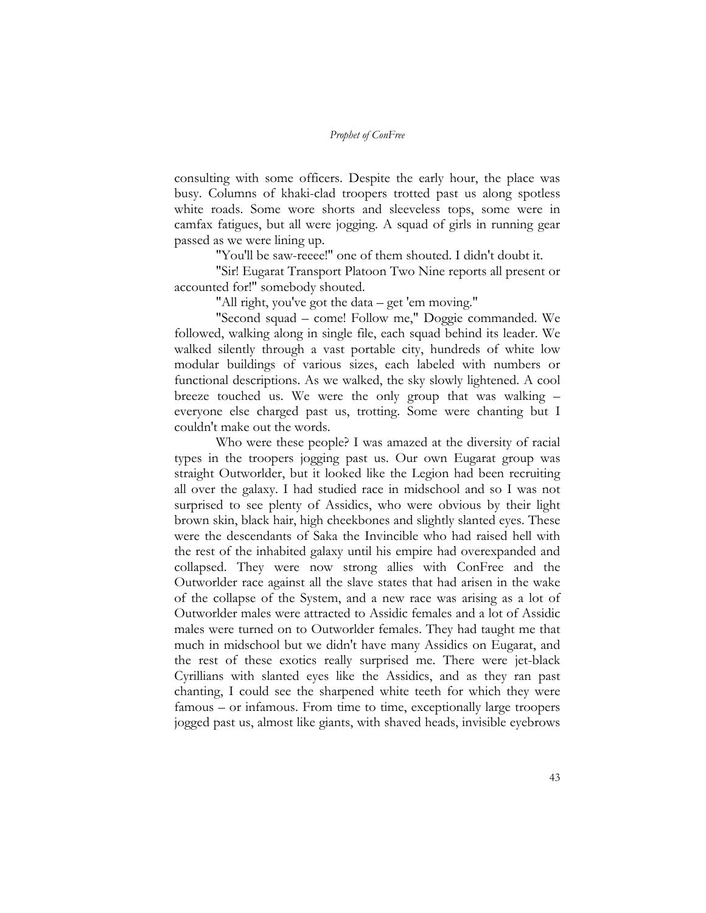consulting with some officers. Despite the early hour, the place was busy. Columns of khaki-clad troopers trotted past us along spotless white roads. Some wore shorts and sleeveless tops, some were in camfax fatigues, but all were jogging. A squad of girls in running gear passed as we were lining up.

"You'll be saw-reeee!" one of them shouted. I didn't doubt it.

"Sir! Eugarat Transport Platoon Two Nine reports all present or accounted for!" somebody shouted.

"All right, you've got the data – get 'em moving."

"Second squad – come! Follow me," Doggie commanded. We followed, walking along in single file, each squad behind its leader. We walked silently through a vast portable city, hundreds of white low modular buildings of various sizes, each labeled with numbers or functional descriptions. As we walked, the sky slowly lightened. A cool breeze touched us. We were the only group that was walking – everyone else charged past us, trotting. Some were chanting but I couldn't make out the words.

Who were these people? I was amazed at the diversity of racial types in the troopers jogging past us. Our own Eugarat group was straight Outworlder, but it looked like the Legion had been recruiting all over the galaxy. I had studied race in midschool and so I was not surprised to see plenty of Assidics, who were obvious by their light brown skin, black hair, high cheekbones and slightly slanted eyes. These were the descendants of Saka the Invincible who had raised hell with the rest of the inhabited galaxy until his empire had overexpanded and collapsed. They were now strong allies with ConFree and the Outworlder race against all the slave states that had arisen in the wake of the collapse of the System, and a new race was arising as a lot of Outworlder males were attracted to Assidic females and a lot of Assidic males were turned on to Outworlder females. They had taught me that much in midschool but we didn't have many Assidics on Eugarat, and the rest of these exotics really surprised me. There were jet-black Cyrillians with slanted eyes like the Assidics, and as they ran past chanting, I could see the sharpened white teeth for which they were famous – or infamous. From time to time, exceptionally large troopers jogged past us, almost like giants, with shaved heads, invisible eyebrows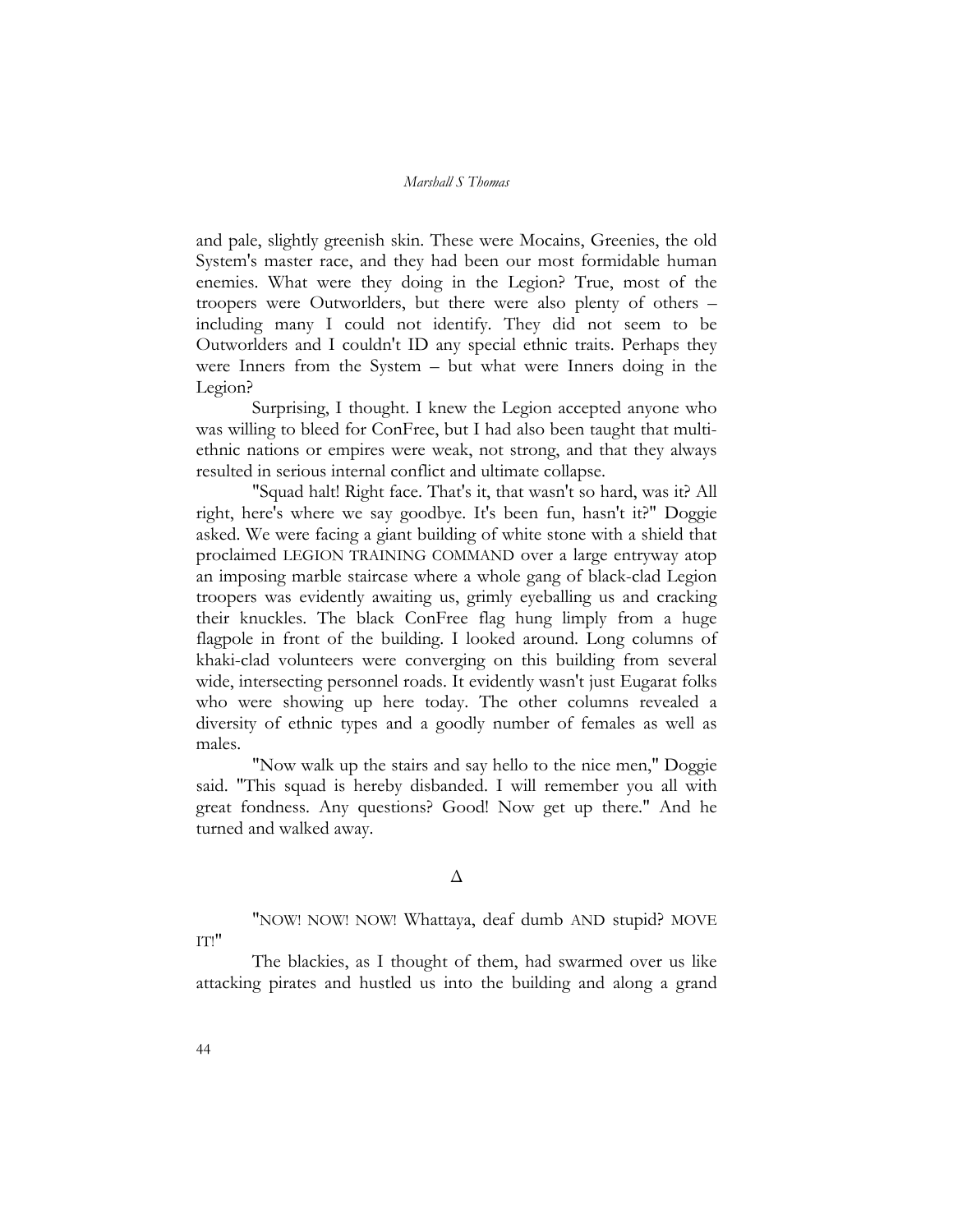and pale, slightly greenish skin. These were Mocains, Greenies, the old System's master race, and they had been our most formidable human enemies. What were they doing in the Legion? True, most of the troopers were Outworlders, but there were also plenty of others – including many I could not identify. They did not seem to be Outworlders and I couldn't ID any special ethnic traits. Perhaps they were Inners from the System – but what were Inners doing in the Legion?

Surprising, I thought. I knew the Legion accepted anyone who was willing to bleed for ConFree, but I had also been taught that multi-ethnic nations or empires were weak, not strong, and that they always resulted in serious internal conflict and ultimate collapse.

"Squad halt! Right face. That's it, that wasn't so hard, was it? All right, here's where we say goodbye. It's been fun, hasn't it?" Doggie asked. We were facing a giant building of white stone with a shield that proclaimed LEGION TRAINING COMMAND over a large entryway atop an imposing marble staircase where a whole gang of black-clad Legion troopers was evidently awaiting us, grimly eyeballing us and cracking their knuckles. The black ConFree flag hung limply from a huge flagpole in front of the building. I looked around. Long columns of khaki-clad volunteers were converging on this building from several wide, intersecting personnel roads. It evidently wasn't just Eugarat folks who were showing up here today. The other columns revealed a diversity of ethnic types and a goodly number of females as well as males.

"Now walk up the stairs and say hello to the nice men," Doggie said. "This squad is hereby disbanded. I will remember you all with great fondness. Any questions? Good! Now get up there." And he turned and walked away.

Δ

"NOW! NOW! NOW! Whattaya, deaf dumb AND stupid? MOVE IT!"

The blackies, as I thought of them, had swarmed over us like attacking pirates and hustled us into the building and along a grand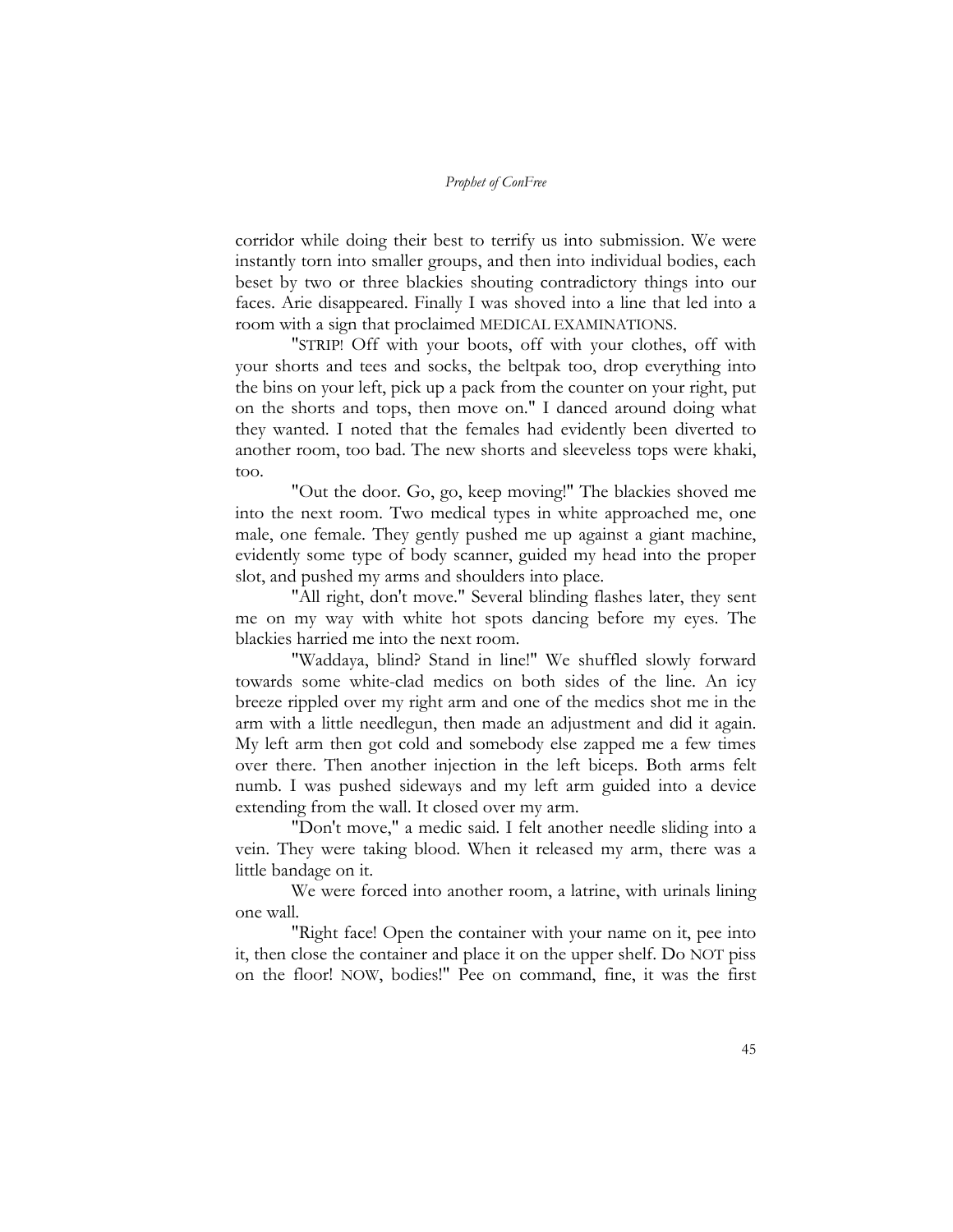corridor while doing their best to terrify us into submission. We were instantly torn into smaller groups, and then into individual bodies, each beset by two or three blackies shouting contradictory things into our faces. Arie disappeared. Finally I was shoved into a line that led into a room with a sign that proclaimed MEDICAL EXAMINATIONS.

"STRIP! Off with your boots, off with your clothes, off with your shorts and tees and socks, the beltpak too, drop everything into the bins on your left, pick up a pack from the counter on your right, put on the shorts and tops, then move on." I danced around doing what they wanted. I noted that the females had evidently been diverted to another room, too bad. The new shorts and sleeveless tops were khaki, too.

"Out the door. Go, go, keep moving!" The blackies shoved me into the next room. Two medical types in white approached me, one male, one female. They gently pushed me up against a giant machine, evidently some type of body scanner, guided my head into the proper slot, and pushed my arms and shoulders into place.

"All right, don't move." Several blinding flashes later, they sent me on my way with white hot spots dancing before my eyes. The blackies harried me into the next room.

"Waddaya, blind? Stand in line!" We shuffled slowly forward towards some white-clad medics on both sides of the line. An icy breeze rippled over my right arm and one of the medics shot me in the arm with a little needlegun, then made an adjustment and did it again. My left arm then got cold and somebody else zapped me a few times over there. Then another injection in the left biceps. Both arms felt numb. I was pushed sideways and my left arm guided into a device extending from the wall. It closed over my arm.

"Don't move," a medic said. I felt another needle sliding into a vein. They were taking blood. When it released my arm, there was a little bandage on it.

We were forced into another room, a latrine, with urinals lining one wall.

"Right face! Open the container with your name on it, pee into it, then close the container and place it on the upper shelf. Do NOT piss on the floor! NOW, bodies!" Pee on command, fine, it was the first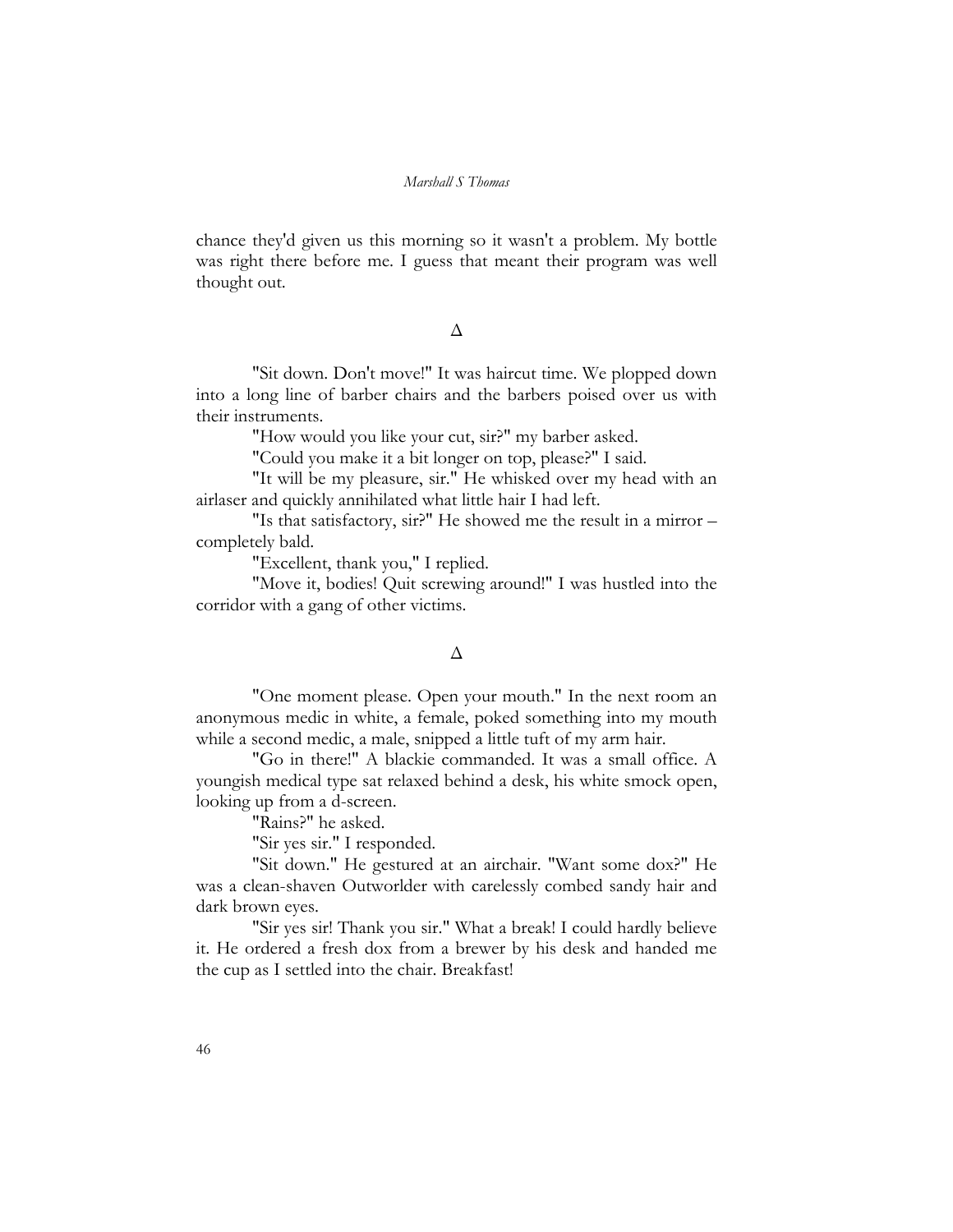chance they'd given us this morning so it wasn't a problem. My bottle was right there before me. I guess that meant their program was well thought out.

Δ

"Sit down. Don't move!" It was haircut time. We plopped down into a long line of barber chairs and the barbers poised over us with their instruments.

"How would you like your cut, sir?" my barber asked.

"Could you make it a bit longer on top, please?" I said.

"It will be my pleasure, sir." He whisked over my head with an airlaser and quickly annihilated what little hair I had left.

"Is that satisfactory, sir?" He showed me the result in a mirror – completely bald.

"Excellent, thank you," I replied.

"Move it, bodies! Quit screwing around!" I was hustled into the corridor with a gang of other victims.

Δ

"One moment please. Open your mouth." In the next room an anonymous medic in white, a female, poked something into my mouth while a second medic, a male, snipped a little tuft of my arm hair.

"Go in there!" A blackie commanded. It was a small office. A youngish medical type sat relaxed behind a desk, his white smock open, looking up from a d-screen.

"Rains?" he asked.

"Sir yes sir." I responded.

"Sit down." He gestured at an airchair. "Want some dox?" He was a clean-shaven Outworlder with carelessly combed sandy hair and dark brown eyes.

"Sir yes sir! Thank you sir." What a break! I could hardly believe it. He ordered a fresh dox from a brewer by his desk and handed me the cup as I settled into the chair. Breakfast!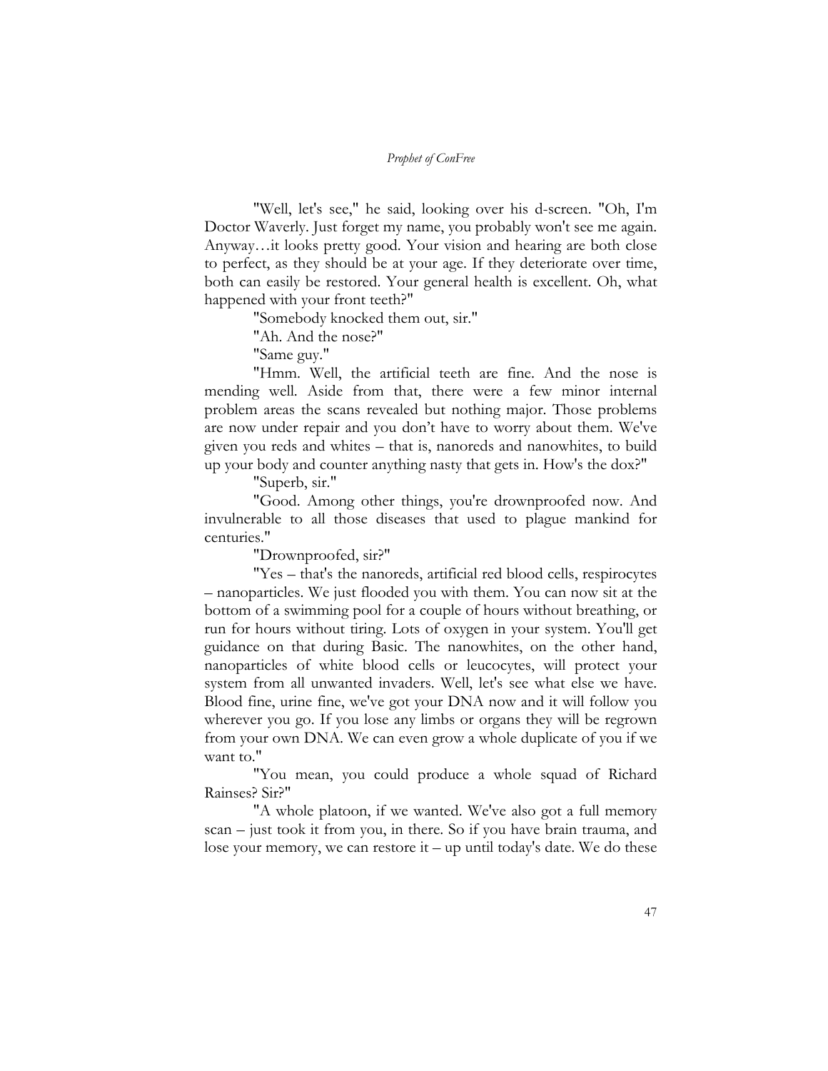"Well, let's see," he said, looking over his d-screen. "Oh, I'm Doctor Waverly. Just forget my name, you probably won't see me again. Anyway…it looks pretty good. Your vision and hearing are both close to perfect, as they should be at your age. If they deteriorate over time, both can easily be restored. Your general health is excellent. Oh, what happened with your front teeth?"

"Somebody knocked them out, sir."

"Ah. And the nose?"

"Same guy."

"Hmm. Well, the artificial teeth are fine. And the nose is mending well. Aside from that, there were a few minor internal problem areas the scans revealed but nothing major. Those problems are now under repair and you don't have to worry about them. We've given you reds and whites – that is, nanoreds and nanowhites, to build up your body and counter anything nasty that gets in. How's the dox?"

"Superb, sir."

"Good. Among other things, you're drownproofed now. And invulnerable to all those diseases that used to plague mankind for centuries."

"Drownproofed, sir?"

"Yes – that's the nanoreds, artificial red blood cells, respirocytes – nanoparticles. We just flooded you with them. You can now sit at the bottom of a swimming pool for a couple of hours without breathing, or run for hours without tiring. Lots of oxygen in your system. You'll get guidance on that during Basic. The nanowhites, on the other hand, nanoparticles of white blood cells or leucocytes, will protect your system from all unwanted invaders. Well, let's see what else we have. Blood fine, urine fine, we've got your DNA now and it will follow you wherever you go. If you lose any limbs or organs they will be regrown from your own DNA. We can even grow a whole duplicate of you if we want to."

"You mean, you could produce a whole squad of Richard Rainses? Sir?"

"A whole platoon, if we wanted. We've also got a full memory scan – just took it from you, in there. So if you have brain trauma, and lose your memory, we can restore it – up until today's date. We do these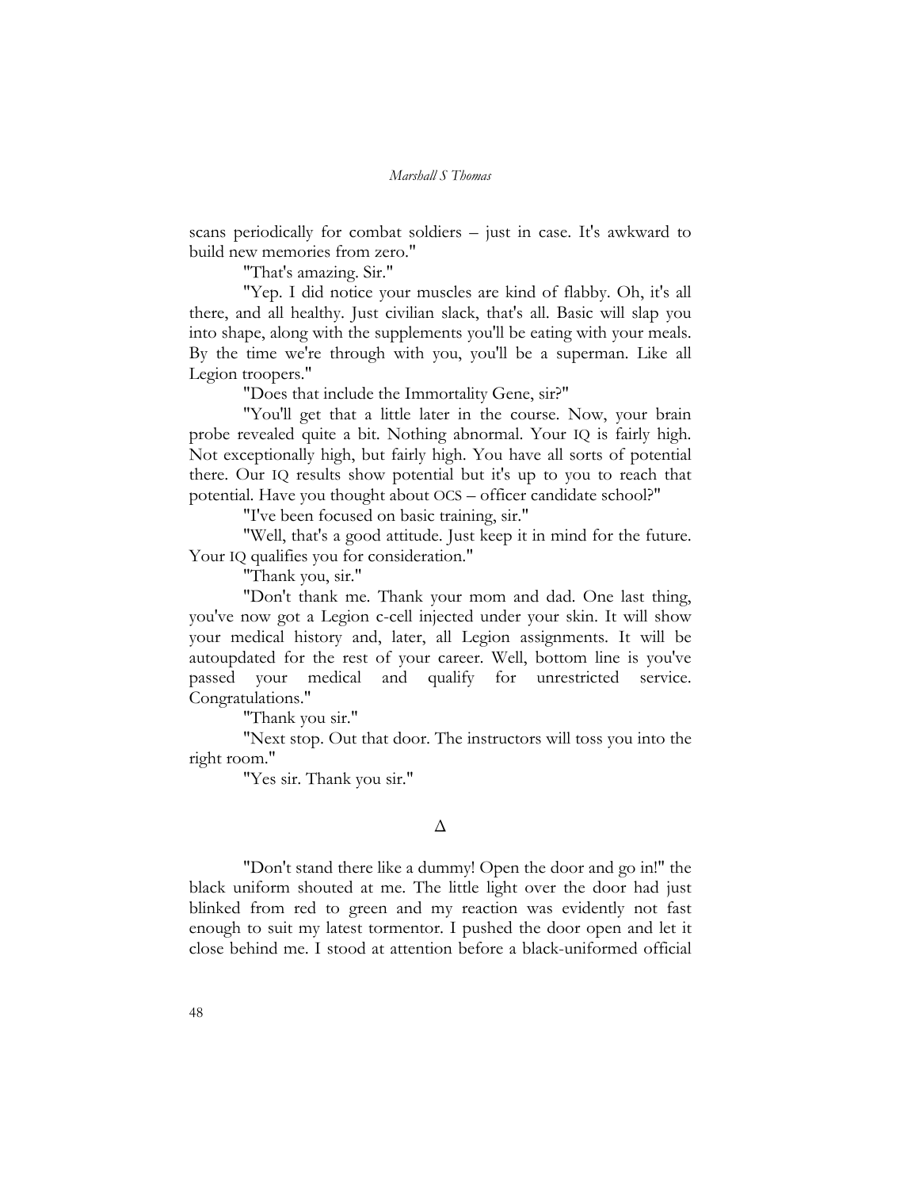scans periodically for combat soldiers – just in case. It's awkward to build new memories from zero."

"That's amazing. Sir."

"Yep. I did notice your muscles are kind of flabby. Oh, it's all there, and all healthy. Just civilian slack, that's all. Basic will slap you into shape, along with the supplements you'll be eating with your meals. By the time we're through with you, you'll be a superman. Like all Legion troopers."

"Does that include the Immortality Gene, sir?"

"You'll get that a little later in the course. Now, your brain probe revealed quite a bit. Nothing abnormal. Your IQ is fairly high. Not exceptionally high, but fairly high. You have all sorts of potential there. Our IQ results show potential but it's up to you to reach that potential. Have you thought about OCS – officer candidate school?"

"I've been focused on basic training, sir."

"Well, that's a good attitude. Just keep it in mind for the future. Your IQ qualifies you for consideration."

"Thank you, sir."

"Don't thank me. Thank your mom and dad. One last thing, you've now got a Legion c-cell injected under your skin. It will show your medical history and, later, all Legion assignments. It will be autoupdated for the rest of your career. Well, bottom line is you've passed your medical and qualify for unrestricted service. Congratulations."

"Thank you sir."

"Next stop. Out that door. The instructors will toss you into the right room."

"Yes sir. Thank you sir."

Δ

"Don't stand there like a dummy! Open the door and go in!" the black uniform shouted at me. The little light over the door had just blinked from red to green and my reaction was evidently not fast enough to suit my latest tormentor. I pushed the door open and let it close behind me. I stood at attention before a black-uniformed official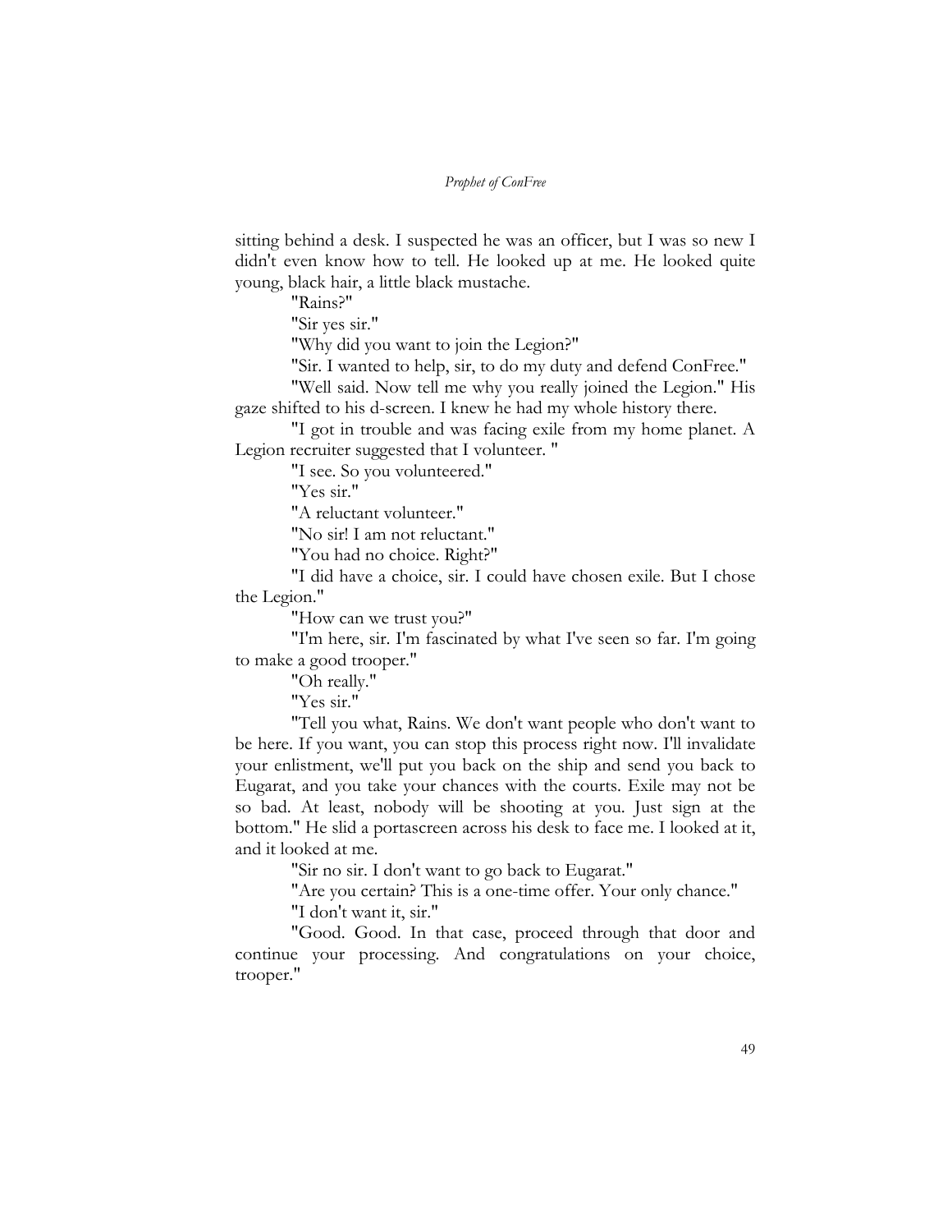sitting behind a desk. I suspected he was an officer, but I was so new I didn't even know how to tell. He looked up at me. He looked quite young, black hair, a little black mustache.

"Rains?"

"Sir yes sir."

"Why did you want to join the Legion?"

"Sir. I wanted to help, sir, to do my duty and defend ConFree."

"Well said. Now tell me why you really joined the Legion." His gaze shifted to his d-screen. I knew he had my whole history there.

"I got in trouble and was facing exile from my home planet. A Legion recruiter suggested that I volunteer. "

"I see. So you volunteered."

"Yes sir."

"A reluctant volunteer."

"No sir! I am not reluctant."

"You had no choice. Right?"

"I did have a choice, sir. I could have chosen exile. But I chose the Legion."

"How can we trust you?"

"I'm here, sir. I'm fascinated by what I've seen so far. I'm going to make a good trooper."

"Oh really."

"Yes sir."

"Tell you what, Rains. We don't want people who don't want to be here. If you want, you can stop this process right now. I'll invalidate your enlistment, we'll put you back on the ship and send you back to Eugarat, and you take your chances with the courts. Exile may not be so bad. At least, nobody will be shooting at you. Just sign at the bottom." He slid a portascreen across his desk to face me. I looked at it, and it looked at me.

"Sir no sir. I don't want to go back to Eugarat."

"Are you certain? This is a one-time offer. Your only chance."

"I don't want it, sir."

"Good. Good. In that case, proceed through that door and continue your processing. And congratulations on your choice, trooper."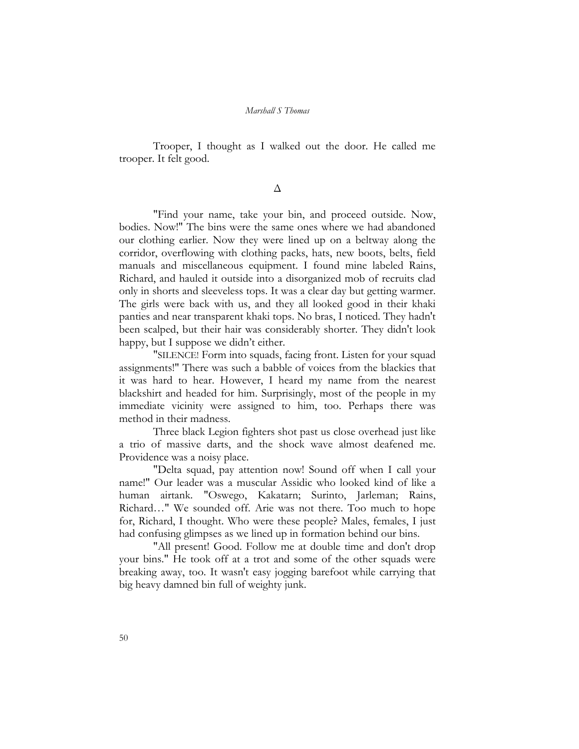Trooper, I thought as I walked out the door. He called me trooper. It felt good.

Δ

"Find your name, take your bin, and proceed outside. Now, bodies. Now!" The bins were the same ones where we had abandoned our clothing earlier. Now they were lined up on a beltway along the corridor, overflowing with clothing packs, hats, new boots, belts, field manuals and miscellaneous equipment. I found mine labeled Rains, Richard, and hauled it outside into a disorganized mob of recruits clad only in shorts and sleeveless tops. It was a clear day but getting warmer. The girls were back with us, and they all looked good in their khaki panties and near transparent khaki tops. No bras, I noticed. They hadn't been scalped, but their hair was considerably shorter. They didn't look happy, but I suppose we didn't either.

"SILENCE! Form into squads, facing front. Listen for your squad assignments!" There was such a babble of voices from the blackies that it was hard to hear. However, I heard my name from the nearest blackshirt and headed for him. Surprisingly, most of the people in my immediate vicinity were assigned to him, too. Perhaps there was method in their madness.

Three black Legion fighters shot past us close overhead just like a trio of massive darts, and the shock wave almost deafened me. Providence was a noisy place.

"Delta squad, pay attention now! Sound off when I call your name!" Our leader was a muscular Assidic who looked kind of like a human airtank. "Oswego, Kakatarn; Surinto, Jarleman; Rains, Richard…" We sounded off. Arie was not there. Too much to hope for, Richard, I thought. Who were these people? Males, females, I just had confusing glimpses as we lined up in formation behind our bins.

"All present! Good. Follow me at double time and don't drop your bins." He took off at a trot and some of the other squads were breaking away, too. It wasn't easy jogging barefoot while carrying that big heavy damned bin full of weighty junk.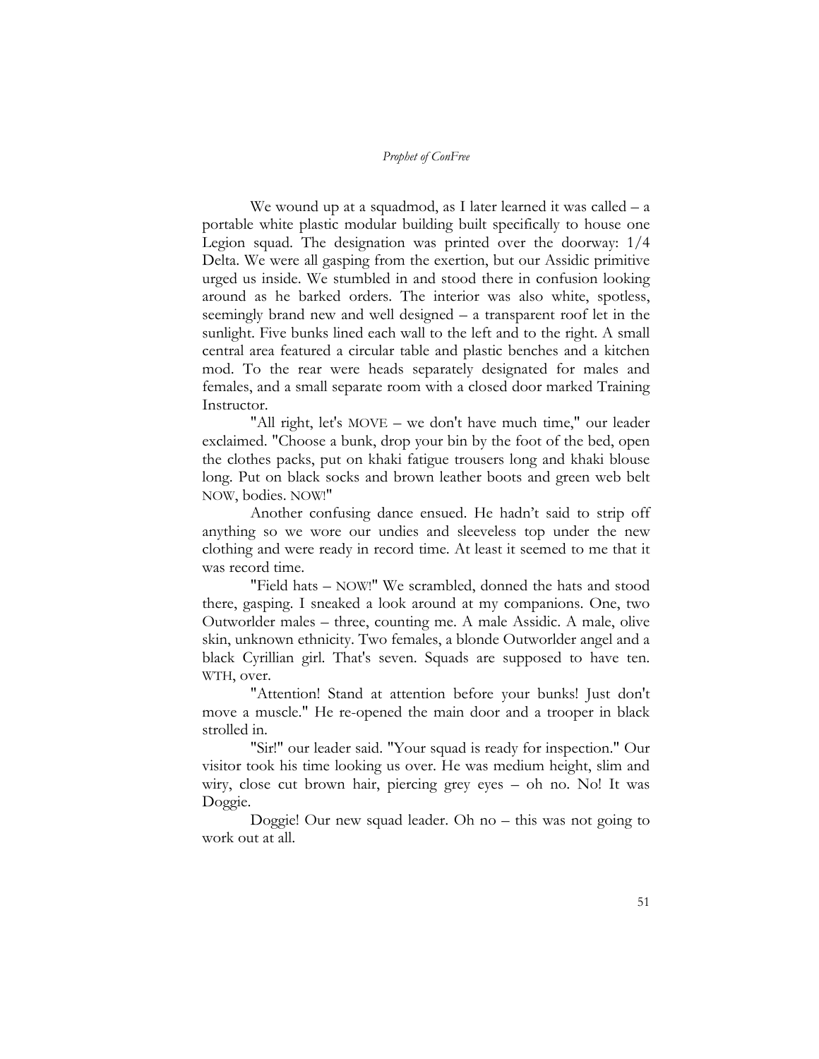We wound up at a squadmod, as I later learned it was called – a portable white plastic modular building built specifically to house one Legion squad. The designation was printed over the doorway: 1/4 Delta. We were all gasping from the exertion, but our Assidic primitive urged us inside. We stumbled in and stood there in confusion looking around as he barked orders. The interior was also white, spotless, seemingly brand new and well designed – a transparent roof let in the sunlight. Five bunks lined each wall to the left and to the right. A small central area featured a circular table and plastic benches and a kitchen mod. To the rear were heads separately designated for males and females, and a small separate room with a closed door marked Training Instructor.

"All right, let's MOVE – we don't have much time," our leader exclaimed. "Choose a bunk, drop your bin by the foot of the bed, open the clothes packs, put on khaki fatigue trousers long and khaki blouse long. Put on black socks and brown leather boots and green web belt NOW, bodies. NOW!"

Another confusing dance ensued. He hadn't said to strip off anything so we wore our undies and sleeveless top under the new clothing and were ready in record time. At least it seemed to me that it was record time.

"Field hats – NOW!" We scrambled, donned the hats and stood there, gasping. I sneaked a look around at my companions. One, two Outworlder males – three, counting me. A male Assidic. A male, olive skin, unknown ethnicity. Two females, a blonde Outworlder angel and a black Cyrillian girl. That's seven. Squads are supposed to have ten. WTH, over.

"Attention! Stand at attention before your bunks! Just don't move a muscle." He re-opened the main door and a trooper in black strolled in.

"Sir!" our leader said. "Your squad is ready for inspection." Our visitor took his time looking us over. He was medium height, slim and wiry, close cut brown hair, piercing grey eyes – oh no. No! It was Doggie.

Doggie! Our new squad leader. Oh no – this was not going to work out at all.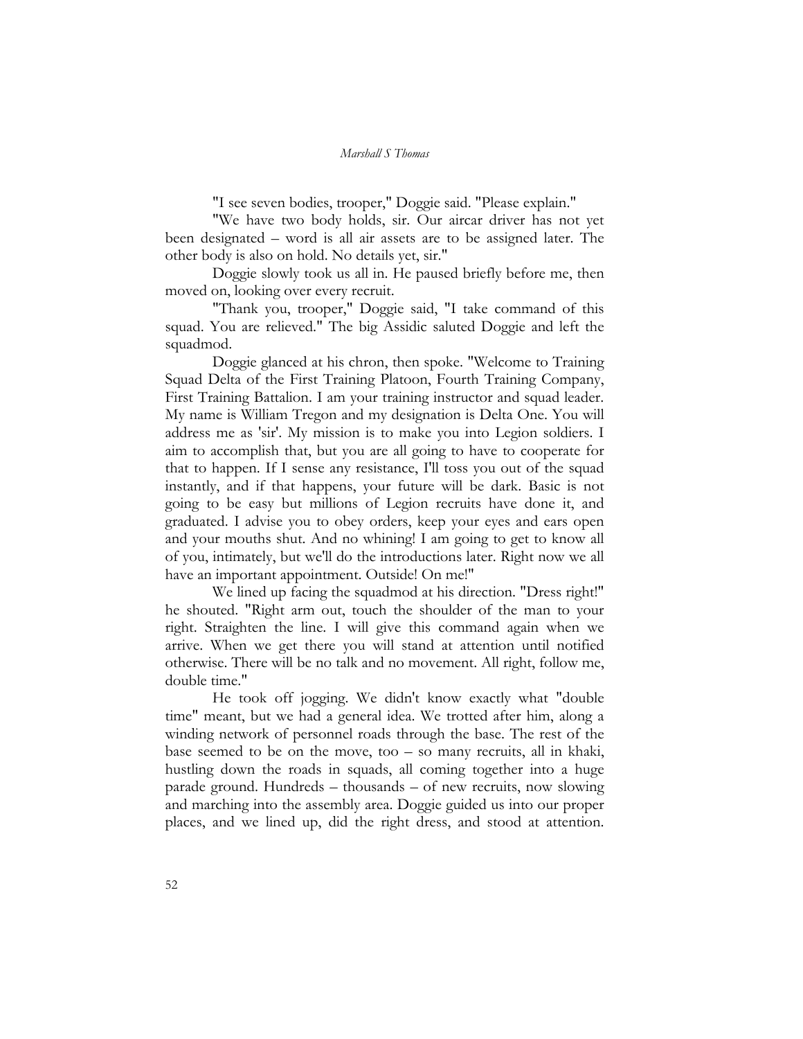"I see seven bodies, trooper," Doggie said. "Please explain."

"We have two body holds, sir. Our aircar driver has not yet been designated – word is all air assets are to be assigned later. The other body is also on hold. No details yet, sir."

Doggie slowly took us all in. He paused briefly before me, then moved on, looking over every recruit.

"Thank you, trooper," Doggie said, "I take command of this squad. You are relieved." The big Assidic saluted Doggie and left the squadmod.

Doggie glanced at his chron, then spoke. "Welcome to Training Squad Delta of the First Training Platoon, Fourth Training Company, First Training Battalion. I am your training instructor and squad leader. My name is William Tregon and my designation is Delta One. You will address me as 'sir'. My mission is to make you into Legion soldiers. I aim to accomplish that, but you are all going to have to cooperate for that to happen. If I sense any resistance, I'll toss you out of the squad instantly, and if that happens, your future will be dark. Basic is not going to be easy but millions of Legion recruits have done it, and graduated. I advise you to obey orders, keep your eyes and ears open and your mouths shut. And no whining! I am going to get to know all of you, intimately, but we'll do the introductions later. Right now we all have an important appointment. Outside! On me!"

We lined up facing the squadmod at his direction. "Dress right!" he shouted. "Right arm out, touch the shoulder of the man to your right. Straighten the line. I will give this command again when we arrive. When we get there you will stand at attention until notified otherwise. There will be no talk and no movement. All right, follow me, double time."

He took off jogging. We didn't know exactly what "double time" meant, but we had a general idea. We trotted after him, along a winding network of personnel roads through the base. The rest of the base seemed to be on the move, too – so many recruits, all in khaki, hustling down the roads in squads, all coming together into a huge parade ground. Hundreds – thousands – of new recruits, now slowing and marching into the assembly area. Doggie guided us into our proper places, and we lined up, did the right dress, and stood at attention.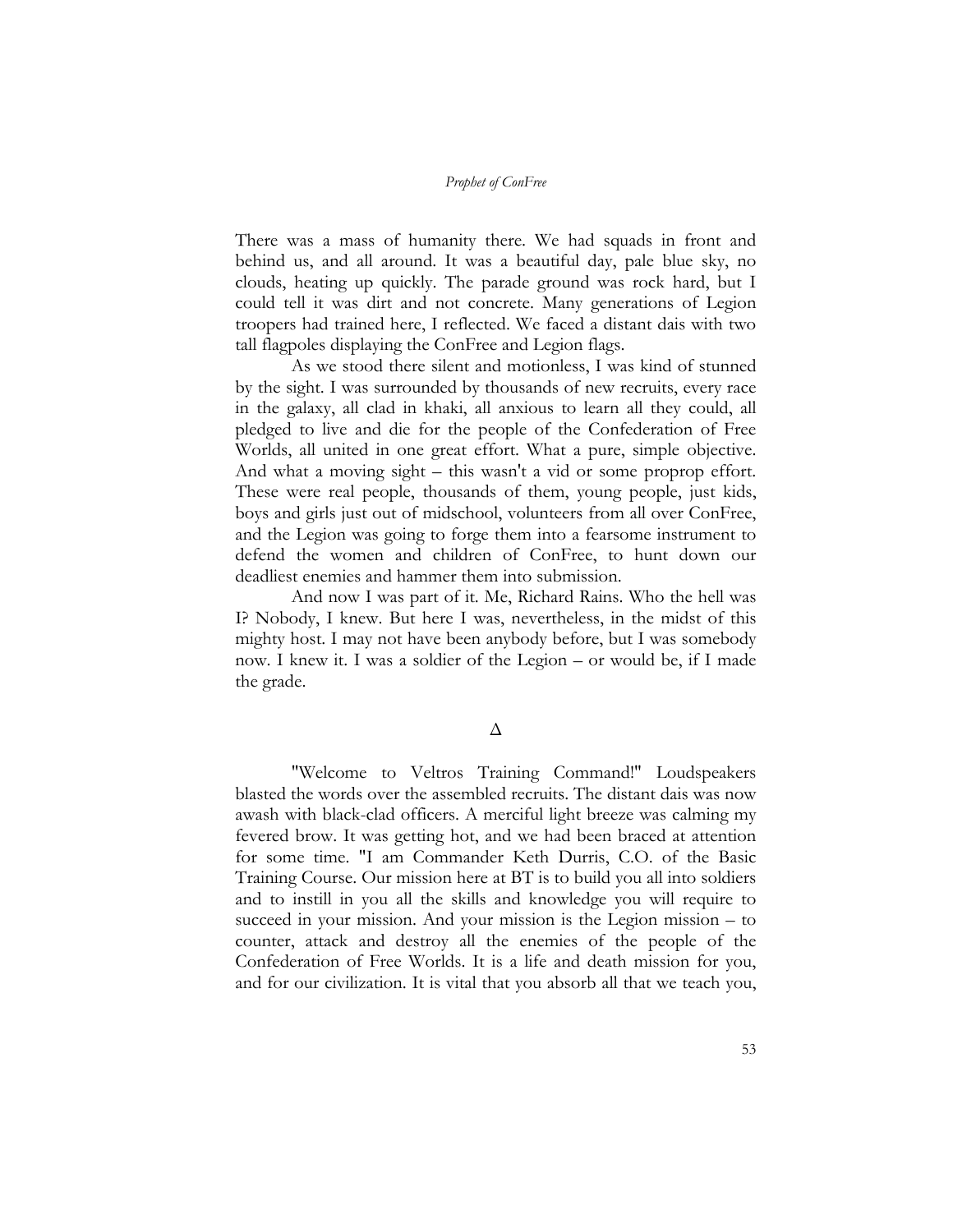There was a mass of humanity there. We had squads in front and behind us, and all around. It was a beautiful day, pale blue sky, no clouds, heating up quickly. The parade ground was rock hard, but I could tell it was dirt and not concrete. Many generations of Legion troopers had trained here, I reflected. We faced a distant dais with two tall flagpoles displaying the ConFree and Legion flags.

As we stood there silent and motionless, I was kind of stunned by the sight. I was surrounded by thousands of new recruits, every race in the galaxy, all clad in khaki, all anxious to learn all they could, all pledged to live and die for the people of the Confederation of Free Worlds, all united in one great effort. What a pure, simple objective. And what a moving sight – this wasn't a vid or some proprop effort. These were real people, thousands of them, young people, just kids, boys and girls just out of midschool, volunteers from all over ConFree, and the Legion was going to forge them into a fearsome instrument to defend the women and children of ConFree, to hunt down our deadliest enemies and hammer them into submission.

And now I was part of it. Me, Richard Rains. Who the hell was I? Nobody, I knew. But here I was, nevertheless, in the midst of this mighty host. I may not have been anybody before, but I was somebody now. I knew it. I was a soldier of the Legion – or would be, if I made the grade.

Δ

"Welcome to Veltros Training Command!" Loudspeakers blasted the words over the assembled recruits. The distant dais was now awash with black-clad officers. A merciful light breeze was calming my fevered brow. It was getting hot, and we had been braced at attention for some time. "I am Commander Keth Durris, C.O. of the Basic Training Course. Our mission here at BT is to build you all into soldiers and to instill in you all the skills and knowledge you will require to succeed in your mission. And your mission is the Legion mission – to counter, attack and destroy all the enemies of the people of the Confederation of Free Worlds. It is a life and death mission for you, and for our civilization. It is vital that you absorb all that we teach you,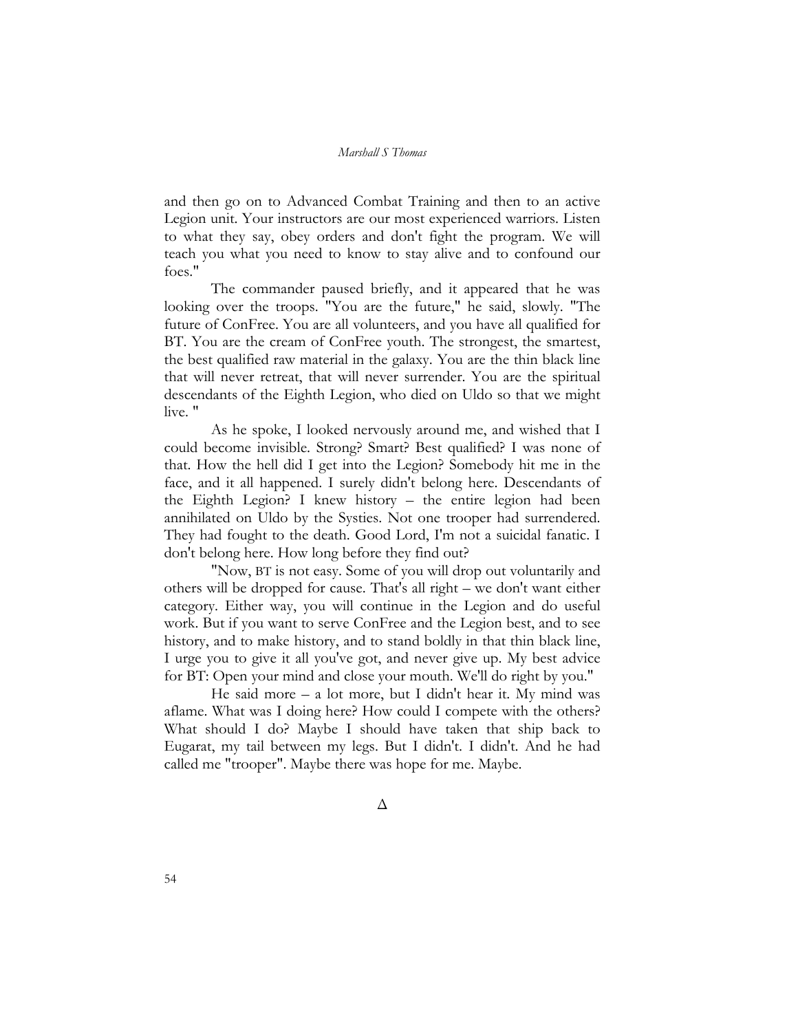and then go on to Advanced Combat Training and then to an active Legion unit. Your instructors are our most experienced warriors. Listen to what they say, obey orders and don't fight the program. We will teach you what you need to know to stay alive and to confound our foes."

The commander paused briefly, and it appeared that he was looking over the troops. "You are the future," he said, slowly. "The future of ConFree. You are all volunteers, and you have all qualified for BT. You are the cream of ConFree youth. The strongest, the smartest, the best qualified raw material in the galaxy. You are the thin black line that will never retreat, that will never surrender. You are the spiritual descendants of the Eighth Legion, who died on Uldo so that we might live. "

As he spoke, I looked nervously around me, and wished that I could become invisible. Strong? Smart? Best qualified? I was none of that. How the hell did I get into the Legion? Somebody hit me in the face, and it all happened. I surely didn't belong here. Descendants of the Eighth Legion? I knew history – the entire legion had been annihilated on Uldo by the Systies. Not one trooper had surrendered. They had fought to the death. Good Lord, I'm not a suicidal fanatic. I don't belong here. How long before they find out?

"Now, BT is not easy. Some of you will drop out voluntarily and others will be dropped for cause. That's all right – we don't want either category. Either way, you will continue in the Legion and do useful work. But if you want to serve ConFree and the Legion best, and to see history, and to make history, and to stand boldly in that thin black line, I urge you to give it all you've got, and never give up. My best advice for BT: Open your mind and close your mouth. We'll do right by you."

He said more – a lot more, but I didn't hear it. My mind was aflame. What was I doing here? How could I compete with the others? What should I do? Maybe I should have taken that ship back to Eugarat, my tail between my legs. But I didn't. I didn't. And he had called me "trooper". Maybe there was hope for me. Maybe.

Δ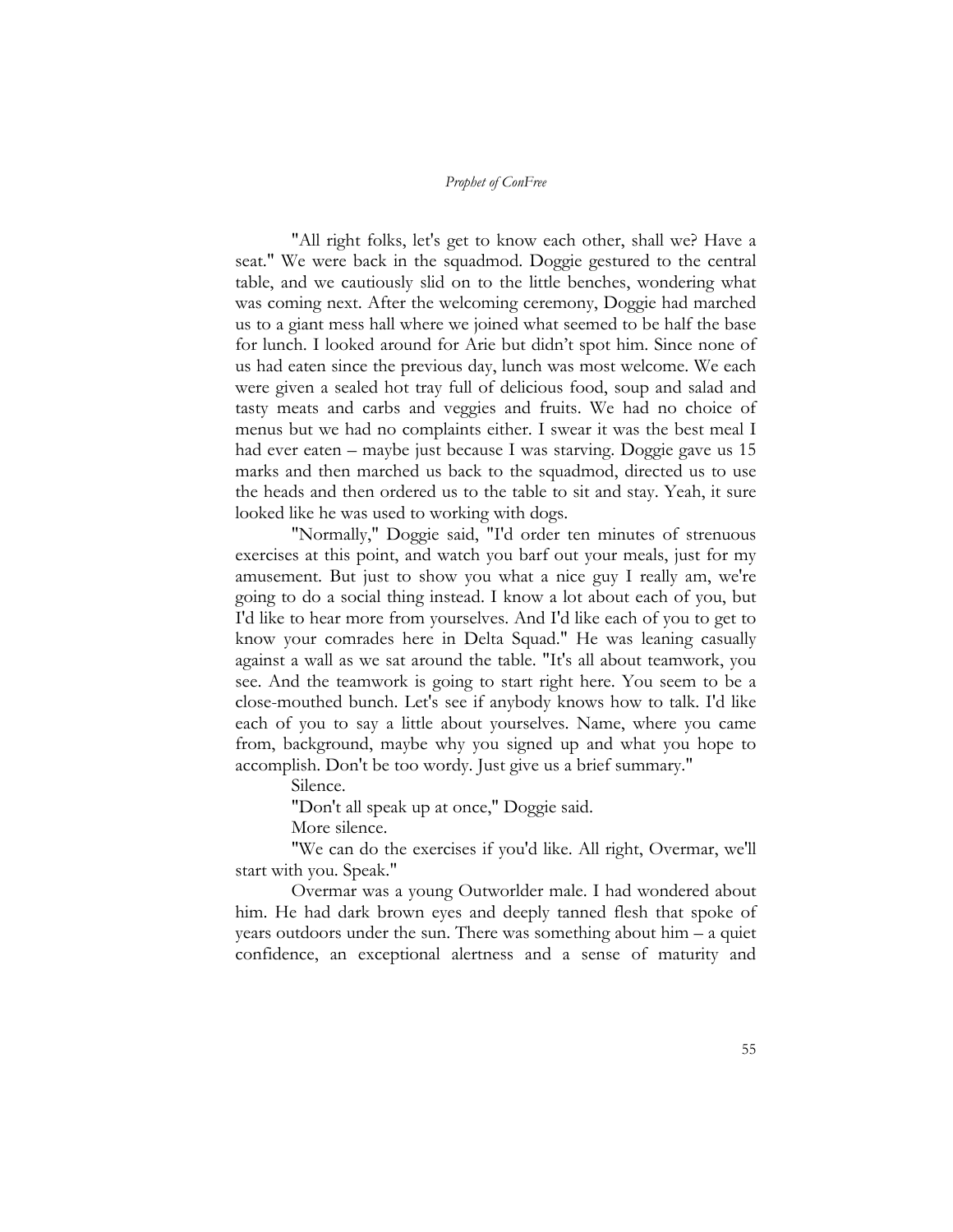"All right folks, let's get to know each other, shall we? Have a seat." We were back in the squadmod. Doggie gestured to the central table, and we cautiously slid on to the little benches, wondering what was coming next. After the welcoming ceremony, Doggie had marched us to a giant mess hall where we joined what seemed to be half the base for lunch. I looked around for Arie but didn't spot him. Since none of us had eaten since the previous day, lunch was most welcome. We each were given a sealed hot tray full of delicious food, soup and salad and tasty meats and carbs and veggies and fruits. We had no choice of menus but we had no complaints either. I swear it was the best meal I had ever eaten – maybe just because I was starving. Doggie gave us 15 marks and then marched us back to the squadmod, directed us to use the heads and then ordered us to the table to sit and stay. Yeah, it sure looked like he was used to working with dogs.

"Normally," Doggie said, "I'd order ten minutes of strenuous exercises at this point, and watch you barf out your meals, just for my amusement. But just to show you what a nice guy I really am, we're going to do a social thing instead. I know a lot about each of you, but I'd like to hear more from yourselves. And I'd like each of you to get to know your comrades here in Delta Squad." He was leaning casually against a wall as we sat around the table. "It's all about teamwork, you see. And the teamwork is going to start right here. You seem to be a close-mouthed bunch. Let's see if anybody knows how to talk. I'd like each of you to say a little about yourselves. Name, where you came from, background, maybe why you signed up and what you hope to accomplish. Don't be too wordy. Just give us a brief summary."

Silence.

"Don't all speak up at once," Doggie said.

More silence.

"We can do the exercises if you'd like. All right, Overmar, we'll start with you. Speak."

Overmar was a young Outworlder male. I had wondered about him. He had dark brown eyes and deeply tanned flesh that spoke of years outdoors under the sun. There was something about him – a quiet confidence, an exceptional alertness and a sense of maturity and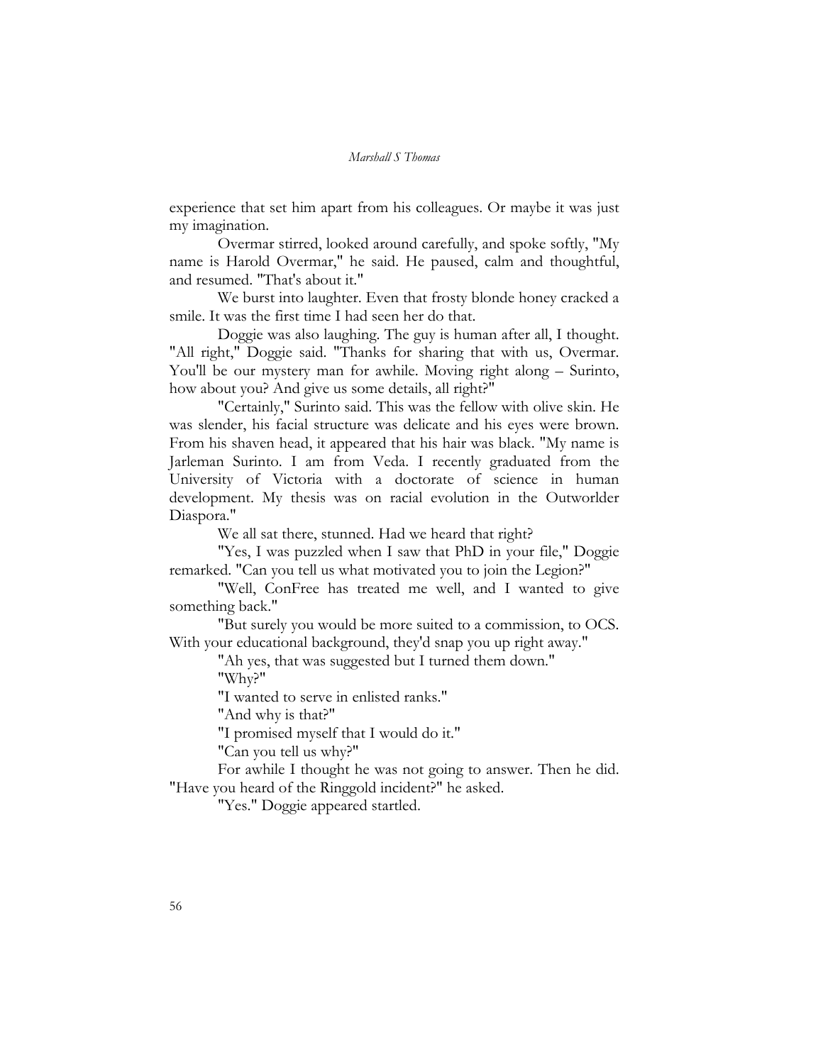experience that set him apart from his colleagues. Or maybe it was just my imagination.

Overmar stirred, looked around carefully, and spoke softly, "My name is Harold Overmar," he said. He paused, calm and thoughtful, and resumed. "That's about it."

We burst into laughter. Even that frosty blonde honey cracked a smile. It was the first time I had seen her do that.

Doggie was also laughing. The guy is human after all, I thought. "All right," Doggie said. "Thanks for sharing that with us, Overmar. You'll be our mystery man for awhile. Moving right along – Surinto, how about you? And give us some details, all right?"

"Certainly," Surinto said. This was the fellow with olive skin. He was slender, his facial structure was delicate and his eyes were brown. From his shaven head, it appeared that his hair was black. "My name is Jarleman Surinto. I am from Veda. I recently graduated from the University of Victoria with a doctorate of science in human development. My thesis was on racial evolution in the Outworlder Diaspora."

We all sat there, stunned. Had we heard that right?

"Yes, I was puzzled when I saw that PhD in your file," Doggie remarked. "Can you tell us what motivated you to join the Legion?"

"Well, ConFree has treated me well, and I wanted to give something back."

"But surely you would be more suited to a commission, to OCS. With your educational background, they'd snap you up right away."

"Ah yes, that was suggested but I turned them down."

"Why?"

"I wanted to serve in enlisted ranks."

"And why is that?"

"I promised myself that I would do it."

"Can you tell us why?"

For awhile I thought he was not going to answer. Then he did. "Have you heard of the Ringgold incident?" he asked.

"Yes." Doggie appeared startled.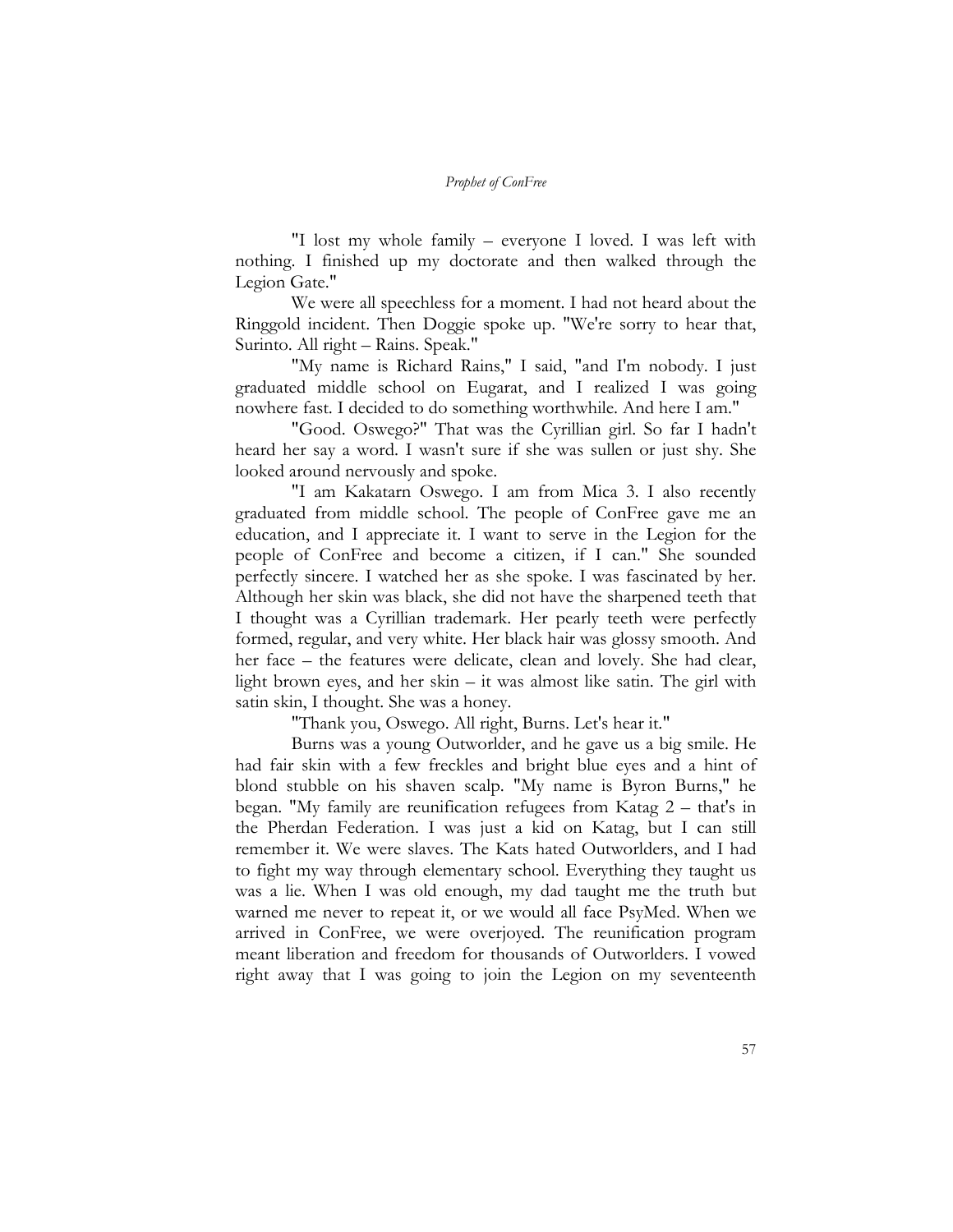"I lost my whole family – everyone I loved. I was left with nothing. I finished up my doctorate and then walked through the Legion Gate."

We were all speechless for a moment. I had not heard about the Ringgold incident. Then Doggie spoke up. "We're sorry to hear that, Surinto. All right – Rains. Speak."

"My name is Richard Rains," I said, "and I'm nobody. I just graduated middle school on Eugarat, and I realized I was going nowhere fast. I decided to do something worthwhile. And here I am."

"Good. Oswego?" That was the Cyrillian girl. So far I hadn't heard her say a word. I wasn't sure if she was sullen or just shy. She looked around nervously and spoke.

"I am Kakatarn Oswego. I am from Mica 3. I also recently graduated from middle school. The people of ConFree gave me an education, and I appreciate it. I want to serve in the Legion for the people of ConFree and become a citizen, if I can." She sounded perfectly sincere. I watched her as she spoke. I was fascinated by her. Although her skin was black, she did not have the sharpened teeth that I thought was a Cyrillian trademark. Her pearly teeth were perfectly formed, regular, and very white. Her black hair was glossy smooth. And her face – the features were delicate, clean and lovely. She had clear, light brown eyes, and her skin – it was almost like satin. The girl with satin skin, I thought. She was a honey.

"Thank you, Oswego. All right, Burns. Let's hear it."

Burns was a young Outworlder, and he gave us a big smile. He had fair skin with a few freckles and bright blue eyes and a hint of blond stubble on his shaven scalp. "My name is Byron Burns," he began. "My family are reunification refugees from Katag 2 – that's in the Pherdan Federation. I was just a kid on Katag, but I can still remember it. We were slaves. The Kats hated Outworlders, and I had to fight my way through elementary school. Everything they taught us was a lie. When I was old enough, my dad taught me the truth but warned me never to repeat it, or we would all face PsyMed. When we arrived in ConFree, we were overjoyed. The reunification program meant liberation and freedom for thousands of Outworlders. I vowed right away that I was going to join the Legion on my seventeenth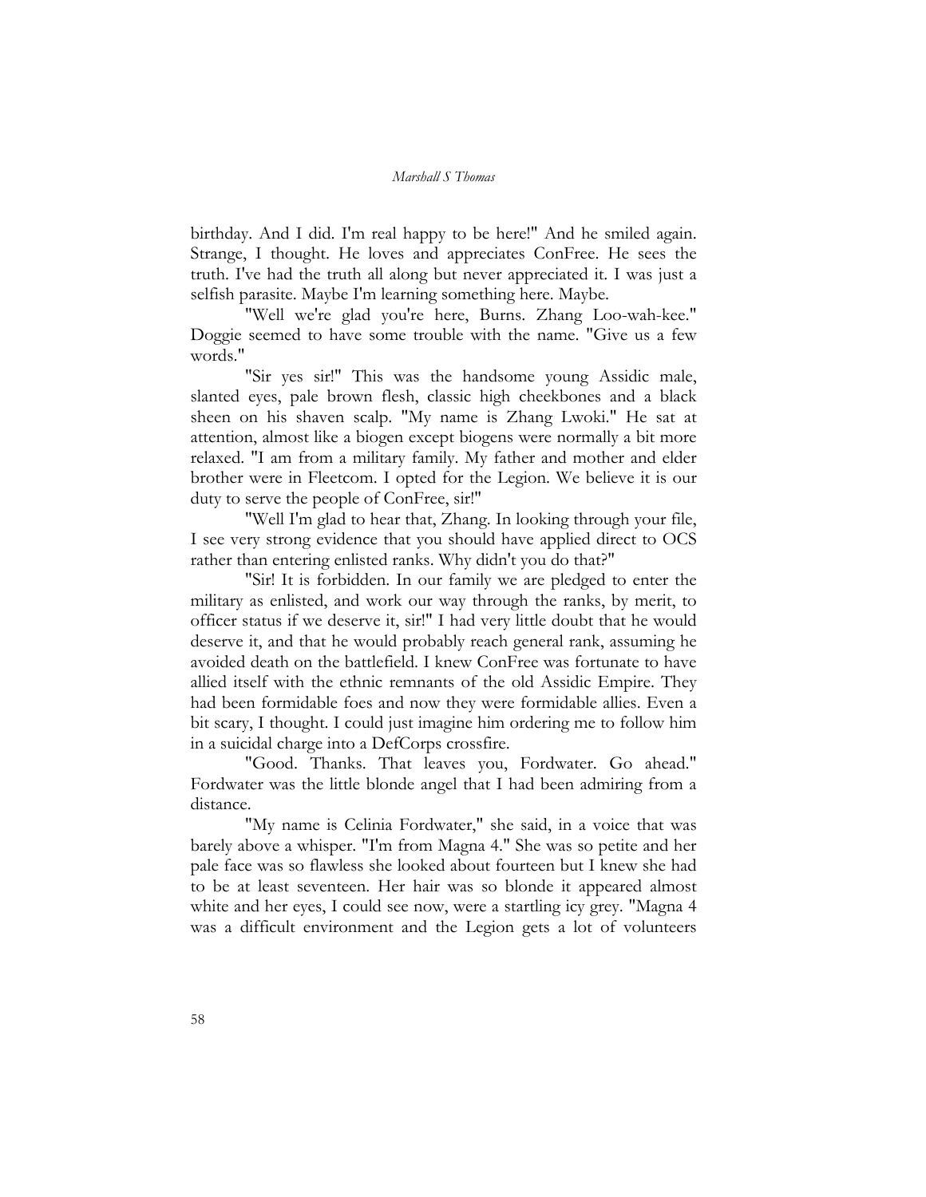birthday. And I did. I'm real happy to be here!" And he smiled again. Strange, I thought. He loves and appreciates ConFree. He sees the truth. I've had the truth all along but never appreciated it. I was just a selfish parasite. Maybe I'm learning something here. Maybe.

"Well we're glad you're here, Burns. Zhang Loo-wah-kee." Doggie seemed to have some trouble with the name. "Give us a few words."

"Sir yes sir!" This was the handsome young Assidic male, slanted eyes, pale brown flesh, classic high cheekbones and a black sheen on his shaven scalp. "My name is Zhang Lwoki." He sat at attention, almost like a biogen except biogens were normally a bit more relaxed. "I am from a military family. My father and mother and elder brother were in Fleetcom. I opted for the Legion. We believe it is our duty to serve the people of ConFree, sir!"

"Well I'm glad to hear that, Zhang. In looking through your file, I see very strong evidence that you should have applied direct to OCS rather than entering enlisted ranks. Why didn't you do that?"

"Sir! It is forbidden. In our family we are pledged to enter the military as enlisted, and work our way through the ranks, by merit, to officer status if we deserve it, sir!" I had very little doubt that he would deserve it, and that he would probably reach general rank, assuming he avoided death on the battlefield. I knew ConFree was fortunate to have allied itself with the ethnic remnants of the old Assidic Empire. They had been formidable foes and now they were formidable allies. Even a bit scary, I thought. I could just imagine him ordering me to follow him in a suicidal charge into a DefCorps crossfire.

"Good. Thanks. That leaves you, Fordwater. Go ahead." Fordwater was the little blonde angel that I had been admiring from a distance.

"My name is Celinia Fordwater," she said, in a voice that was barely above a whisper. "I'm from Magna 4." She was so petite and her pale face was so flawless she looked about fourteen but I knew she had to be at least seventeen. Her hair was so blonde it appeared almost white and her eyes, I could see now, were a startling icy grey. "Magna 4 was a difficult environment and the Legion gets a lot of volunteers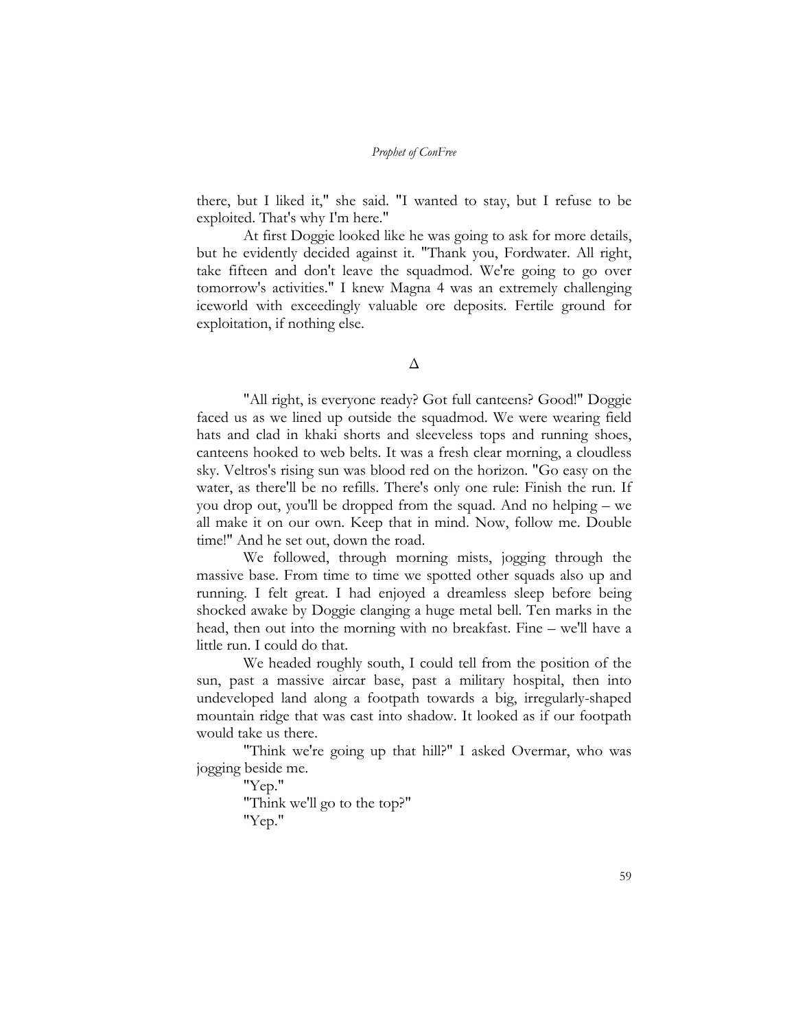there, but I liked it," she said. "I wanted to stay, but I refuse to be exploited. That's why I'm here."

At first Doggie looked like he was going to ask for more details, but he evidently decided against it. "Thank you, Fordwater. All right, take fifteen and don't leave the squadmod. We're going to go over tomorrow's activities." I knew Magna 4 was an extremely challenging iceworld with exceedingly valuable ore deposits. Fertile ground for exploitation, if nothing else.

Δ

"All right, is everyone ready? Got full canteens? Good!" Doggie faced us as we lined up outside the squadmod. We were wearing field hats and clad in khaki shorts and sleeveless tops and running shoes, canteens hooked to web belts. It was a fresh clear morning, a cloudless sky. Veltros's rising sun was blood red on the horizon. "Go easy on the water, as there'll be no refills. There's only one rule: Finish the run. If you drop out, you'll be dropped from the squad. And no helping – we all make it on our own. Keep that in mind. Now, follow me. Double time!" And he set out, down the road.

We followed, through morning mists, jogging through the massive base. From time to time we spotted other squads also up and running. I felt great. I had enjoyed a dreamless sleep before being shocked awake by Doggie clanging a huge metal bell. Ten marks in the head, then out into the morning with no breakfast. Fine – we'll have a little run. I could do that.

We headed roughly south, I could tell from the position of the sun, past a massive aircar base, past a military hospital, then into undeveloped land along a footpath towards a big, irregularly-shaped mountain ridge that was cast into shadow. It looked as if our footpath would take us there.

"Think we're going up that hill?" I asked Overmar, who was jogging beside me.

"Yep."

"Think we'll go to the top?"

"Yep."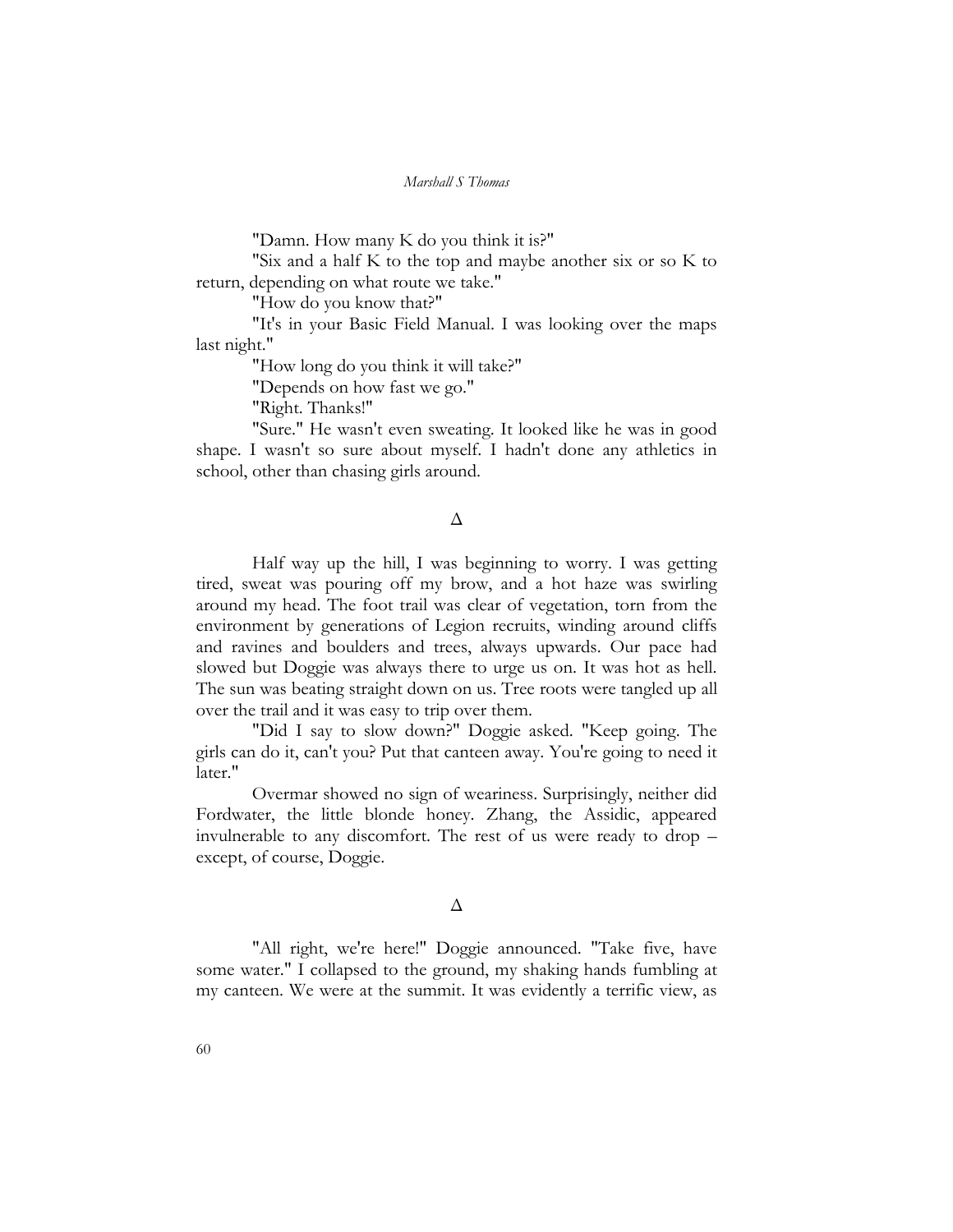"Damn. How many K do you think it is?"

"Six and a half K to the top and maybe another six or so K to return, depending on what route we take."

"How do you know that?"

"It's in your Basic Field Manual. I was looking over the maps last night."

"How long do you think it will take?"

"Depends on how fast we go."

"Right. Thanks!"

"Sure." He wasn't even sweating. It looked like he was in good shape. I wasn't so sure about myself. I hadn't done any athletics in school, other than chasing girls around.

Δ

Half way up the hill, I was beginning to worry. I was getting tired, sweat was pouring off my brow, and a hot haze was swirling around my head. The foot trail was clear of vegetation, torn from the environment by generations of Legion recruits, winding around cliffs and ravines and boulders and trees, always upwards. Our pace had slowed but Doggie was always there to urge us on. It was hot as hell. The sun was beating straight down on us. Tree roots were tangled up all over the trail and it was easy to trip over them.

"Did I say to slow down?" Doggie asked. "Keep going. The girls can do it, can't you? Put that canteen away. You're going to need it later."

Overmar showed no sign of weariness. Surprisingly, neither did Fordwater, the little blonde honey. Zhang, the Assidic, appeared invulnerable to any discomfort. The rest of us were ready to drop – except, of course, Doggie.

Δ

"All right, we're here!" Doggie announced. "Take five, have some water." I collapsed to the ground, my shaking hands fumbling at my canteen. We were at the summit. It was evidently a terrific view, as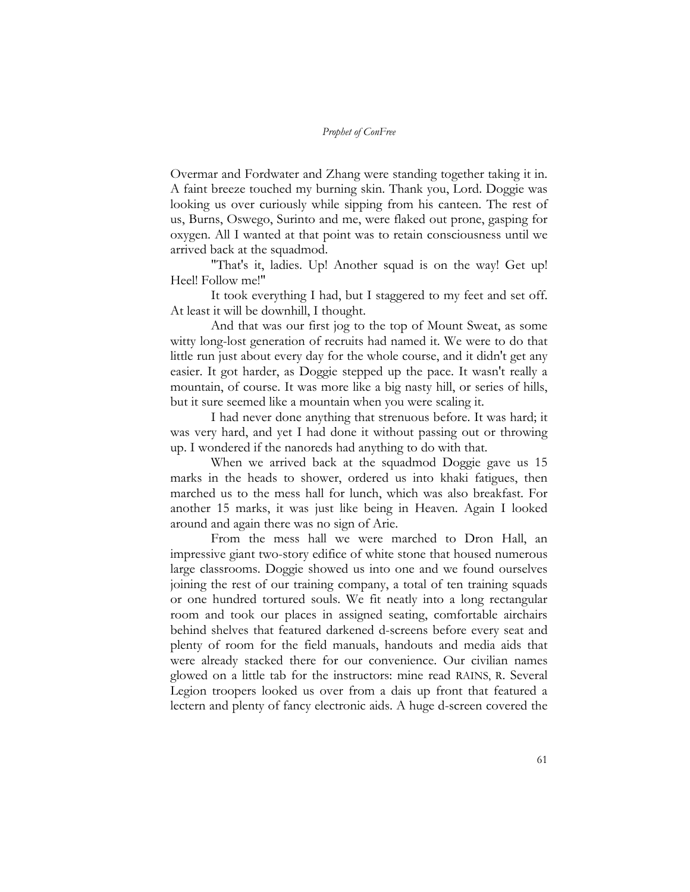Overmar and Fordwater and Zhang were standing together taking it in. A faint breeze touched my burning skin. Thank you, Lord. Doggie was looking us over curiously while sipping from his canteen. The rest of us, Burns, Oswego, Surinto and me, were flaked out prone, gasping for oxygen. All I wanted at that point was to retain consciousness until we arrived back at the squadmod.

"That's it, ladies. Up! Another squad is on the way! Get up! Heel! Follow me!"

It took everything I had, but I staggered to my feet and set off. At least it will be downhill, I thought.

And that was our first jog to the top of Mount Sweat, as some witty long-lost generation of recruits had named it. We were to do that little run just about every day for the whole course, and it didn't get any easier. It got harder, as Doggie stepped up the pace. It wasn't really a mountain, of course. It was more like a big nasty hill, or series of hills, but it sure seemed like a mountain when you were scaling it.

I had never done anything that strenuous before. It was hard; it was very hard, and yet I had done it without passing out or throwing up. I wondered if the nanoreds had anything to do with that.

When we arrived back at the squadmod Doggie gave us 15 marks in the heads to shower, ordered us into khaki fatigues, then marched us to the mess hall for lunch, which was also breakfast. For another 15 marks, it was just like being in Heaven. Again I looked around and again there was no sign of Arie.

From the mess hall we were marched to Dron Hall, an impressive giant two-story edifice of white stone that housed numerous large classrooms. Doggie showed us into one and we found ourselves joining the rest of our training company, a total of ten training squads or one hundred tortured souls. We fit neatly into a long rectangular room and took our places in assigned seating, comfortable airchairs behind shelves that featured darkened d-screens before every seat and plenty of room for the field manuals, handouts and media aids that were already stacked there for our convenience. Our civilian names glowed on a little tab for the instructors: mine read RAINS, R. Several Legion troopers looked us over from a dais up front that featured a lectern and plenty of fancy electronic aids. A huge d-screen covered the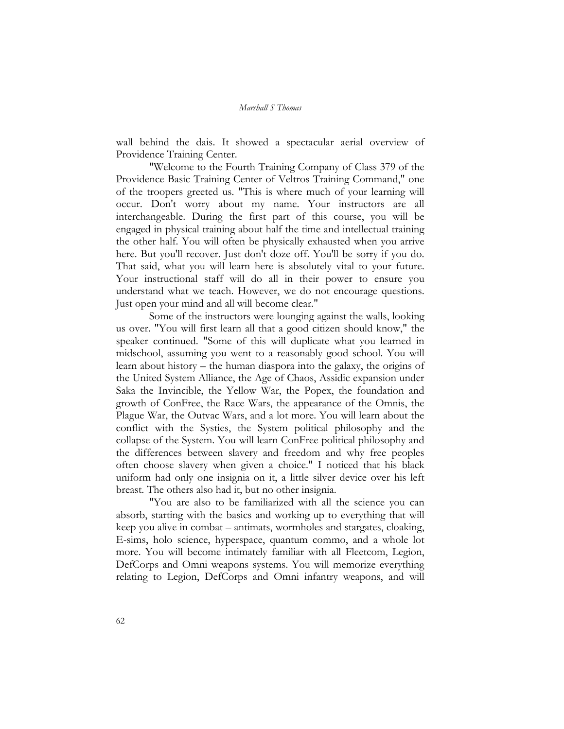wall behind the dais. It showed a spectacular aerial overview of Providence Training Center.

"Welcome to the Fourth Training Company of Class 379 of the Providence Basic Training Center of Veltros Training Command," one of the troopers greeted us. "This is where much of your learning will occur. Don't worry about my name. Your instructors are all interchangeable. During the first part of this course, you will be engaged in physical training about half the time and intellectual training the other half. You will often be physically exhausted when you arrive here. But you'll recover. Just don't doze off. You'll be sorry if you do. That said, what you will learn here is absolutely vital to your future. Your instructional staff will do all in their power to ensure you understand what we teach. However, we do not encourage questions. Just open your mind and all will become clear."

Some of the instructors were lounging against the walls, looking us over. "You will first learn all that a good citizen should know," the speaker continued. "Some of this will duplicate what you learned in midschool, assuming you went to a reasonably good school. You will learn about history – the human diaspora into the galaxy, the origins of the United System Alliance, the Age of Chaos, Assidic expansion under Saka the Invincible, the Yellow War, the Popex, the foundation and growth of ConFree, the Race Wars, the appearance of the Omnis, the Plague War, the Outvac Wars, and a lot more. You will learn about the conflict with the Systies, the System political philosophy and the collapse of the System. You will learn ConFree political philosophy and the differences between slavery and freedom and why free peoples often choose slavery when given a choice." I noticed that his black uniform had only one insignia on it, a little silver device over his left breast. The others also had it, but no other insignia.

"You are also to be familiarized with all the science you can absorb, starting with the basics and working up to everything that will keep you alive in combat – antimats, wormholes and stargates, cloaking, E-sims, holo science, hyperspace, quantum commo, and a whole lot more. You will become intimately familiar with all Fleetcom, Legion, DefCorps and Omni weapons systems. You will memorize everything relating to Legion, DefCorps and Omni infantry weapons, and will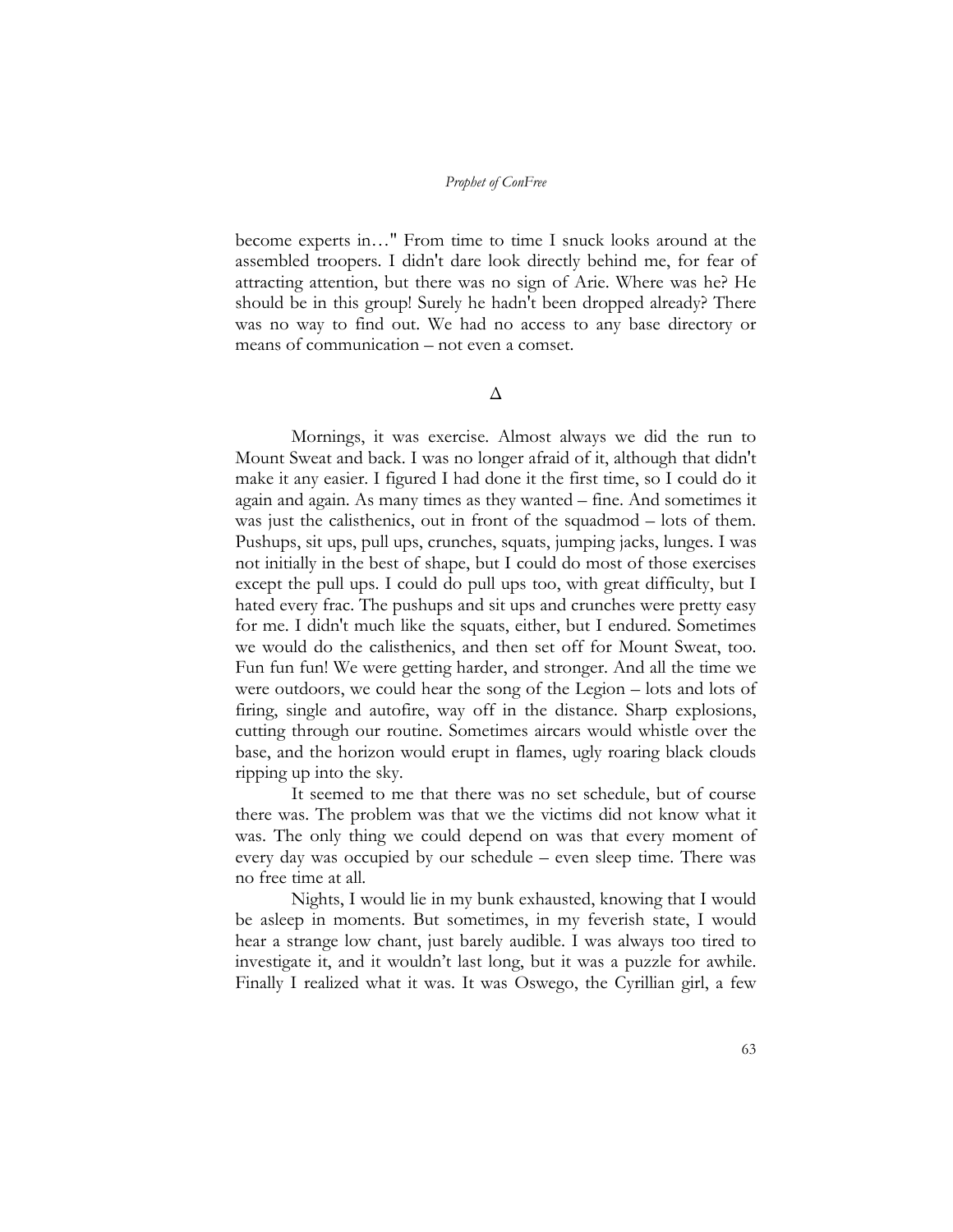become experts in…" From time to time I snuck looks around at the assembled troopers. I didn't dare look directly behind me, for fear of attracting attention, but there was no sign of Arie. Where was he? He should be in this group! Surely he hadn't been dropped already? There was no way to find out. We had no access to any base directory or means of communication – not even a comset.

Δ

Mornings, it was exercise. Almost always we did the run to Mount Sweat and back. I was no longer afraid of it, although that didn't make it any easier. I figured I had done it the first time, so I could do it again and again. As many times as they wanted – fine. And sometimes it was just the calisthenics, out in front of the squadmod – lots of them. Pushups, sit ups, pull ups, crunches, squats, jumping jacks, lunges. I was not initially in the best of shape, but I could do most of those exercises except the pull ups. I could do pull ups too, with great difficulty, but I hated every frac. The pushups and sit ups and crunches were pretty easy for me. I didn't much like the squats, either, but I endured. Sometimes we would do the calisthenics, and then set off for Mount Sweat, too. Fun fun fun! We were getting harder, and stronger. And all the time we were outdoors, we could hear the song of the Legion – lots and lots of firing, single and autofire, way off in the distance. Sharp explosions, cutting through our routine. Sometimes aircars would whistle over the base, and the horizon would erupt in flames, ugly roaring black clouds ripping up into the sky.

It seemed to me that there was no set schedule, but of course there was. The problem was that we the victims did not know what it was. The only thing we could depend on was that every moment of every day was occupied by our schedule – even sleep time. There was no free time at all.

Nights, I would lie in my bunk exhausted, knowing that I would be asleep in moments. But sometimes, in my feverish state, I would hear a strange low chant, just barely audible. I was always too tired to investigate it, and it wouldn't last long, but it was a puzzle for awhile. Finally I realized what it was. It was Oswego, the Cyrillian girl, a few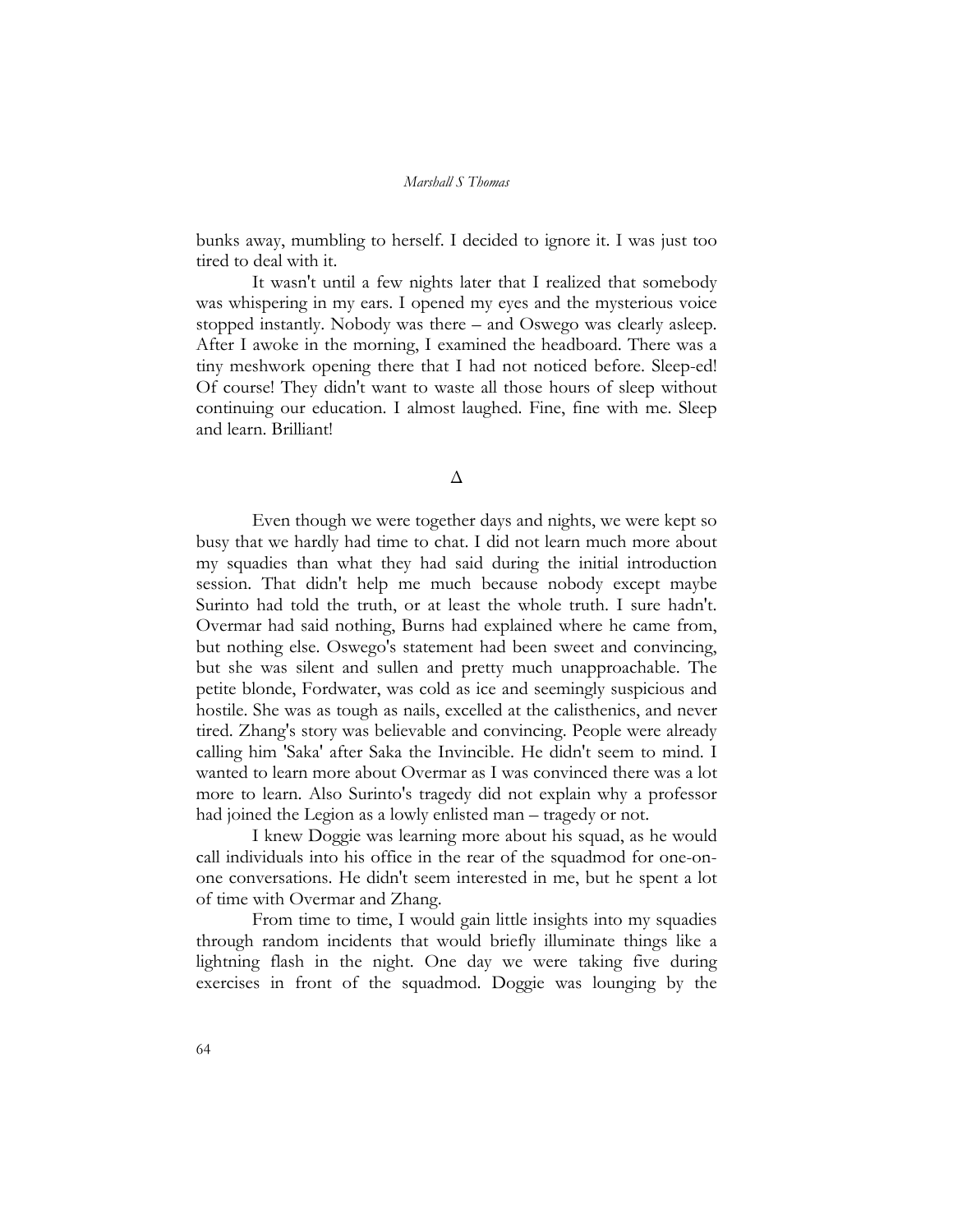bunks away, mumbling to herself. I decided to ignore it. I was just too tired to deal with it.

It wasn't until a few nights later that I realized that somebody was whispering in my ears. I opened my eyes and the mysterious voice stopped instantly. Nobody was there – and Oswego was clearly asleep. After I awoke in the morning, I examined the headboard. There was a tiny meshwork opening there that I had not noticed before. Sleep-ed! Of course! They didn't want to waste all those hours of sleep without continuing our education. I almost laughed. Fine, fine with me. Sleep and learn. Brilliant!

Δ

Even though we were together days and nights, we were kept so busy that we hardly had time to chat. I did not learn much more about my squadies than what they had said during the initial introduction session. That didn't help me much because nobody except maybe Surinto had told the truth, or at least the whole truth. I sure hadn't. Overmar had said nothing, Burns had explained where he came from, but nothing else. Oswego's statement had been sweet and convincing, but she was silent and sullen and pretty much unapproachable. The petite blonde, Fordwater, was cold as ice and seemingly suspicious and hostile. She was as tough as nails, excelled at the calisthenics, and never tired. Zhang's story was believable and convincing. People were already calling him 'Saka' after Saka the Invincible. He didn't seem to mind. I wanted to learn more about Overmar as I was convinced there was a lot more to learn. Also Surinto's tragedy did not explain why a professor had joined the Legion as a lowly enlisted man – tragedy or not.

I knew Doggie was learning more about his squad, as he would call individuals into his office in the rear of the squadmod for one-on-one conversations. He didn't seem interested in me, but he spent a lot of time with Overmar and Zhang.

From time to time, I would gain little insights into my squadies through random incidents that would briefly illuminate things like a lightning flash in the night. One day we were taking five during exercises in front of the squadmod. Doggie was lounging by the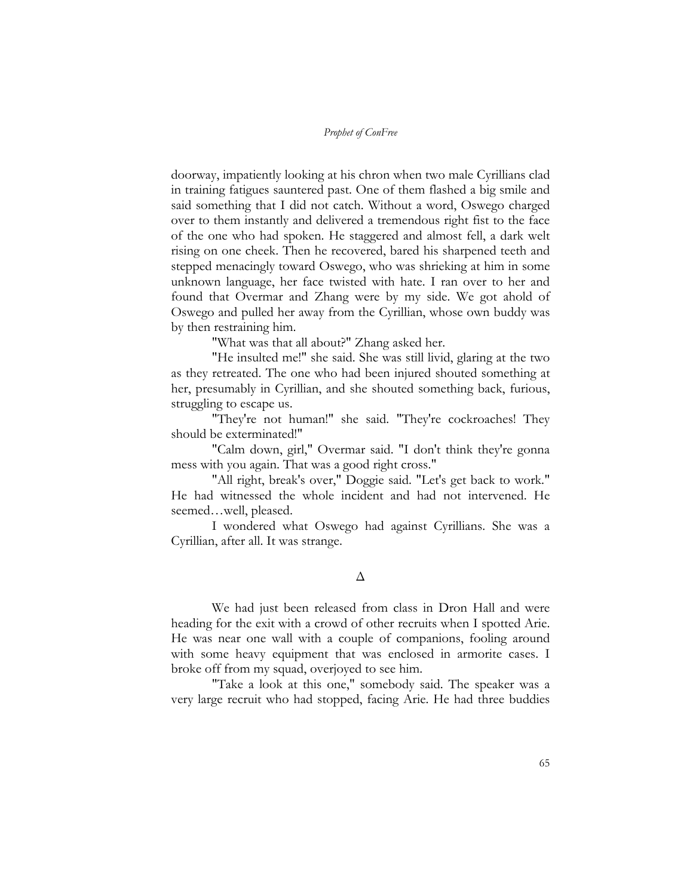doorway, impatiently looking at his chron when two male Cyrillians clad in training fatigues sauntered past. One of them flashed a big smile and said something that I did not catch. Without a word, Oswego charged over to them instantly and delivered a tremendous right fist to the face of the one who had spoken. He staggered and almost fell, a dark welt rising on one cheek. Then he recovered, bared his sharpened teeth and stepped menacingly toward Oswego, who was shrieking at him in some unknown language, her face twisted with hate. I ran over to her and found that Overmar and Zhang were by my side. We got ahold of Oswego and pulled her away from the Cyrillian, whose own buddy was by then restraining him.

"What was that all about?" Zhang asked her.

"He insulted me!" she said. She was still livid, glaring at the two as they retreated. The one who had been injured shouted something at her, presumably in Cyrillian, and she shouted something back, furious, struggling to escape us.

"They're not human!" she said. "They're cockroaches! They should be exterminated!"

"Calm down, girl," Overmar said. "I don't think they're gonna mess with you again. That was a good right cross."

"All right, break's over," Doggie said. "Let's get back to work." He had witnessed the whole incident and had not intervened. He seemed…well, pleased.

I wondered what Oswego had against Cyrillians. She was a Cyrillian, after all. It was strange.

Δ

We had just been released from class in Dron Hall and were heading for the exit with a crowd of other recruits when I spotted Arie. He was near one wall with a couple of companions, fooling around with some heavy equipment that was enclosed in armorite cases. I broke off from my squad, overjoyed to see him.

"Take a look at this one," somebody said. The speaker was a very large recruit who had stopped, facing Arie. He had three buddies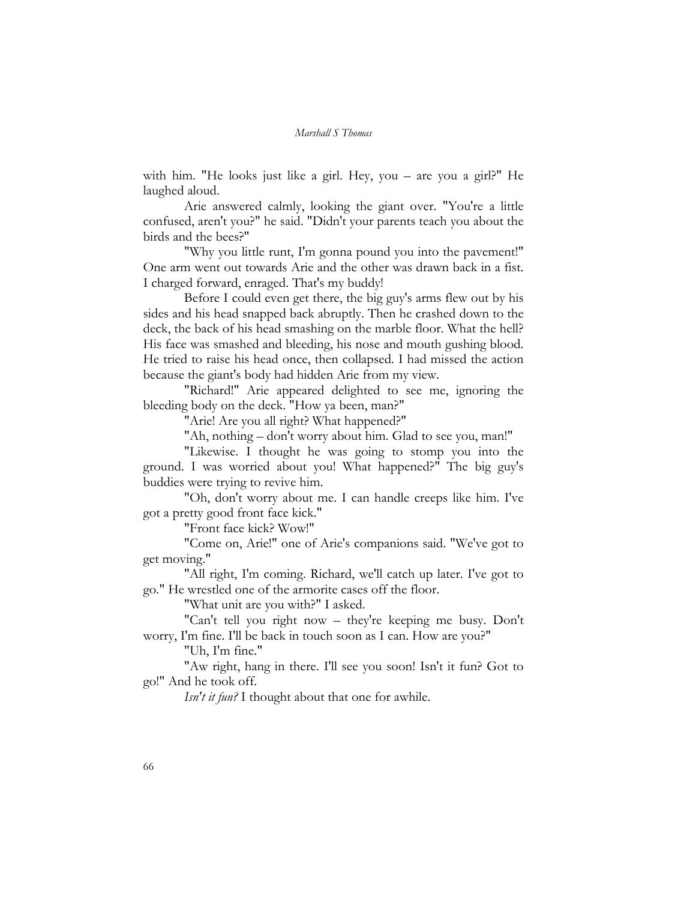with him. "He looks just like a girl. Hey, you – are you a girl?" He laughed aloud.

Arie answered calmly, looking the giant over. "You're a little confused, aren't you?" he said. "Didn't your parents teach you about the birds and the bees?"

"Why you little runt, I'm gonna pound you into the pavement!" One arm went out towards Arie and the other was drawn back in a fist. I charged forward, enraged. That's my buddy!

Before I could even get there, the big guy's arms flew out by his sides and his head snapped back abruptly. Then he crashed down to the deck, the back of his head smashing on the marble floor. What the hell? His face was smashed and bleeding, his nose and mouth gushing blood. He tried to raise his head once, then collapsed. I had missed the action because the giant's body had hidden Arie from my view.

"Richard!" Arie appeared delighted to see me, ignoring the bleeding body on the deck. "How ya been, man?"

"Arie! Are you all right? What happened?"

"Ah, nothing – don't worry about him. Glad to see you, man!"

"Likewise. I thought he was going to stomp you into the ground. I was worried about you! What happened?" The big guy's buddies were trying to revive him.

"Oh, don't worry about me. I can handle creeps like him. I've got a pretty good front face kick."

"Front face kick? Wow!"

"Come on, Arie!" one of Arie's companions said. "We've got to get moving."

"All right, I'm coming. Richard, we'll catch up later. I've got to go." He wrestled one of the armorite cases off the floor.

"What unit are you with?" I asked.

"Can't tell you right now – they're keeping me busy. Don't worry, I'm fine. I'll be back in touch soon as I can. How are you?"

"Uh, I'm fine."

"Aw right, hang in there. I'll see you soon! Isn't it fun? Got to go!" And he took off.

*Isn't it fun?* I thought about that one for awhile.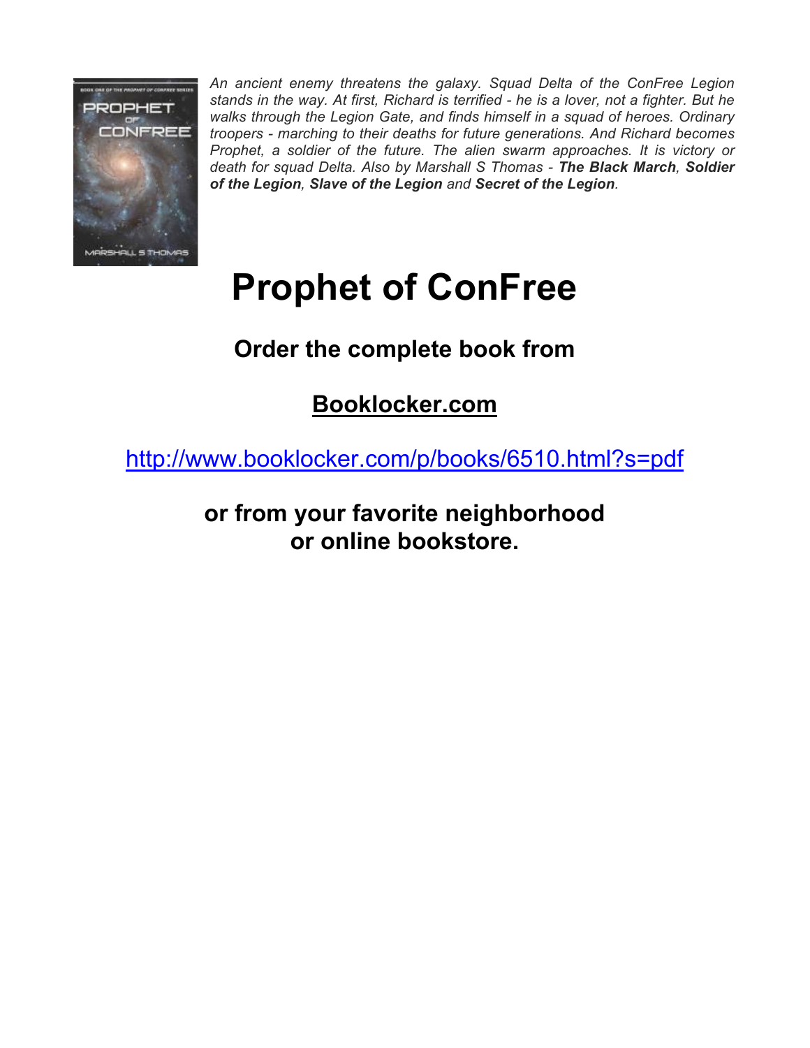*An ancient enemy threatens the galaxy. Squad Delta of the ConFree Legion stands in the way. At first, Richard is terrified - he is a lover, not a fighter. But he walks through the Legion Gate, and finds himself in a squad of heroes. Ordinary troopers - marching to their deaths for future generations. And Richard becomes Prophet, a soldier of the future. The alien swarm approaches. It is victory or death for squad Delta. Also by Marshall S Thomas - **The Black March**, **Soldier of the Legion**, **Slave of the Legion** and **Secret of the Legion**.*

# Prophet of ConFree

## Order the complete book from

## Booklocker.com

http://www.booklocker.com/p/books/6510.html?s=pdf

## or from your favorite neighborhood or online bookstore.